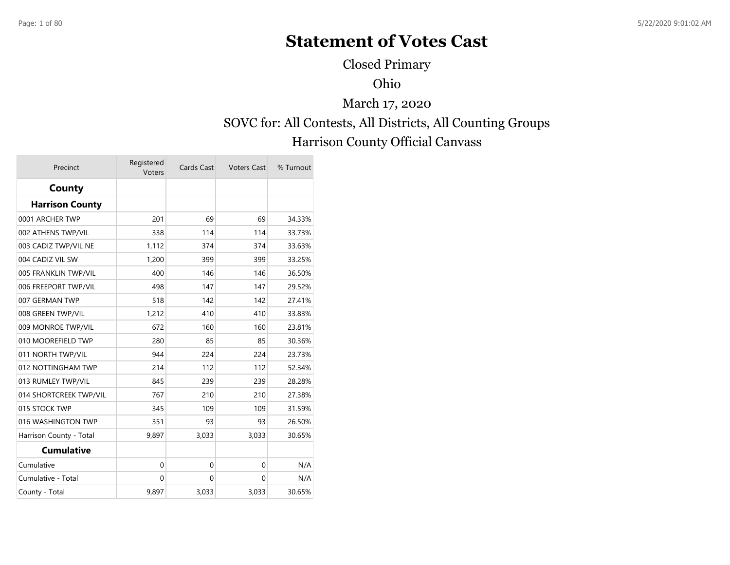# Statement of Votes Cast

Closed Primary

Ohio

March 17, 2020

SOVC for: All Contests, All Districts, All Counting Groups

Harrison County Official Canvass

| Precinct | Registered Voters | Cards Cast | Voters Cast | % Turnout |
|---|---|---|---|---|
| **County** | | | | |
| **Harrison County** | | | | |
| 0001 ARCHER TWP | 201 | 69 | 69 | 34.33% |
| 002 ATHENS TWP/VIL | 338 | 114 | 114 | 33.73% |
| 003 CADIZ TWP/VIL NE | 1,112 | 374 | 374 | 33.63% |
| 004 CADIZ VIL SW | 1,200 | 399 | 399 | 33.25% |
| 005 FRANKLIN TWP/VIL | 400 | 146 | 146 | 36.50% |
| 006 FREEPORT TWP/VIL | 498 | 147 | 147 | 29.52% |
| 007 GERMAN TWP | 518 | 142 | 142 | 27.41% |
| 008 GREEN TWP/VIL | 1,212 | 410 | 410 | 33.83% |
| 009 MONROE TWP/VIL | 672 | 160 | 160 | 23.81% |
| 010 MOOREFIELD TWP | 280 | 85 | 85 | 30.36% |
| 011 NORTH TWP/VIL | 944 | 224 | 224 | 23.73% |
| 012 NOTTINGHAM TWP | 214 | 112 | 112 | 52.34% |
| 013 RUMLEY TWP/VIL | 845 | 239 | 239 | 28.28% |
| 014 SHORTCREEK TWP/VIL | 767 | 210 | 210 | 27.38% |
| 015 STOCK TWP | 345 | 109 | 109 | 31.59% |
| 016 WASHINGTON TWP | 351 | 93 | 93 | 26.50% |
| Harrison County - Total | 9,897 | 3,033 | 3,033 | 30.65% |
| **Cumulative** | | | | |
| Cumulative | 0 | 0 | 0 | N/A |
| Cumulative - Total | 0 | 0 | 0 | N/A |
| County - Total | 9,897 | 3,033 | 3,033 | 30.65% |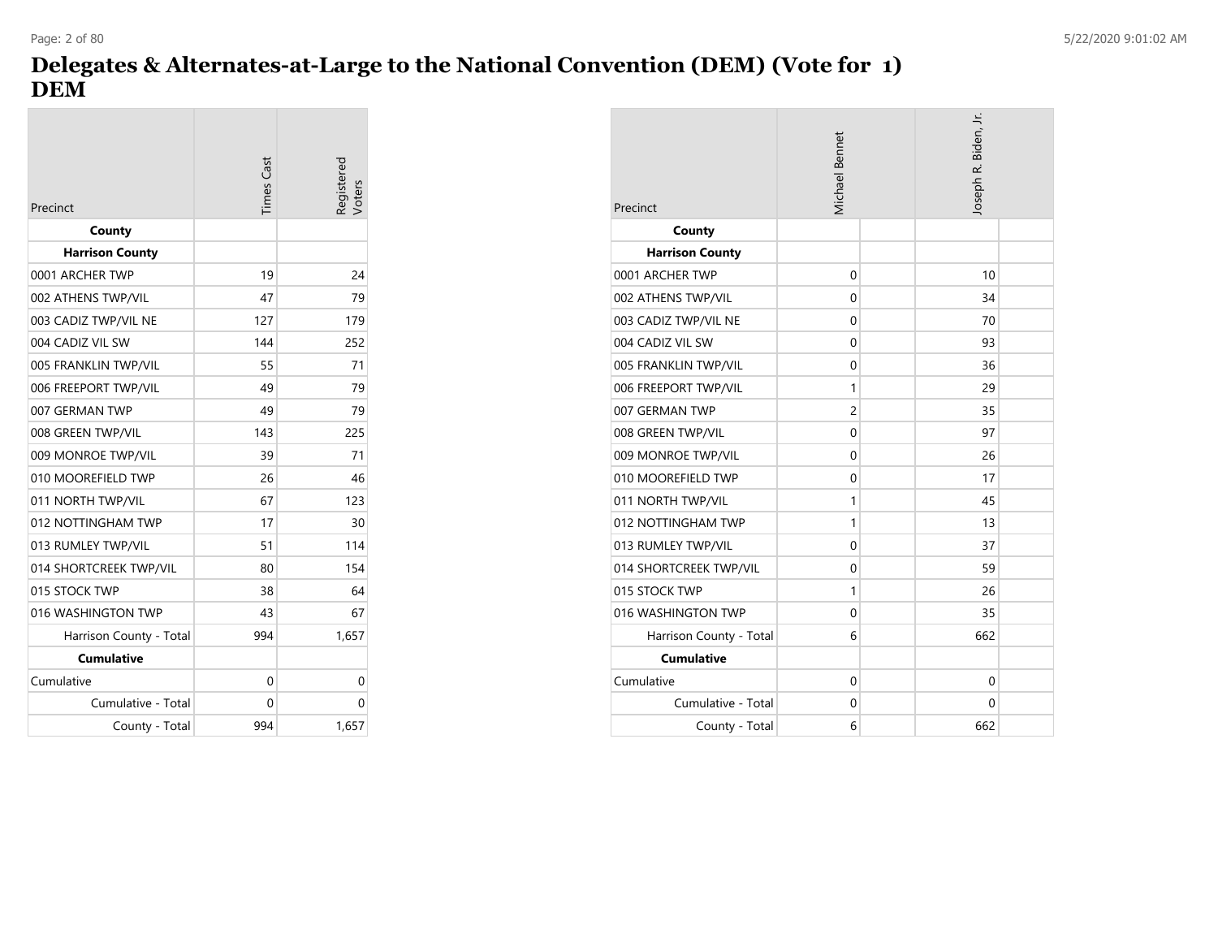# Delegates & Alternates-at-Large to the National Convention (DEM) (Vote for 1)
# DEM

| Precinct | Times Cast | Registered Voters |
|---|---|---|
| **County** | | |
| **Harrison County** | | |
| 0001 ARCHER TWP | 19 | 24 |
| 002 ATHENS TWP/VIL | 47 | 79 |
| 003 CADIZ TWP/VIL NE | 127 | 179 |
| 004 CADIZ VIL SW | 144 | 252 |
| 005 FRANKLIN TWP/VIL | 55 | 71 |
| 006 FREEPORT TWP/VIL | 49 | 79 |
| 007 GERMAN TWP | 49 | 79 |
| 008 GREEN TWP/VIL | 143 | 225 |
| 009 MONROE TWP/VIL | 39 | 71 |
| 010 MOOREFIELD TWP | 26 | 46 |
| 011 NORTH TWP/VIL | 67 | 123 |
| 012 NOTTINGHAM TWP | 17 | 30 |
| 013 RUMLEY TWP/VIL | 51 | 114 |
| 014 SHORTCREEK TWP/VIL | 80 | 154 |
| 015 STOCK TWP | 38 | 64 |
| 016 WASHINGTON TWP | 43 | 67 |
| Harrison County - Total | 994 | 1,657 |
| **Cumulative** | | |
| Cumulative | 0 | 0 |
| Cumulative - Total | 0 | 0 |
| County - Total | 994 | 1,657 |

| Precinct | Michael Bennet | | Joseph R. Biden, Jr. | |
|---|---|---|---|---|
| **County** | | | | |
| **Harrison County** | | | | |
| 0001 ARCHER TWP | 0 | | 10 | |
| 002 ATHENS TWP/VIL | 0 | | 34 | |
| 003 CADIZ TWP/VIL NE | 0 | | 70 | |
| 004 CADIZ VIL SW | 0 | | 93 | |
| 005 FRANKLIN TWP/VIL | 0 | | 36 | |
| 006 FREEPORT TWP/VIL | 1 | | 29 | |
| 007 GERMAN TWP | 2 | | 35 | |
| 008 GREEN TWP/VIL | 0 | | 97 | |
| 009 MONROE TWP/VIL | 0 | | 26 | |
| 010 MOOREFIELD TWP | 0 | | 17 | |
| 011 NORTH TWP/VIL | 1 | | 45 | |
| 012 NOTTINGHAM TWP | 1 | | 13 | |
| 013 RUMLEY TWP/VIL | 0 | | 37 | |
| 014 SHORTCREEK TWP/VIL | 0 | | 59 | |
| 015 STOCK TWP | 1 | | 26 | |
| 016 WASHINGTON TWP | 0 | | 35 | |
| Harrison County - Total | 6 | | 662 | |
| **Cumulative** | | | | |
| Cumulative | 0 | | 0 | |
| Cumulative - Total | 0 | | 0 | |
| County - Total | 6 | | 662 | |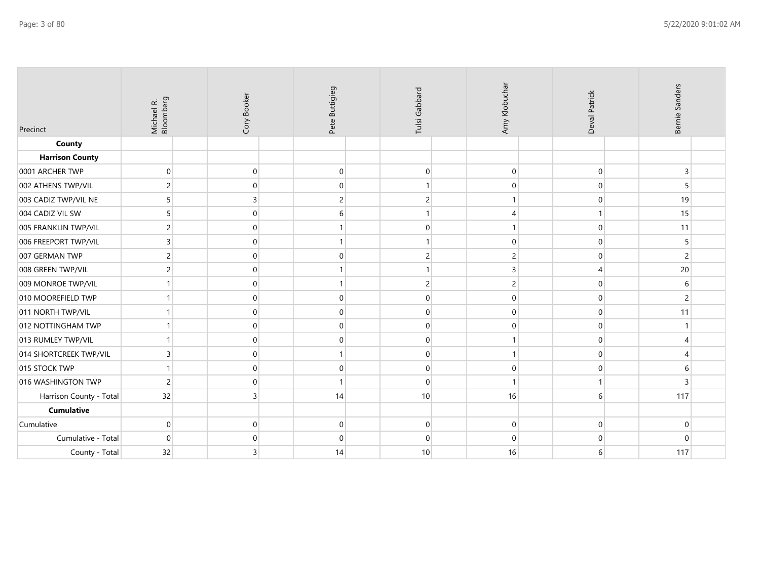| Precinct | Michael R. Bloomberg | Cory Booker | Pete Buttigieg | Tulsi Gabbard | Amy Klobuchar | Deval Patrick | Bernie Sanders |
|---|---|---|---|---|---|---|---|
| **County** | | | | | | | |
| **Harrison County** | | | | | | | |
| 0001 ARCHER TWP | 0 | 0 | 0 | 0 | 0 | 0 | 3 |
| 002 ATHENS TWP/VIL | 2 | 0 | 0 | 1 | 0 | 0 | 5 |
| 003 CADIZ TWP/VIL NE | 5 | 3 | 2 | 2 | 1 | 0 | 19 |
| 004 CADIZ VIL SW | 5 | 0 | 6 | 1 | 4 | 1 | 15 |
| 005 FRANKLIN TWP/VIL | 2 | 0 | 1 | 0 | 1 | 0 | 11 |
| 006 FREEPORT TWP/VIL | 3 | 0 | 1 | 1 | 0 | 0 | 5 |
| 007 GERMAN TWP | 2 | 0 | 0 | 2 | 2 | 0 | 2 |
| 008 GREEN TWP/VIL | 2 | 0 | 1 | 1 | 3 | 4 | 20 |
| 009 MONROE TWP/VIL | 1 | 0 | 1 | 2 | 2 | 0 | 6 |
| 010 MOOREFIELD TWP | 1 | 0 | 0 | 0 | 0 | 0 | 2 |
| 011 NORTH TWP/VIL | 1 | 0 | 0 | 0 | 0 | 0 | 11 |
| 012 NOTTINGHAM TWP | 1 | 0 | 0 | 0 | 0 | 0 | 1 |
| 013 RUMLEY TWP/VIL | 1 | 0 | 0 | 0 | 1 | 0 | 4 |
| 014 SHORTCREEK TWP/VIL | 3 | 0 | 1 | 0 | 1 | 0 | 4 |
| 015 STOCK TWP | 1 | 0 | 0 | 0 | 0 | 0 | 6 |
| 016 WASHINGTON TWP | 2 | 0 | 1 | 0 | 1 | 1 | 3 |
| Harrison County - Total | 32 | 3 | 14 | 10 | 16 | 6 | 117 |
| **Cumulative** | | | | | | | |
| Cumulative | 0 | 0 | 0 | 0 | 0 | 0 | 0 |
| Cumulative - Total | 0 | 0 | 0 | 0 | 0 | 0 | 0 |
| County - Total | 32 | 3 | 14 | 10 | 16 | 6 | 117 |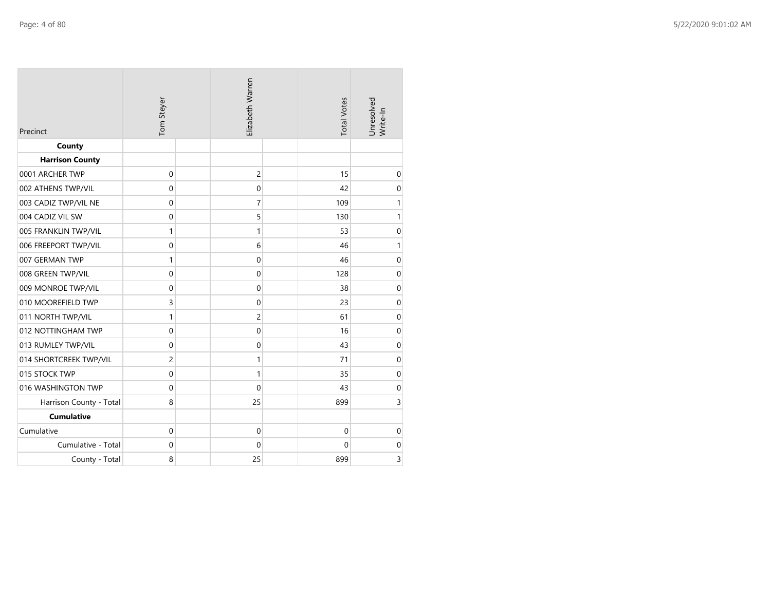| Precinct | Tom Steyer | | Elizabeth Warren | | Total Votes | Unresolved Write-In |
|---|---|---|---|---|---|---|
| **County** | | | | | | |
| **Harrison County** | | | | | | |
| 0001 ARCHER TWP | 0 | | 2 | | 15 | 0 |
| 002 ATHENS TWP/VIL | 0 | | 0 | | 42 | 0 |
| 003 CADIZ TWP/VIL NE | 0 | | 7 | | 109 | 1 |
| 004 CADIZ VIL SW | 0 | | 5 | | 130 | 1 |
| 005 FRANKLIN TWP/VIL | 1 | | 1 | | 53 | 0 |
| 006 FREEPORT TWP/VIL | 0 | | 6 | | 46 | 1 |
| 007 GERMAN TWP | 1 | | 0 | | 46 | 0 |
| 008 GREEN TWP/VIL | 0 | | 0 | | 128 | 0 |
| 009 MONROE TWP/VIL | 0 | | 0 | | 38 | 0 |
| 010 MOOREFIELD TWP | 3 | | 0 | | 23 | 0 |
| 011 NORTH TWP/VIL | 1 | | 2 | | 61 | 0 |
| 012 NOTTINGHAM TWP | 0 | | 0 | | 16 | 0 |
| 013 RUMLEY TWP/VIL | 0 | | 0 | | 43 | 0 |
| 014 SHORTCREEK TWP/VIL | 2 | | 1 | | 71 | 0 |
| 015 STOCK TWP | 0 | | 1 | | 35 | 0 |
| 016 WASHINGTON TWP | 0 | | 0 | | 43 | 0 |
| Harrison County - Total | 8 | | 25 | | 899 | 3 |
| **Cumulative** | | | | | | |
| Cumulative | 0 | | 0 | | 0 | 0 |
| Cumulative - Total | 0 | | 0 | | 0 | 0 |
| County - Total | 8 | | 25 | | 899 | 3 |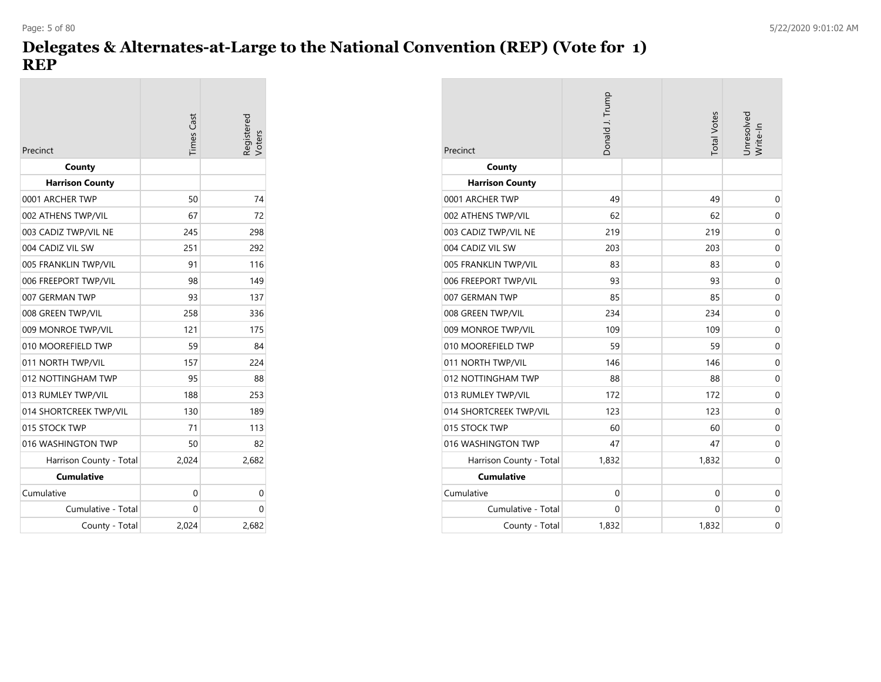# Delegates & Alternates-at-Large to the National Convention (REP) (Vote for 1)
## REP

| Precinct | Times Cast | Registered Voters |
|---|---|---|
| **County** | | |
| **Harrison County** | | |
| 0001 ARCHER TWP | 50 | 74 |
| 002 ATHENS TWP/VIL | 67 | 72 |
| 003 CADIZ TWP/VIL NE | 245 | 298 |
| 004 CADIZ VIL SW | 251 | 292 |
| 005 FRANKLIN TWP/VIL | 91 | 116 |
| 006 FREEPORT TWP/VIL | 98 | 149 |
| 007 GERMAN TWP | 93 | 137 |
| 008 GREEN TWP/VIL | 258 | 336 |
| 009 MONROE TWP/VIL | 121 | 175 |
| 010 MOOREFIELD TWP | 59 | 84 |
| 011 NORTH TWP/VIL | 157 | 224 |
| 012 NOTTINGHAM TWP | 95 | 88 |
| 013 RUMLEY TWP/VIL | 188 | 253 |
| 014 SHORTCREEK TWP/VIL | 130 | 189 |
| 015 STOCK TWP | 71 | 113 |
| 016 WASHINGTON TWP | 50 | 82 |
| Harrison County - Total | 2,024 | 2,682 |
| **Cumulative** | | |
| Cumulative | 0 | 0 |
| Cumulative - Total | 0 | 0 |
| County - Total | 2,024 | 2,682 |

| Precinct | Donald J. Trump | | Total Votes | Unresolved Write-In |
|---|---|---|---|---|
| **County** | | | | |
| **Harrison County** | | | | |
| 0001 ARCHER TWP | 49 | | 49 | 0 |
| 002 ATHENS TWP/VIL | 62 | | 62 | 0 |
| 003 CADIZ TWP/VIL NE | 219 | | 219 | 0 |
| 004 CADIZ VIL SW | 203 | | 203 | 0 |
| 005 FRANKLIN TWP/VIL | 83 | | 83 | 0 |
| 006 FREEPORT TWP/VIL | 93 | | 93 | 0 |
| 007 GERMAN TWP | 85 | | 85 | 0 |
| 008 GREEN TWP/VIL | 234 | | 234 | 0 |
| 009 MONROE TWP/VIL | 109 | | 109 | 0 |
| 010 MOOREFIELD TWP | 59 | | 59 | 0 |
| 011 NORTH TWP/VIL | 146 | | 146 | 0 |
| 012 NOTTINGHAM TWP | 88 | | 88 | 0 |
| 013 RUMLEY TWP/VIL | 172 | | 172 | 0 |
| 014 SHORTCREEK TWP/VIL | 123 | | 123 | 0 |
| 015 STOCK TWP | 60 | | 60 | 0 |
| 016 WASHINGTON TWP | 47 | | 47 | 0 |
| Harrison County - Total | 1,832 | | 1,832 | 0 |
| **Cumulative** | | | | |
| Cumulative | 0 | | 0 | 0 |
| Cumulative - Total | 0 | | 0 | 0 |
| County - Total | 1,832 | | 1,832 | 0 |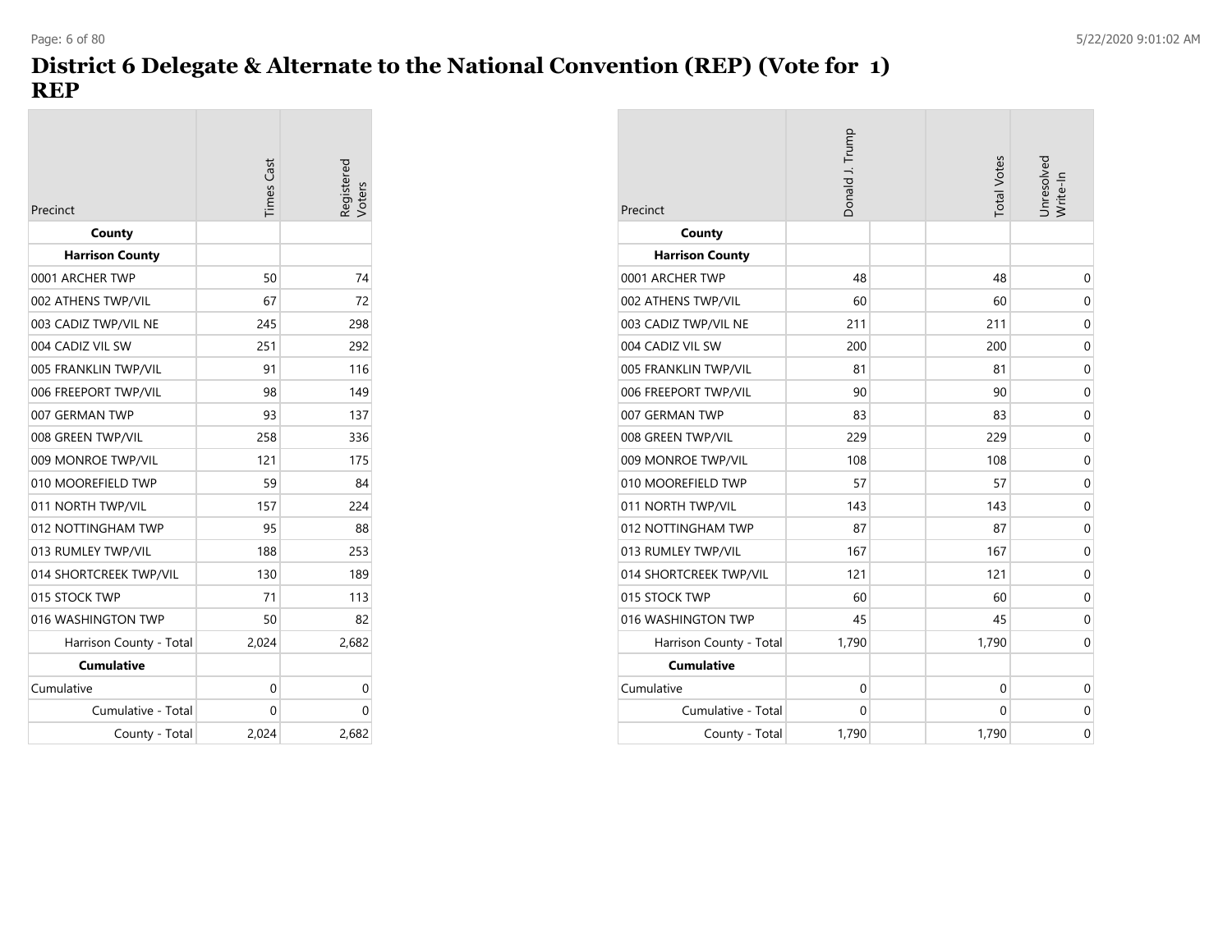# District 6 Delegate & Alternate to the National Convention (REP) (Vote for 1)
# REP

| Precinct | Times Cast | Registered Voters |
|---|---|---|
| **County** | | |
| **Harrison County** | | |
| 0001 ARCHER TWP | 50 | 74 |
| 002 ATHENS TWP/VIL | 67 | 72 |
| 003 CADIZ TWP/VIL NE | 245 | 298 |
| 004 CADIZ VIL SW | 251 | 292 |
| 005 FRANKLIN TWP/VIL | 91 | 116 |
| 006 FREEPORT TWP/VIL | 98 | 149 |
| 007 GERMAN TWP | 93 | 137 |
| 008 GREEN TWP/VIL | 258 | 336 |
| 009 MONROE TWP/VIL | 121 | 175 |
| 010 MOOREFIELD TWP | 59 | 84 |
| 011 NORTH TWP/VIL | 157 | 224 |
| 012 NOTTINGHAM TWP | 95 | 88 |
| 013 RUMLEY TWP/VIL | 188 | 253 |
| 014 SHORTCREEK TWP/VIL | 130 | 189 |
| 015 STOCK TWP | 71 | 113 |
| 016 WASHINGTON TWP | 50 | 82 |
| Harrison County - Total | 2,024 | 2,682 |
| **Cumulative** | | |
| Cumulative | 0 | 0 |
| Cumulative - Total | 0 | 0 |
| County - Total | 2,024 | 2,682 |

| Precinct | Donald J. Trump | | Total Votes | Unresolved Write-In |
|---|---|---|---|---|
| **County** | | | | |
| **Harrison County** | | | | |
| 0001 ARCHER TWP | 48 | | 48 | 0 |
| 002 ATHENS TWP/VIL | 60 | | 60 | 0 |
| 003 CADIZ TWP/VIL NE | 211 | | 211 | 0 |
| 004 CADIZ VIL SW | 200 | | 200 | 0 |
| 005 FRANKLIN TWP/VIL | 81 | | 81 | 0 |
| 006 FREEPORT TWP/VIL | 90 | | 90 | 0 |
| 007 GERMAN TWP | 83 | | 83 | 0 |
| 008 GREEN TWP/VIL | 229 | | 229 | 0 |
| 009 MONROE TWP/VIL | 108 | | 108 | 0 |
| 010 MOOREFIELD TWP | 57 | | 57 | 0 |
| 011 NORTH TWP/VIL | 143 | | 143 | 0 |
| 012 NOTTINGHAM TWP | 87 | | 87 | 0 |
| 013 RUMLEY TWP/VIL | 167 | | 167 | 0 |
| 014 SHORTCREEK TWP/VIL | 121 | | 121 | 0 |
| 015 STOCK TWP | 60 | | 60 | 0 |
| 016 WASHINGTON TWP | 45 | | 45 | 0 |
| Harrison County - Total | 1,790 | | 1,790 | 0 |
| **Cumulative** | | | | |
| Cumulative | 0 | | 0 | 0 |
| Cumulative - Total | 0 | | 0 | 0 |
| County - Total | 1,790 | | 1,790 | 0 |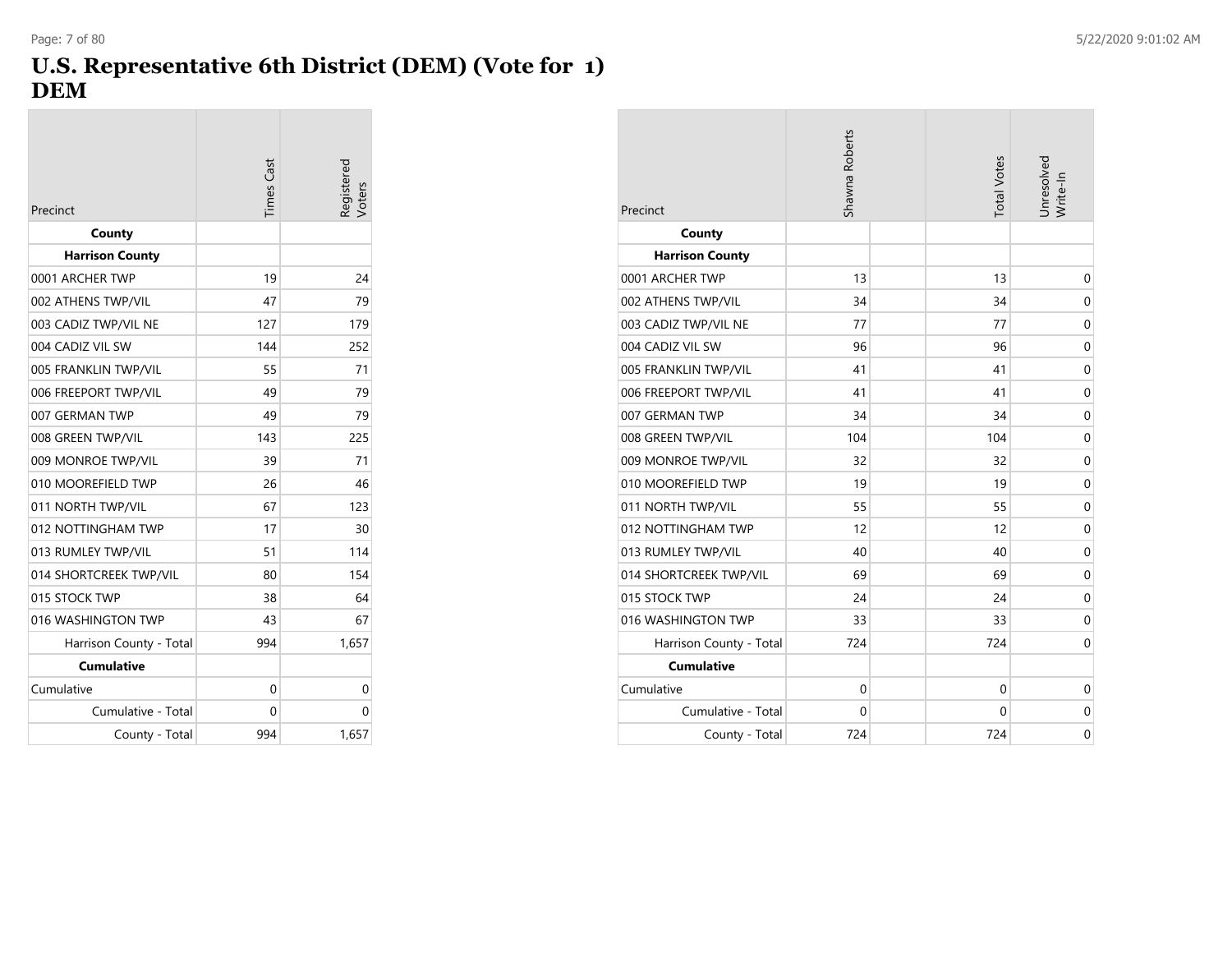# U.S. Representative 6th District (DEM) (Vote for 1)
# DEM

| Precinct | Times Cast | Registered Voters |
| --- | --- | --- |
| **County** | | |
| **Harrison County** | | |
| 0001 ARCHER TWP | 19 | 24 |
| 002 ATHENS TWP/VIL | 47 | 79 |
| 003 CADIZ TWP/VIL NE | 127 | 179 |
| 004 CADIZ VIL SW | 144 | 252 |
| 005 FRANKLIN TWP/VIL | 55 | 71 |
| 006 FREEPORT TWP/VIL | 49 | 79 |
| 007 GERMAN TWP | 49 | 79 |
| 008 GREEN TWP/VIL | 143 | 225 |
| 009 MONROE TWP/VIL | 39 | 71 |
| 010 MOOREFIELD TWP | 26 | 46 |
| 011 NORTH TWP/VIL | 67 | 123 |
| 012 NOTTINGHAM TWP | 17 | 30 |
| 013 RUMLEY TWP/VIL | 51 | 114 |
| 014 SHORTCREEK TWP/VIL | 80 | 154 |
| 015 STOCK TWP | 38 | 64 |
| 016 WASHINGTON TWP | 43 | 67 |
| Harrison County - Total | 994 | 1,657 |
| **Cumulative** | | |
| Cumulative | 0 | 0 |
| Cumulative - Total | 0 | 0 |
| County - Total | 994 | 1,657 |

| Precinct | Shawna Roberts | | Total Votes | Unresolved Write-In |
| --- | --- | --- | --- | --- |
| **County** | | | | |
| **Harrison County** | | | | |
| 0001 ARCHER TWP | 13 | | 13 | 0 |
| 002 ATHENS TWP/VIL | 34 | | 34 | 0 |
| 003 CADIZ TWP/VIL NE | 77 | | 77 | 0 |
| 004 CADIZ VIL SW | 96 | | 96 | 0 |
| 005 FRANKLIN TWP/VIL | 41 | | 41 | 0 |
| 006 FREEPORT TWP/VIL | 41 | | 41 | 0 |
| 007 GERMAN TWP | 34 | | 34 | 0 |
| 008 GREEN TWP/VIL | 104 | | 104 | 0 |
| 009 MONROE TWP/VIL | 32 | | 32 | 0 |
| 010 MOOREFIELD TWP | 19 | | 19 | 0 |
| 011 NORTH TWP/VIL | 55 | | 55 | 0 |
| 012 NOTTINGHAM TWP | 12 | | 12 | 0 |
| 013 RUMLEY TWP/VIL | 40 | | 40 | 0 |
| 014 SHORTCREEK TWP/VIL | 69 | | 69 | 0 |
| 015 STOCK TWP | 24 | | 24 | 0 |
| 016 WASHINGTON TWP | 33 | | 33 | 0 |
| Harrison County - Total | 724 | | 724 | 0 |
| **Cumulative** | | | | |
| Cumulative | 0 | | 0 | 0 |
| Cumulative - Total | 0 | | 0 | 0 |
| County - Total | 724 | | 724 | 0 |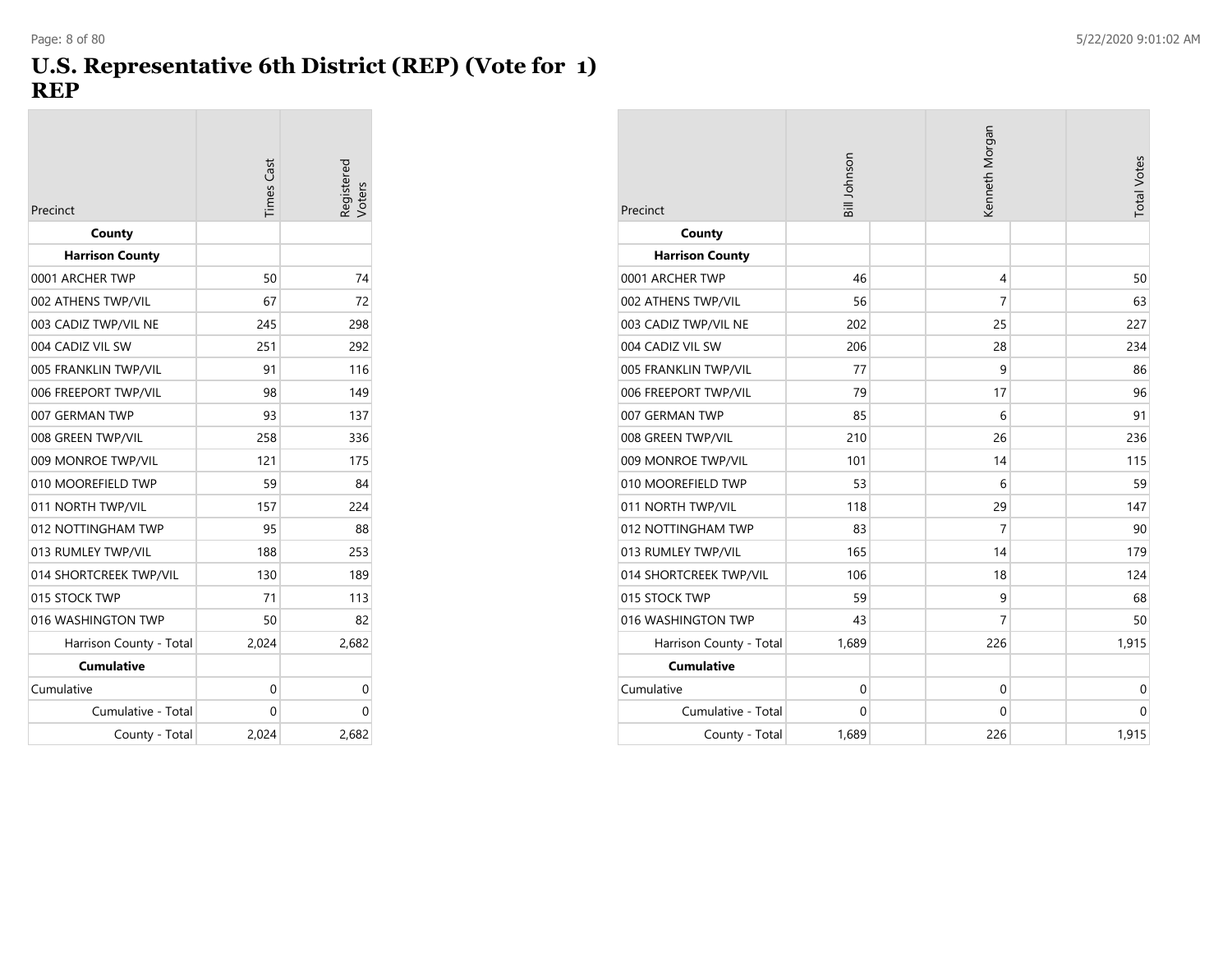# U.S. Representative 6th District (REP) (Vote for 1)
# REP

| Precinct | Times Cast | Registered Voters |
|---|---|---|
| **County** | | |
| **Harrison County** | | |
| 0001 ARCHER TWP | 50 | 74 |
| 002 ATHENS TWP/VIL | 67 | 72 |
| 003 CADIZ TWP/VIL NE | 245 | 298 |
| 004 CADIZ VIL SW | 251 | 292 |
| 005 FRANKLIN TWP/VIL | 91 | 116 |
| 006 FREEPORT TWP/VIL | 98 | 149 |
| 007 GERMAN TWP | 93 | 137 |
| 008 GREEN TWP/VIL | 258 | 336 |
| 009 MONROE TWP/VIL | 121 | 175 |
| 010 MOOREFIELD TWP | 59 | 84 |
| 011 NORTH TWP/VIL | 157 | 224 |
| 012 NOTTINGHAM TWP | 95 | 88 |
| 013 RUMLEY TWP/VIL | 188 | 253 |
| 014 SHORTCREEK TWP/VIL | 130 | 189 |
| 015 STOCK TWP | 71 | 113 |
| 016 WASHINGTON TWP | 50 | 82 |
| Harrison County - Total | 2,024 | 2,682 |
| **Cumulative** | | |
| Cumulative | 0 | 0 |
| Cumulative - Total | 0 | 0 |
| County - Total | 2,024 | 2,682 |

| Precinct | Bill Johnson | | Kenneth Morgan | | Total Votes |
|---|---|---|---|---|---|
| **County** | | | | | |
| **Harrison County** | | | | | |
| 0001 ARCHER TWP | 46 | | 4 | | 50 |
| 002 ATHENS TWP/VIL | 56 | | 7 | | 63 |
| 003 CADIZ TWP/VIL NE | 202 | | 25 | | 227 |
| 004 CADIZ VIL SW | 206 | | 28 | | 234 |
| 005 FRANKLIN TWP/VIL | 77 | | 9 | | 86 |
| 006 FREEPORT TWP/VIL | 79 | | 17 | | 96 |
| 007 GERMAN TWP | 85 | | 6 | | 91 |
| 008 GREEN TWP/VIL | 210 | | 26 | | 236 |
| 009 MONROE TWP/VIL | 101 | | 14 | | 115 |
| 010 MOOREFIELD TWP | 53 | | 6 | | 59 |
| 011 NORTH TWP/VIL | 118 | | 29 | | 147 |
| 012 NOTTINGHAM TWP | 83 | | 7 | | 90 |
| 013 RUMLEY TWP/VIL | 165 | | 14 | | 179 |
| 014 SHORTCREEK TWP/VIL | 106 | | 18 | | 124 |
| 015 STOCK TWP | 59 | | 9 | | 68 |
| 016 WASHINGTON TWP | 43 | | 7 | | 50 |
| Harrison County - Total | 1,689 | | 226 | | 1,915 |
| **Cumulative** | | | | | |
| Cumulative | 0 | | 0 | | 0 |
| Cumulative - Total | 0 | | 0 | | 0 |
| County - Total | 1,689 | | 226 | | 1,915 |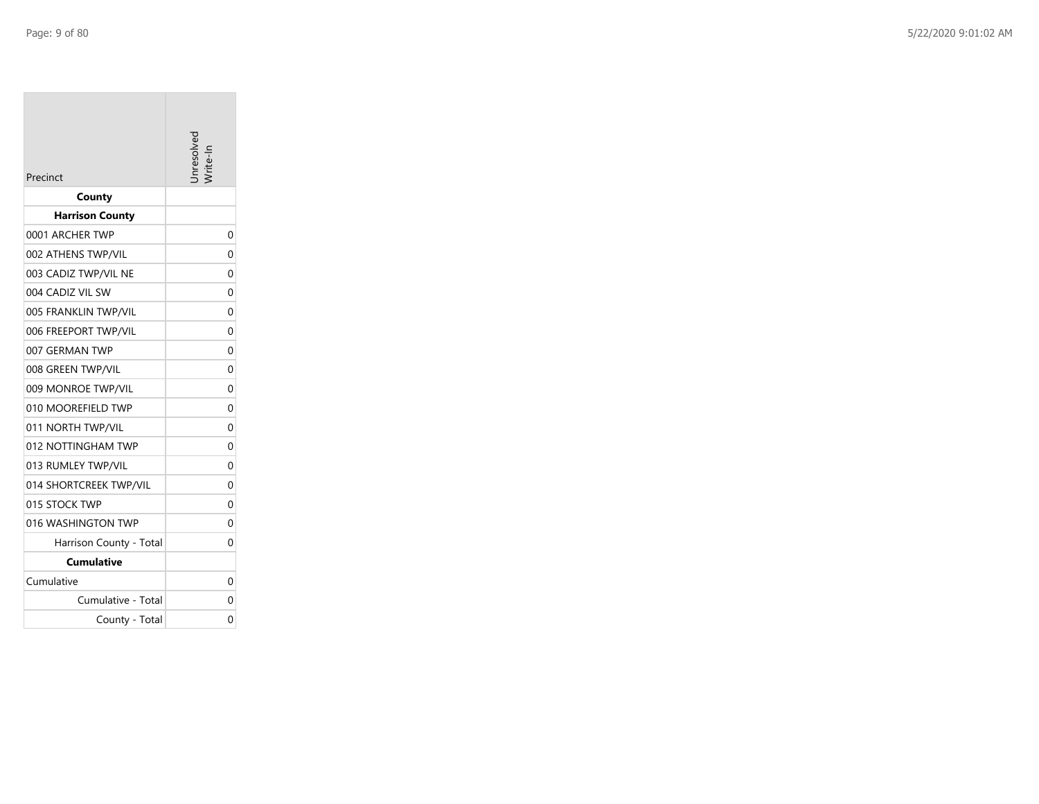| Precinct | Unresolved Write-In |
|---|---|
| **County** | |
| **Harrison County** | |
| 0001 ARCHER TWP | 0 |
| 002 ATHENS TWP/VIL | 0 |
| 003 CADIZ TWP/VIL NE | 0 |
| 004 CADIZ VIL SW | 0 |
| 005 FRANKLIN TWP/VIL | 0 |
| 006 FREEPORT TWP/VIL | 0 |
| 007 GERMAN TWP | 0 |
| 008 GREEN TWP/VIL | 0 |
| 009 MONROE TWP/VIL | 0 |
| 010 MOOREFIELD TWP | 0 |
| 011 NORTH TWP/VIL | 0 |
| 012 NOTTINGHAM TWP | 0 |
| 013 RUMLEY TWP/VIL | 0 |
| 014 SHORTCREEK TWP/VIL | 0 |
| 015 STOCK TWP | 0 |
| 016 WASHINGTON TWP | 0 |
| Harrison County - Total | 0 |
| **Cumulative** | |
| Cumulative | 0 |
| Cumulative - Total | 0 |
| County - Total | 0 |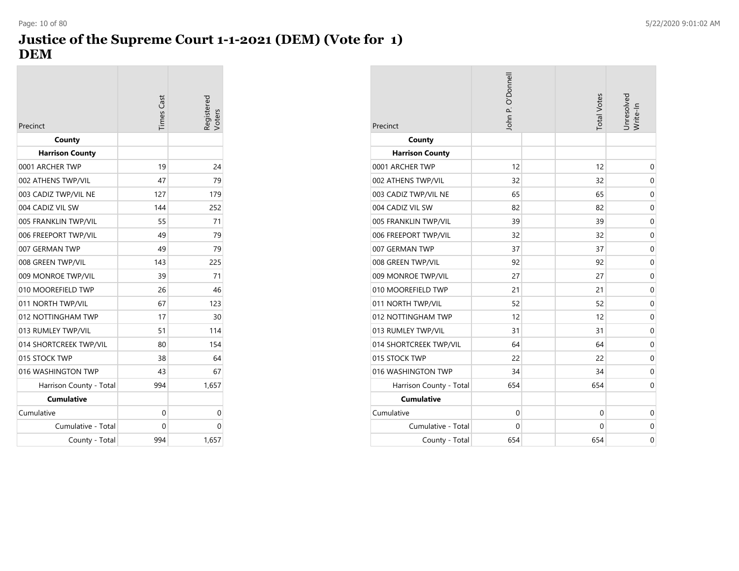# Justice of the Supreme Court 1-1-2021 (DEM) (Vote for 1)
## DEM

| Precinct | Times Cast | Registered Voters |
|---|---|---|
| **County** | | |
| **Harrison County** | | |
| 0001 ARCHER TWP | 19 | 24 |
| 002 ATHENS TWP/VIL | 47 | 79 |
| 003 CADIZ TWP/VIL NE | 127 | 179 |
| 004 CADIZ VIL SW | 144 | 252 |
| 005 FRANKLIN TWP/VIL | 55 | 71 |
| 006 FREEPORT TWP/VIL | 49 | 79 |
| 007 GERMAN TWP | 49 | 79 |
| 008 GREEN TWP/VIL | 143 | 225 |
| 009 MONROE TWP/VIL | 39 | 71 |
| 010 MOOREFIELD TWP | 26 | 46 |
| 011 NORTH TWP/VIL | 67 | 123 |
| 012 NOTTINGHAM TWP | 17 | 30 |
| 013 RUMLEY TWP/VIL | 51 | 114 |
| 014 SHORTCREEK TWP/VIL | 80 | 154 |
| 015 STOCK TWP | 38 | 64 |
| 016 WASHINGTON TWP | 43 | 67 |
| Harrison County - Total | 994 | 1,657 |
| **Cumulative** | | |
| Cumulative | 0 | 0 |
| Cumulative - Total | 0 | 0 |
| County - Total | 994 | 1,657 |

| Precinct | John P. O'Donnell | | Total Votes | Unresolved Write-In |
|---|---|---|---|---|
| **County** | | | | |
| **Harrison County** | | | | |
| 0001 ARCHER TWP | 12 | | 12 | 0 |
| 002 ATHENS TWP/VIL | 32 | | 32 | 0 |
| 003 CADIZ TWP/VIL NE | 65 | | 65 | 0 |
| 004 CADIZ VIL SW | 82 | | 82 | 0 |
| 005 FRANKLIN TWP/VIL | 39 | | 39 | 0 |
| 006 FREEPORT TWP/VIL | 32 | | 32 | 0 |
| 007 GERMAN TWP | 37 | | 37 | 0 |
| 008 GREEN TWP/VIL | 92 | | 92 | 0 |
| 009 MONROE TWP/VIL | 27 | | 27 | 0 |
| 010 MOOREFIELD TWP | 21 | | 21 | 0 |
| 011 NORTH TWP/VIL | 52 | | 52 | 0 |
| 012 NOTTINGHAM TWP | 12 | | 12 | 0 |
| 013 RUMLEY TWP/VIL | 31 | | 31 | 0 |
| 014 SHORTCREEK TWP/VIL | 64 | | 64 | 0 |
| 015 STOCK TWP | 22 | | 22 | 0 |
| 016 WASHINGTON TWP | 34 | | 34 | 0 |
| Harrison County - Total | 654 | | 654 | 0 |
| **Cumulative** | | | | |
| Cumulative | 0 | | 0 | 0 |
| Cumulative - Total | 0 | | 0 | 0 |
| County - Total | 654 | | 654 | 0 |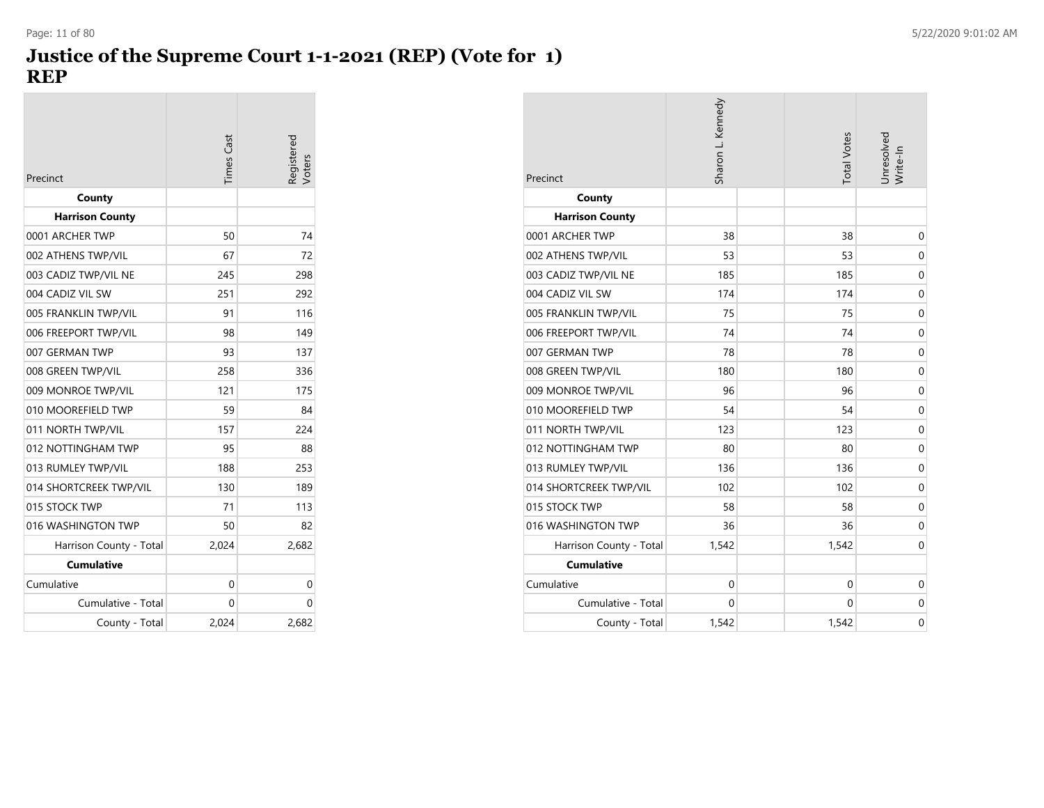# Justice of the Supreme Court 1-1-2021 (REP) (Vote for 1)
# REP

| Precinct | Times Cast | Registered Voters |
|---|---|---|
| **County** | | |
| **Harrison County** | | |
| 0001 ARCHER TWP | 50 | 74 |
| 002 ATHENS TWP/VIL | 67 | 72 |
| 003 CADIZ TWP/VIL NE | 245 | 298 |
| 004 CADIZ VIL SW | 251 | 292 |
| 005 FRANKLIN TWP/VIL | 91 | 116 |
| 006 FREEPORT TWP/VIL | 98 | 149 |
| 007 GERMAN TWP | 93 | 137 |
| 008 GREEN TWP/VIL | 258 | 336 |
| 009 MONROE TWP/VIL | 121 | 175 |
| 010 MOOREFIELD TWP | 59 | 84 |
| 011 NORTH TWP/VIL | 157 | 224 |
| 012 NOTTINGHAM TWP | 95 | 88 |
| 013 RUMLEY TWP/VIL | 188 | 253 |
| 014 SHORTCREEK TWP/VIL | 130 | 189 |
| 015 STOCK TWP | 71 | 113 |
| 016 WASHINGTON TWP | 50 | 82 |
| Harrison County - Total | 2,024 | 2,682 |
| **Cumulative** | | |
| Cumulative | 0 | 0 |
| Cumulative - Total | 0 | 0 |
| County - Total | 2,024 | 2,682 |

| Precinct | Sharon L. Kennedy | | Total Votes | Unresolved Write-In |
|---|---|---|---|---|
| **County** | | | | |
| **Harrison County** | | | | |
| 0001 ARCHER TWP | 38 | | 38 | 0 |
| 002 ATHENS TWP/VIL | 53 | | 53 | 0 |
| 003 CADIZ TWP/VIL NE | 185 | | 185 | 0 |
| 004 CADIZ VIL SW | 174 | | 174 | 0 |
| 005 FRANKLIN TWP/VIL | 75 | | 75 | 0 |
| 006 FREEPORT TWP/VIL | 74 | | 74 | 0 |
| 007 GERMAN TWP | 78 | | 78 | 0 |
| 008 GREEN TWP/VIL | 180 | | 180 | 0 |
| 009 MONROE TWP/VIL | 96 | | 96 | 0 |
| 010 MOOREFIELD TWP | 54 | | 54 | 0 |
| 011 NORTH TWP/VIL | 123 | | 123 | 0 |
| 012 NOTTINGHAM TWP | 80 | | 80 | 0 |
| 013 RUMLEY TWP/VIL | 136 | | 136 | 0 |
| 014 SHORTCREEK TWP/VIL | 102 | | 102 | 0 |
| 015 STOCK TWP | 58 | | 58 | 0 |
| 016 WASHINGTON TWP | 36 | | 36 | 0 |
| Harrison County - Total | 1,542 | | 1,542 | 0 |
| **Cumulative** | | | | |
| Cumulative | 0 | | 0 | 0 |
| Cumulative - Total | 0 | | 0 | 0 |
| County - Total | 1,542 | | 1,542 | 0 |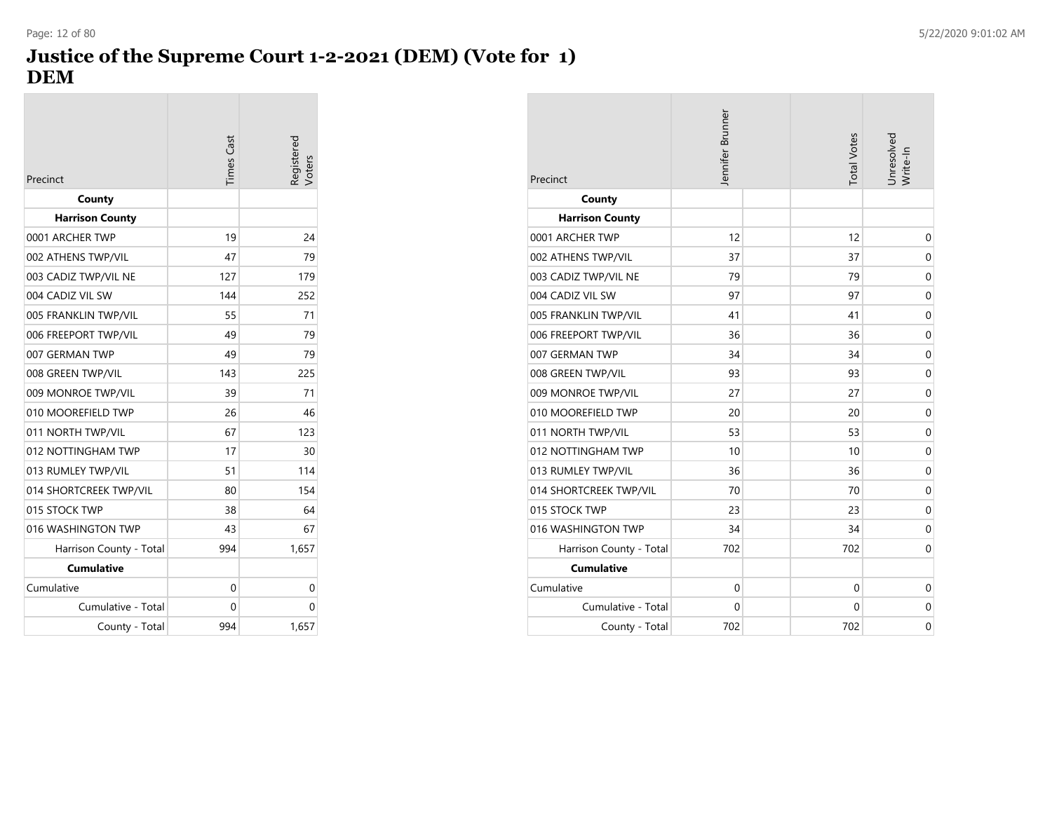# Justice of the Supreme Court 1-2-2021 (DEM) (Vote for 1)
# DEM

| Precinct | Times Cast | Registered Voters |
|---|---|---|
| **County** | | |
| **Harrison County** | | |
| 0001 ARCHER TWP | 19 | 24 |
| 002 ATHENS TWP/VIL | 47 | 79 |
| 003 CADIZ TWP/VIL NE | 127 | 179 |
| 004 CADIZ VIL SW | 144 | 252 |
| 005 FRANKLIN TWP/VIL | 55 | 71 |
| 006 FREEPORT TWP/VIL | 49 | 79 |
| 007 GERMAN TWP | 49 | 79 |
| 008 GREEN TWP/VIL | 143 | 225 |
| 009 MONROE TWP/VIL | 39 | 71 |
| 010 MOOREFIELD TWP | 26 | 46 |
| 011 NORTH TWP/VIL | 67 | 123 |
| 012 NOTTINGHAM TWP | 17 | 30 |
| 013 RUMLEY TWP/VIL | 51 | 114 |
| 014 SHORTCREEK TWP/VIL | 80 | 154 |
| 015 STOCK TWP | 38 | 64 |
| 016 WASHINGTON TWP | 43 | 67 |
| Harrison County - Total | 994 | 1,657 |
| **Cumulative** | | |
| Cumulative | 0 | 0 |
| Cumulative - Total | 0 | 0 |
| County - Total | 994 | 1,657 |

| Precinct | Jennifer Brunner | | Total Votes | Unresolved Write-In |
|---|---|---|---|---|
| **County** | | | | |
| **Harrison County** | | | | |
| 0001 ARCHER TWP | 12 | | 12 | 0 |
| 002 ATHENS TWP/VIL | 37 | | 37 | 0 |
| 003 CADIZ TWP/VIL NE | 79 | | 79 | 0 |
| 004 CADIZ VIL SW | 97 | | 97 | 0 |
| 005 FRANKLIN TWP/VIL | 41 | | 41 | 0 |
| 006 FREEPORT TWP/VIL | 36 | | 36 | 0 |
| 007 GERMAN TWP | 34 | | 34 | 0 |
| 008 GREEN TWP/VIL | 93 | | 93 | 0 |
| 009 MONROE TWP/VIL | 27 | | 27 | 0 |
| 010 MOOREFIELD TWP | 20 | | 20 | 0 |
| 011 NORTH TWP/VIL | 53 | | 53 | 0 |
| 012 NOTTINGHAM TWP | 10 | | 10 | 0 |
| 013 RUMLEY TWP/VIL | 36 | | 36 | 0 |
| 014 SHORTCREEK TWP/VIL | 70 | | 70 | 0 |
| 015 STOCK TWP | 23 | | 23 | 0 |
| 016 WASHINGTON TWP | 34 | | 34 | 0 |
| Harrison County - Total | 702 | | 702 | 0 |
| **Cumulative** | | | | |
| Cumulative | 0 | | 0 | 0 |
| Cumulative - Total | 0 | | 0 | 0 |
| County - Total | 702 | | 702 | 0 |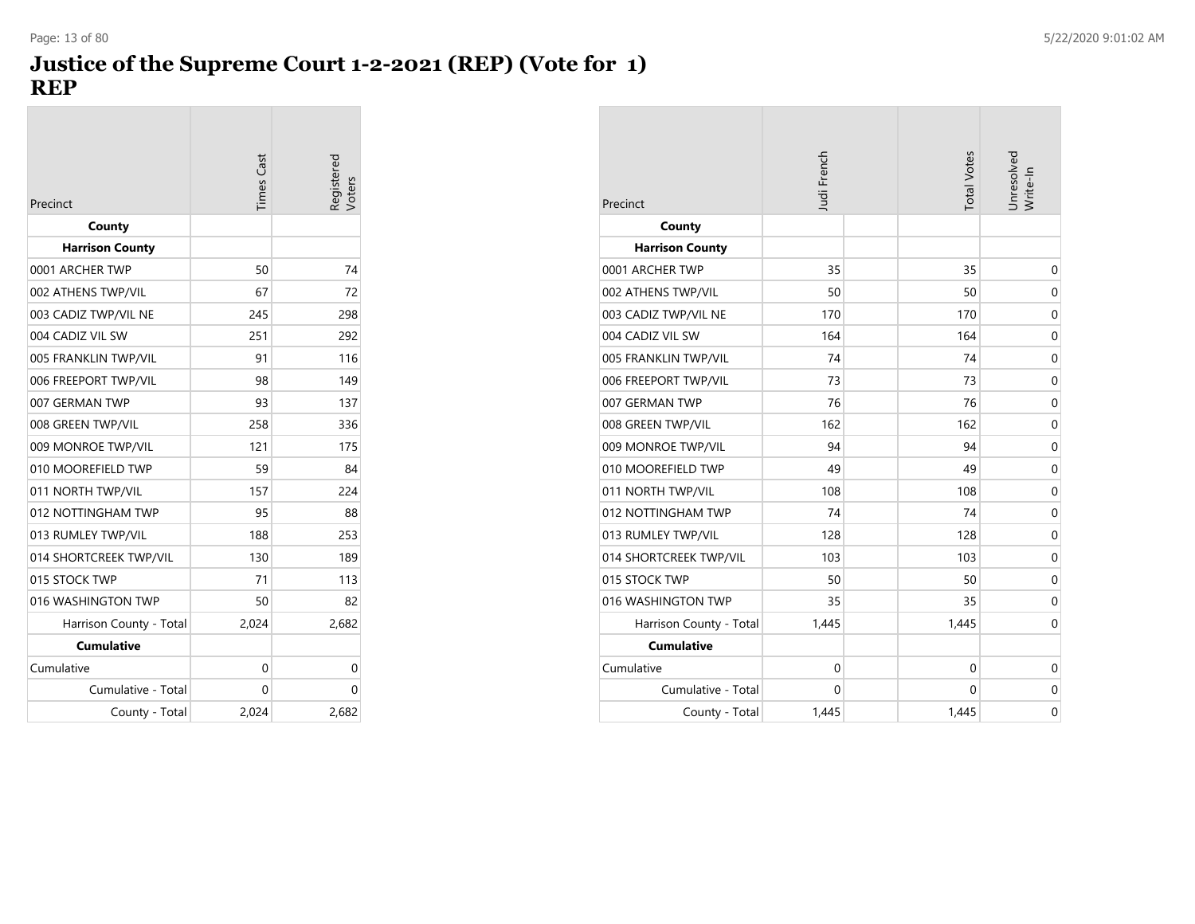# Justice of the Supreme Court 1-2-2021 (REP) (Vote for 1)
## REP

| Precinct | Times Cast | Registered Voters |
|---|---|---|
| **County** | | |
| **Harrison County** | | |
| 0001 ARCHER TWP | 50 | 74 |
| 002 ATHENS TWP/VIL | 67 | 72 |
| 003 CADIZ TWP/VIL NE | 245 | 298 |
| 004 CADIZ VIL SW | 251 | 292 |
| 005 FRANKLIN TWP/VIL | 91 | 116 |
| 006 FREEPORT TWP/VIL | 98 | 149 |
| 007 GERMAN TWP | 93 | 137 |
| 008 GREEN TWP/VIL | 258 | 336 |
| 009 MONROE TWP/VIL | 121 | 175 |
| 010 MOOREFIELD TWP | 59 | 84 |
| 011 NORTH TWP/VIL | 157 | 224 |
| 012 NOTTINGHAM TWP | 95 | 88 |
| 013 RUMLEY TWP/VIL | 188 | 253 |
| 014 SHORTCREEK TWP/VIL | 130 | 189 |
| 015 STOCK TWP | 71 | 113 |
| 016 WASHINGTON TWP | 50 | 82 |
| Harrison County - Total | 2,024 | 2,682 |
| **Cumulative** | | |
| Cumulative | 0 | 0 |
| Cumulative - Total | 0 | 0 |
| County - Total | 2,024 | 2,682 |

| Precinct | Judi French | | Total Votes | Unresolved Write-In |
|---|---|---|---|---|
| **County** | | | | |
| **Harrison County** | | | | |
| 0001 ARCHER TWP | 35 | | 35 | 0 |
| 002 ATHENS TWP/VIL | 50 | | 50 | 0 |
| 003 CADIZ TWP/VIL NE | 170 | | 170 | 0 |
| 004 CADIZ VIL SW | 164 | | 164 | 0 |
| 005 FRANKLIN TWP/VIL | 74 | | 74 | 0 |
| 006 FREEPORT TWP/VIL | 73 | | 73 | 0 |
| 007 GERMAN TWP | 76 | | 76 | 0 |
| 008 GREEN TWP/VIL | 162 | | 162 | 0 |
| 009 MONROE TWP/VIL | 94 | | 94 | 0 |
| 010 MOOREFIELD TWP | 49 | | 49 | 0 |
| 011 NORTH TWP/VIL | 108 | | 108 | 0 |
| 012 NOTTINGHAM TWP | 74 | | 74 | 0 |
| 013 RUMLEY TWP/VIL | 128 | | 128 | 0 |
| 014 SHORTCREEK TWP/VIL | 103 | | 103 | 0 |
| 015 STOCK TWP | 50 | | 50 | 0 |
| 016 WASHINGTON TWP | 35 | | 35 | 0 |
| Harrison County - Total | 1,445 | | 1,445 | 0 |
| **Cumulative** | | | | |
| Cumulative | 0 | | 0 | 0 |
| Cumulative - Total | 0 | | 0 | 0 |
| County - Total | 1,445 | | 1,445 | 0 |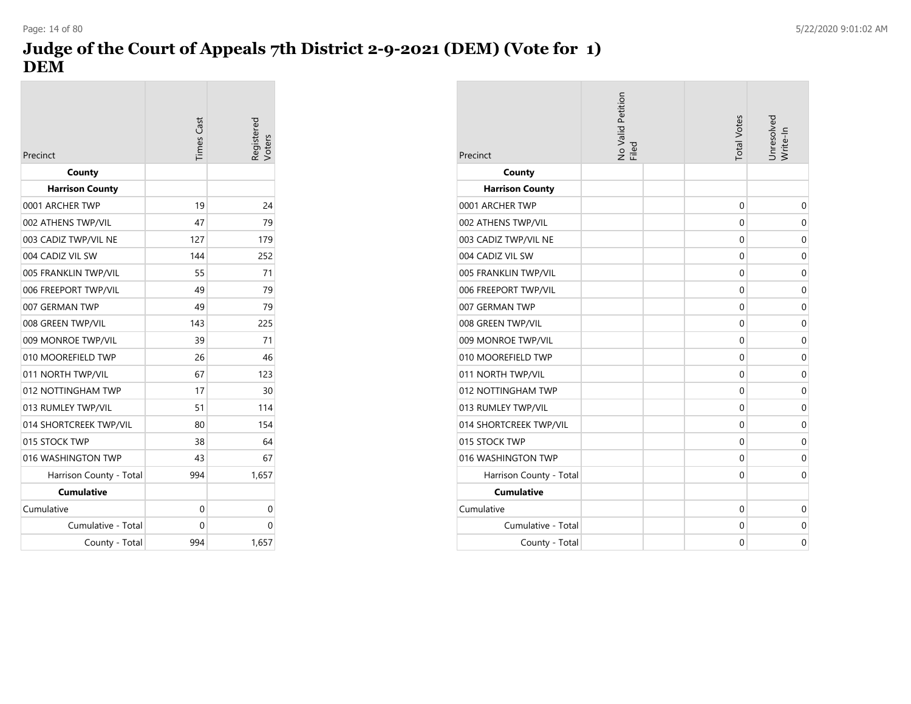# Judge of the Court of Appeals 7th District 2-9-2021 (DEM) (Vote for 1)
# DEM

| Precinct | Times Cast | Registered Voters |
|---|---|---|
| **County** | | |
| **Harrison County** | | |
| 0001 ARCHER TWP | 19 | 24 |
| 002 ATHENS TWP/VIL | 47 | 79 |
| 003 CADIZ TWP/VIL NE | 127 | 179 |
| 004 CADIZ VIL SW | 144 | 252 |
| 005 FRANKLIN TWP/VIL | 55 | 71 |
| 006 FREEPORT TWP/VIL | 49 | 79 |
| 007 GERMAN TWP | 49 | 79 |
| 008 GREEN TWP/VIL | 143 | 225 |
| 009 MONROE TWP/VIL | 39 | 71 |
| 010 MOOREFIELD TWP | 26 | 46 |
| 011 NORTH TWP/VIL | 67 | 123 |
| 012 NOTTINGHAM TWP | 17 | 30 |
| 013 RUMLEY TWP/VIL | 51 | 114 |
| 014 SHORTCREEK TWP/VIL | 80 | 154 |
| 015 STOCK TWP | 38 | 64 |
| 016 WASHINGTON TWP | 43 | 67 |
| Harrison County - Total | 994 | 1,657 |
| **Cumulative** | | |
| Cumulative | 0 | 0 |
| Cumulative - Total | 0 | 0 |
| County - Total | 994 | 1,657 |

| Precinct | No Valid Petition Filed | | Total Votes | Unresolved Write-In |
|---|---|---|---|---|
| **County** | | | | |
| **Harrison County** | | | | |
| 0001 ARCHER TWP | | | 0 | 0 |
| 002 ATHENS TWP/VIL | | | 0 | 0 |
| 003 CADIZ TWP/VIL NE | | | 0 | 0 |
| 004 CADIZ VIL SW | | | 0 | 0 |
| 005 FRANKLIN TWP/VIL | | | 0 | 0 |
| 006 FREEPORT TWP/VIL | | | 0 | 0 |
| 007 GERMAN TWP | | | 0 | 0 |
| 008 GREEN TWP/VIL | | | 0 | 0 |
| 009 MONROE TWP/VIL | | | 0 | 0 |
| 010 MOOREFIELD TWP | | | 0 | 0 |
| 011 NORTH TWP/VIL | | | 0 | 0 |
| 012 NOTTINGHAM TWP | | | 0 | 0 |
| 013 RUMLEY TWP/VIL | | | 0 | 0 |
| 014 SHORTCREEK TWP/VIL | | | 0 | 0 |
| 015 STOCK TWP | | | 0 | 0 |
| 016 WASHINGTON TWP | | | 0 | 0 |
| Harrison County - Total | | | 0 | 0 |
| **Cumulative** | | | | |
| Cumulative | | | 0 | 0 |
| Cumulative - Total | | | 0 | 0 |
| County - Total | | | 0 | 0 |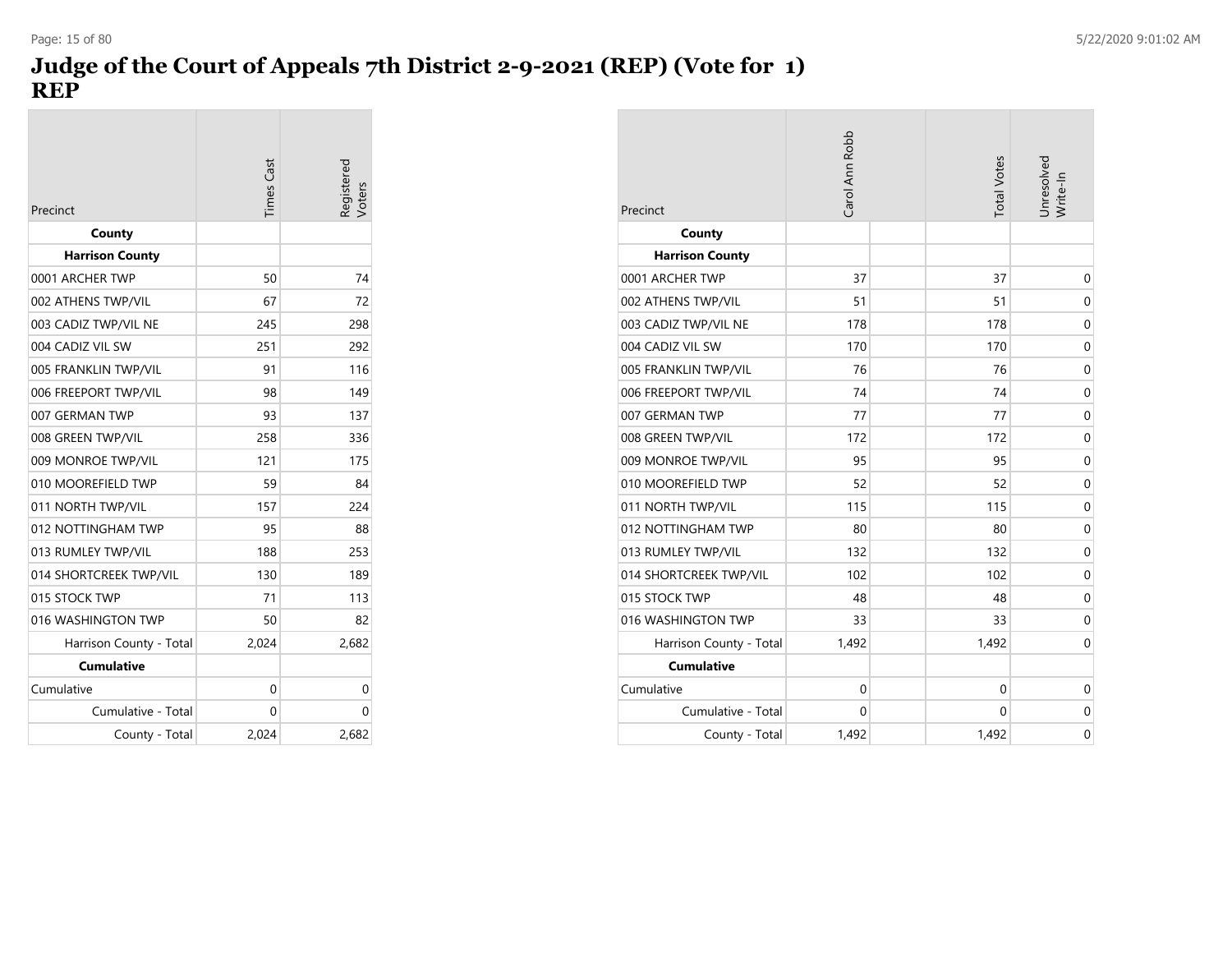# Judge of the Court of Appeals 7th District 2-9-2021 (REP) (Vote for 1)
# REP

| Precinct | Times Cast | Registered Voters |
|---|---|---|
| **County** | | |
| **Harrison County** | | |
| 0001 ARCHER TWP | 50 | 74 |
| 002 ATHENS TWP/VIL | 67 | 72 |
| 003 CADIZ TWP/VIL NE | 245 | 298 |
| 004 CADIZ VIL SW | 251 | 292 |
| 005 FRANKLIN TWP/VIL | 91 | 116 |
| 006 FREEPORT TWP/VIL | 98 | 149 |
| 007 GERMAN TWP | 93 | 137 |
| 008 GREEN TWP/VIL | 258 | 336 |
| 009 MONROE TWP/VIL | 121 | 175 |
| 010 MOOREFIELD TWP | 59 | 84 |
| 011 NORTH TWP/VIL | 157 | 224 |
| 012 NOTTINGHAM TWP | 95 | 88 |
| 013 RUMLEY TWP/VIL | 188 | 253 |
| 014 SHORTCREEK TWP/VIL | 130 | 189 |
| 015 STOCK TWP | 71 | 113 |
| 016 WASHINGTON TWP | 50 | 82 |
| Harrison County - Total | 2,024 | 2,682 |
| **Cumulative** | | |
| Cumulative | 0 | 0 |
| Cumulative - Total | 0 | 0 |
| County - Total | 2,024 | 2,682 |

| Precinct | Carol Ann Robb | | Total Votes | Unresolved Write-In |
|---|---|---|---|---|
| **County** | | | | |
| **Harrison County** | | | | |
| 0001 ARCHER TWP | 37 | | 37 | 0 |
| 002 ATHENS TWP/VIL | 51 | | 51 | 0 |
| 003 CADIZ TWP/VIL NE | 178 | | 178 | 0 |
| 004 CADIZ VIL SW | 170 | | 170 | 0 |
| 005 FRANKLIN TWP/VIL | 76 | | 76 | 0 |
| 006 FREEPORT TWP/VIL | 74 | | 74 | 0 |
| 007 GERMAN TWP | 77 | | 77 | 0 |
| 008 GREEN TWP/VIL | 172 | | 172 | 0 |
| 009 MONROE TWP/VIL | 95 | | 95 | 0 |
| 010 MOOREFIELD TWP | 52 | | 52 | 0 |
| 011 NORTH TWP/VIL | 115 | | 115 | 0 |
| 012 NOTTINGHAM TWP | 80 | | 80 | 0 |
| 013 RUMLEY TWP/VIL | 132 | | 132 | 0 |
| 014 SHORTCREEK TWP/VIL | 102 | | 102 | 0 |
| 015 STOCK TWP | 48 | | 48 | 0 |
| 016 WASHINGTON TWP | 33 | | 33 | 0 |
| Harrison County - Total | 1,492 | | 1,492 | 0 |
| **Cumulative** | | | | |
| Cumulative | 0 | | 0 | 0 |
| Cumulative - Total | 0 | | 0 | 0 |
| County - Total | 1,492 | | 1,492 | 0 |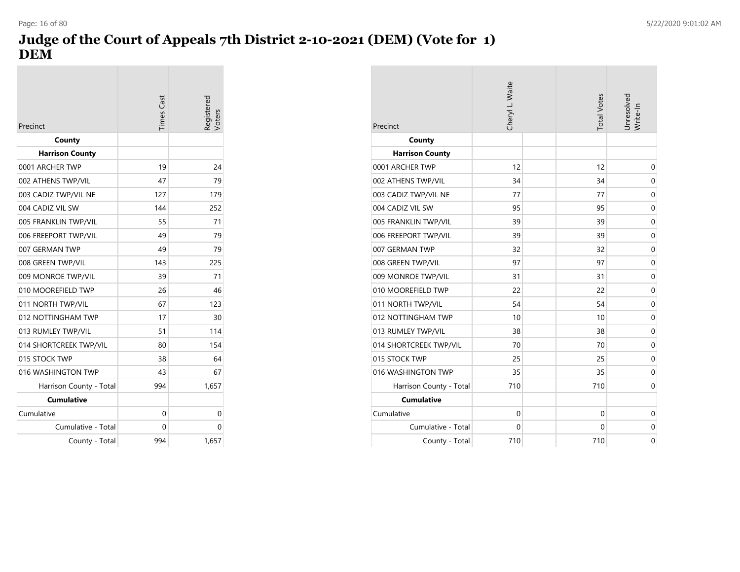# Judge of the Court of Appeals 7th District 2-10-2021 (DEM) (Vote for 1) DEM

| Precinct | Times Cast | Registered Voters |
|---|---|---|
| **County** | | |
| **Harrison County** | | |
| 0001 ARCHER TWP | 19 | 24 |
| 002 ATHENS TWP/VIL | 47 | 79 |
| 003 CADIZ TWP/VIL NE | 127 | 179 |
| 004 CADIZ VIL SW | 144 | 252 |
| 005 FRANKLIN TWP/VIL | 55 | 71 |
| 006 FREEPORT TWP/VIL | 49 | 79 |
| 007 GERMAN TWP | 49 | 79 |
| 008 GREEN TWP/VIL | 143 | 225 |
| 009 MONROE TWP/VIL | 39 | 71 |
| 010 MOOREFIELD TWP | 26 | 46 |
| 011 NORTH TWP/VIL | 67 | 123 |
| 012 NOTTINGHAM TWP | 17 | 30 |
| 013 RUMLEY TWP/VIL | 51 | 114 |
| 014 SHORTCREEK TWP/VIL | 80 | 154 |
| 015 STOCK TWP | 38 | 64 |
| 016 WASHINGTON TWP | 43 | 67 |
| Harrison County - Total | 994 | 1,657 |
| **Cumulative** | | |
| Cumulative | 0 | 0 |
| Cumulative - Total | 0 | 0 |
| County - Total | 994 | 1,657 |

| Precinct | Cheryl L. Waite | | Total Votes | Unresolved Write-In |
|---|---|---|---|---|
| **County** | | | | |
| **Harrison County** | | | | |
| 0001 ARCHER TWP | 12 | | 12 | 0 |
| 002 ATHENS TWP/VIL | 34 | | 34 | 0 |
| 003 CADIZ TWP/VIL NE | 77 | | 77 | 0 |
| 004 CADIZ VIL SW | 95 | | 95 | 0 |
| 005 FRANKLIN TWP/VIL | 39 | | 39 | 0 |
| 006 FREEPORT TWP/VIL | 39 | | 39 | 0 |
| 007 GERMAN TWP | 32 | | 32 | 0 |
| 008 GREEN TWP/VIL | 97 | | 97 | 0 |
| 009 MONROE TWP/VIL | 31 | | 31 | 0 |
| 010 MOOREFIELD TWP | 22 | | 22 | 0 |
| 011 NORTH TWP/VIL | 54 | | 54 | 0 |
| 012 NOTTINGHAM TWP | 10 | | 10 | 0 |
| 013 RUMLEY TWP/VIL | 38 | | 38 | 0 |
| 014 SHORTCREEK TWP/VIL | 70 | | 70 | 0 |
| 015 STOCK TWP | 25 | | 25 | 0 |
| 016 WASHINGTON TWP | 35 | | 35 | 0 |
| Harrison County - Total | 710 | | 710 | 0 |
| **Cumulative** | | | | |
| Cumulative | 0 | | 0 | 0 |
| Cumulative - Total | 0 | | 0 | 0 |
| County - Total | 710 | | 710 | 0 |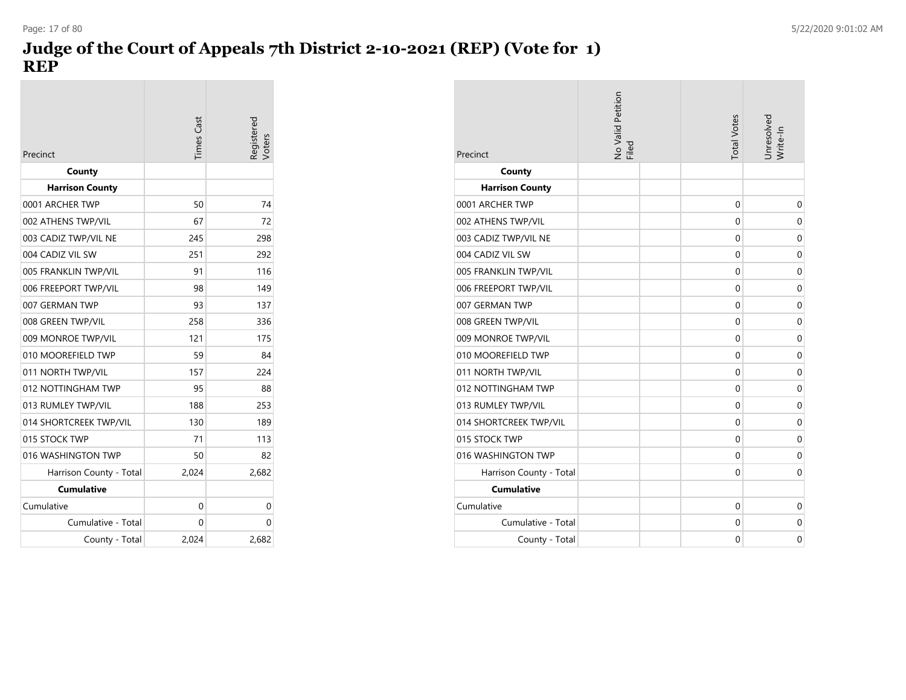# Judge of the Court of Appeals 7th District 2-10-2021 (REP) (Vote for 1)
# REP

| Precinct | Times Cast | Registered Voters |
|---|---|---|
| **County** | | |
| **Harrison County** | | |
| 0001 ARCHER TWP | 50 | 74 |
| 002 ATHENS TWP/VIL | 67 | 72 |
| 003 CADIZ TWP/VIL NE | 245 | 298 |
| 004 CADIZ VIL SW | 251 | 292 |
| 005 FRANKLIN TWP/VIL | 91 | 116 |
| 006 FREEPORT TWP/VIL | 98 | 149 |
| 007 GERMAN TWP | 93 | 137 |
| 008 GREEN TWP/VIL | 258 | 336 |
| 009 MONROE TWP/VIL | 121 | 175 |
| 010 MOOREFIELD TWP | 59 | 84 |
| 011 NORTH TWP/VIL | 157 | 224 |
| 012 NOTTINGHAM TWP | 95 | 88 |
| 013 RUMLEY TWP/VIL | 188 | 253 |
| 014 SHORTCREEK TWP/VIL | 130 | 189 |
| 015 STOCK TWP | 71 | 113 |
| 016 WASHINGTON TWP | 50 | 82 |
| Harrison County - Total | 2,024 | 2,682 |
| **Cumulative** | | |
| Cumulative | 0 | 0 |
| Cumulative - Total | 0 | 0 |
| County - Total | 2,024 | 2,682 |

| Precinct | No Valid Petition Filed | | Total Votes | Unresolved Write-In |
|---|---|---|---|---|
| **County** | | | | |
| **Harrison County** | | | | |
| 0001 ARCHER TWP | | | 0 | 0 |
| 002 ATHENS TWP/VIL | | | 0 | 0 |
| 003 CADIZ TWP/VIL NE | | | 0 | 0 |
| 004 CADIZ VIL SW | | | 0 | 0 |
| 005 FRANKLIN TWP/VIL | | | 0 | 0 |
| 006 FREEPORT TWP/VIL | | | 0 | 0 |
| 007 GERMAN TWP | | | 0 | 0 |
| 008 GREEN TWP/VIL | | | 0 | 0 |
| 009 MONROE TWP/VIL | | | 0 | 0 |
| 010 MOOREFIELD TWP | | | 0 | 0 |
| 011 NORTH TWP/VIL | | | 0 | 0 |
| 012 NOTTINGHAM TWP | | | 0 | 0 |
| 013 RUMLEY TWP/VIL | | | 0 | 0 |
| 014 SHORTCREEK TWP/VIL | | | 0 | 0 |
| 015 STOCK TWP | | | 0 | 0 |
| 016 WASHINGTON TWP | | | 0 | 0 |
| Harrison County - Total | | | 0 | 0 |
| **Cumulative** | | | | |
| Cumulative | | | 0 | 0 |
| Cumulative - Total | | | 0 | 0 |
| County - Total | | | 0 | 0 |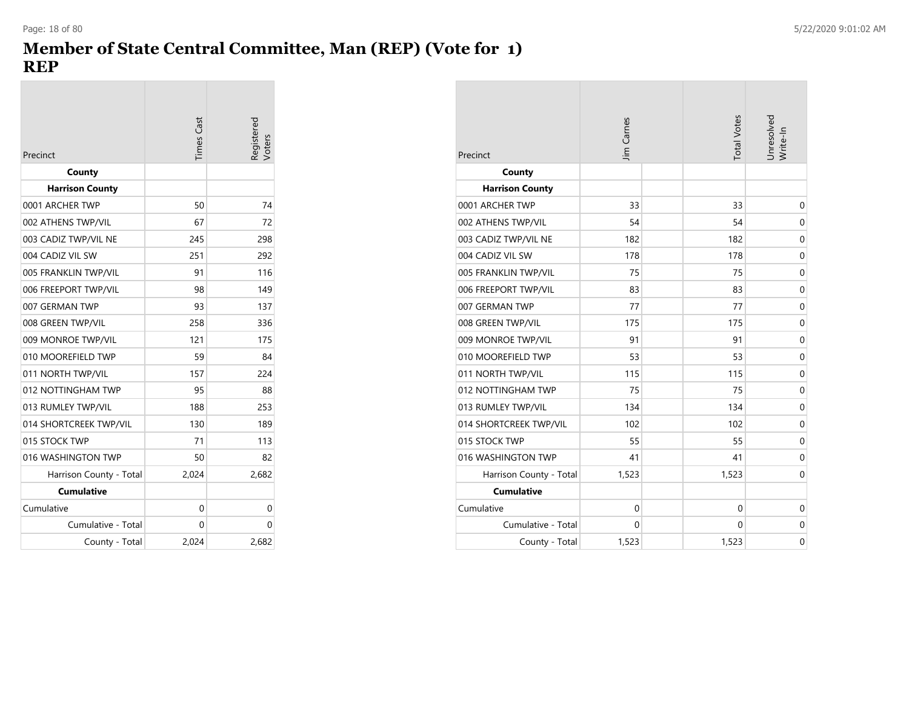# Member of State Central Committee, Man (REP) (Vote for 1)
# REP

| Precinct | Times Cast | Registered Voters |
|---|---|---|
| **County** | | |
| **Harrison County** | | |
| 0001 ARCHER TWP | 50 | 74 |
| 002 ATHENS TWP/VIL | 67 | 72 |
| 003 CADIZ TWP/VIL NE | 245 | 298 |
| 004 CADIZ VIL SW | 251 | 292 |
| 005 FRANKLIN TWP/VIL | 91 | 116 |
| 006 FREEPORT TWP/VIL | 98 | 149 |
| 007 GERMAN TWP | 93 | 137 |
| 008 GREEN TWP/VIL | 258 | 336 |
| 009 MONROE TWP/VIL | 121 | 175 |
| 010 MOOREFIELD TWP | 59 | 84 |
| 011 NORTH TWP/VIL | 157 | 224 |
| 012 NOTTINGHAM TWP | 95 | 88 |
| 013 RUMLEY TWP/VIL | 188 | 253 |
| 014 SHORTCREEK TWP/VIL | 130 | 189 |
| 015 STOCK TWP | 71 | 113 |
| 016 WASHINGTON TWP | 50 | 82 |
| Harrison County - Total | 2,024 | 2,682 |
| **Cumulative** | | |
| Cumulative | 0 | 0 |
| Cumulative - Total | 0 | 0 |
| County - Total | 2,024 | 2,682 |

| Precinct | Jim Carnes | | Total Votes | Unresolved Write-In |
|---|---|---|---|---|
| **County** | | | | |
| **Harrison County** | | | | |
| 0001 ARCHER TWP | 33 | | 33 | 0 |
| 002 ATHENS TWP/VIL | 54 | | 54 | 0 |
| 003 CADIZ TWP/VIL NE | 182 | | 182 | 0 |
| 004 CADIZ VIL SW | 178 | | 178 | 0 |
| 005 FRANKLIN TWP/VIL | 75 | | 75 | 0 |
| 006 FREEPORT TWP/VIL | 83 | | 83 | 0 |
| 007 GERMAN TWP | 77 | | 77 | 0 |
| 008 GREEN TWP/VIL | 175 | | 175 | 0 |
| 009 MONROE TWP/VIL | 91 | | 91 | 0 |
| 010 MOOREFIELD TWP | 53 | | 53 | 0 |
| 011 NORTH TWP/VIL | 115 | | 115 | 0 |
| 012 NOTTINGHAM TWP | 75 | | 75 | 0 |
| 013 RUMLEY TWP/VIL | 134 | | 134 | 0 |
| 014 SHORTCREEK TWP/VIL | 102 | | 102 | 0 |
| 015 STOCK TWP | 55 | | 55 | 0 |
| 016 WASHINGTON TWP | 41 | | 41 | 0 |
| Harrison County - Total | 1,523 | | 1,523 | 0 |
| **Cumulative** | | | | |
| Cumulative | 0 | | 0 | 0 |
| Cumulative - Total | 0 | | 0 | 0 |
| County - Total | 1,523 | | 1,523 | 0 |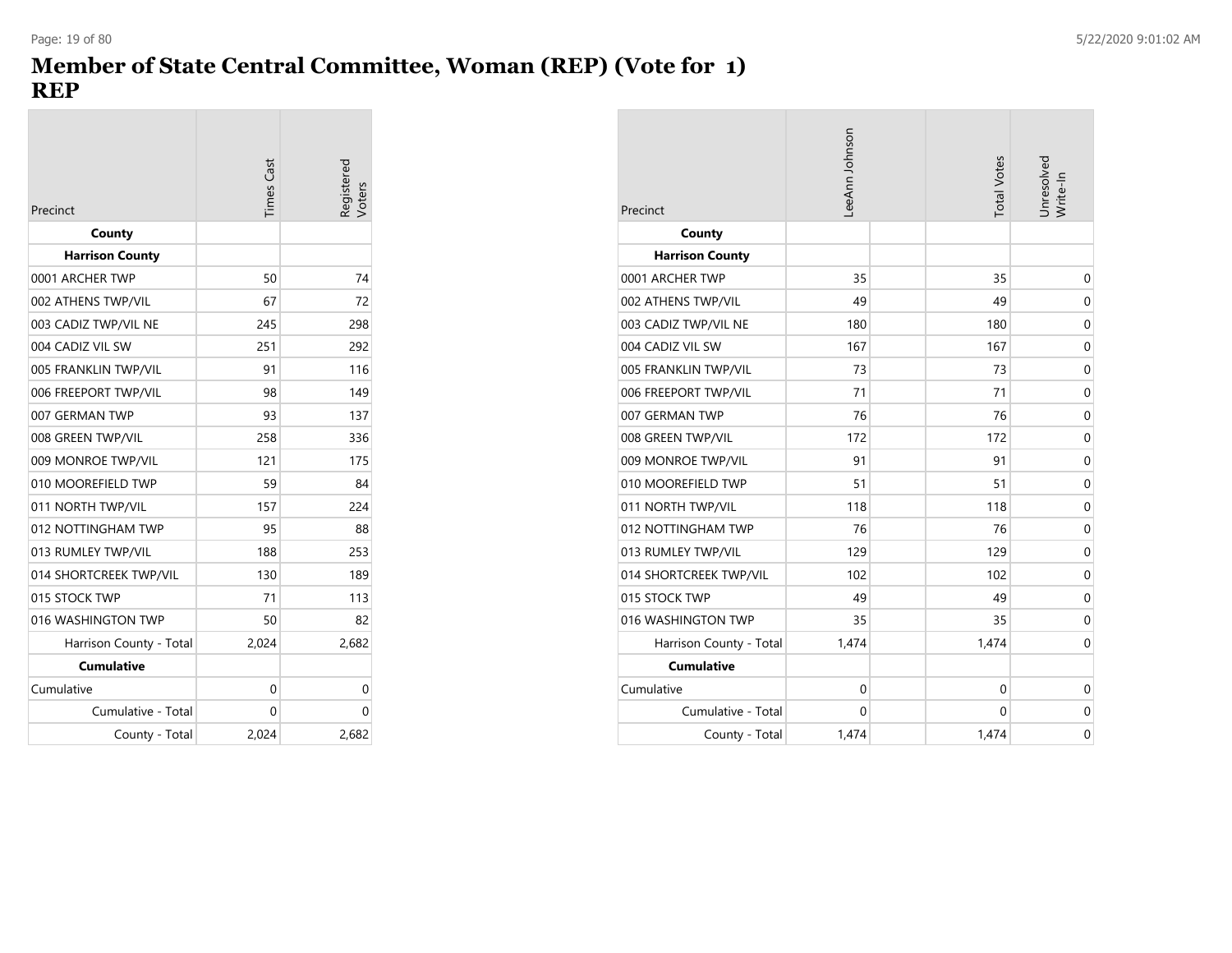# Member of State Central Committee, Woman (REP) (Vote for 1)
## REP

| Precinct | Times Cast | Registered Voters |
|---|---|---|
| **County** | | |
| **Harrison County** | | |
| 0001 ARCHER TWP | 50 | 74 |
| 002 ATHENS TWP/VIL | 67 | 72 |
| 003 CADIZ TWP/VIL NE | 245 | 298 |
| 004 CADIZ VIL SW | 251 | 292 |
| 005 FRANKLIN TWP/VIL | 91 | 116 |
| 006 FREEPORT TWP/VIL | 98 | 149 |
| 007 GERMAN TWP | 93 | 137 |
| 008 GREEN TWP/VIL | 258 | 336 |
| 009 MONROE TWP/VIL | 121 | 175 |
| 010 MOOREFIELD TWP | 59 | 84 |
| 011 NORTH TWP/VIL | 157 | 224 |
| 012 NOTTINGHAM TWP | 95 | 88 |
| 013 RUMLEY TWP/VIL | 188 | 253 |
| 014 SHORTCREEK TWP/VIL | 130 | 189 |
| 015 STOCK TWP | 71 | 113 |
| 016 WASHINGTON TWP | 50 | 82 |
| Harrison County - Total | 2,024 | 2,682 |
| **Cumulative** | | |
| Cumulative | 0 | 0 |
| Cumulative - Total | 0 | 0 |
| County - Total | 2,024 | 2,682 |

| Precinct | LeeAnn Johnson | | Total Votes | Unresolved Write-In |
|---|---|---|---|---|
| **County** | | | | |
| **Harrison County** | | | | |
| 0001 ARCHER TWP | 35 | | 35 | 0 |
| 002 ATHENS TWP/VIL | 49 | | 49 | 0 |
| 003 CADIZ TWP/VIL NE | 180 | | 180 | 0 |
| 004 CADIZ VIL SW | 167 | | 167 | 0 |
| 005 FRANKLIN TWP/VIL | 73 | | 73 | 0 |
| 006 FREEPORT TWP/VIL | 71 | | 71 | 0 |
| 007 GERMAN TWP | 76 | | 76 | 0 |
| 008 GREEN TWP/VIL | 172 | | 172 | 0 |
| 009 MONROE TWP/VIL | 91 | | 91 | 0 |
| 010 MOOREFIELD TWP | 51 | | 51 | 0 |
| 011 NORTH TWP/VIL | 118 | | 118 | 0 |
| 012 NOTTINGHAM TWP | 76 | | 76 | 0 |
| 013 RUMLEY TWP/VIL | 129 | | 129 | 0 |
| 014 SHORTCREEK TWP/VIL | 102 | | 102 | 0 |
| 015 STOCK TWP | 49 | | 49 | 0 |
| 016 WASHINGTON TWP | 35 | | 35 | 0 |
| Harrison County - Total | 1,474 | | 1,474 | 0 |
| **Cumulative** | | | | |
| Cumulative | 0 | | 0 | 0 |
| Cumulative - Total | 0 | | 0 | 0 |
| County - Total | 1,474 | | 1,474 | 0 |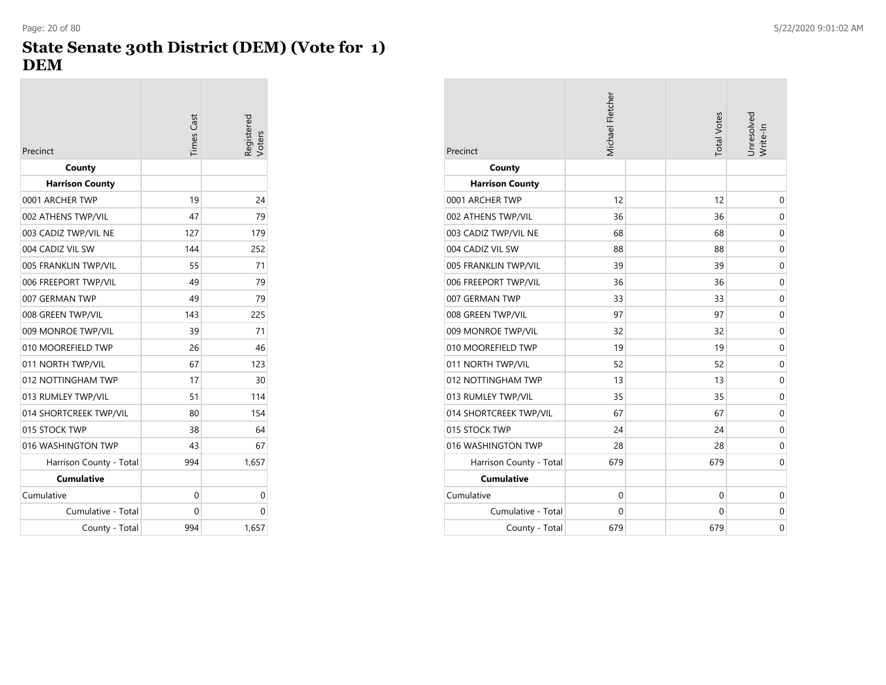# State Senate 30th District (DEM) (Vote for 1)
# DEM

| Precinct | Times Cast | Registered Voters |
|---|---|---|
| **County** | | |
| **Harrison County** | | |
| 0001 ARCHER TWP | 19 | 24 |
| 002 ATHENS TWP/VIL | 47 | 79 |
| 003 CADIZ TWP/VIL NE | 127 | 179 |
| 004 CADIZ VIL SW | 144 | 252 |
| 005 FRANKLIN TWP/VIL | 55 | 71 |
| 006 FREEPORT TWP/VIL | 49 | 79 |
| 007 GERMAN TWP | 49 | 79 |
| 008 GREEN TWP/VIL | 143 | 225 |
| 009 MONROE TWP/VIL | 39 | 71 |
| 010 MOOREFIELD TWP | 26 | 46 |
| 011 NORTH TWP/VIL | 67 | 123 |
| 012 NOTTINGHAM TWP | 17 | 30 |
| 013 RUMLEY TWP/VIL | 51 | 114 |
| 014 SHORTCREEK TWP/VIL | 80 | 154 |
| 015 STOCK TWP | 38 | 64 |
| 016 WASHINGTON TWP | 43 | 67 |
| Harrison County - Total | 994 | 1,657 |
| **Cumulative** | | |
| Cumulative | 0 | 0 |
| Cumulative - Total | 0 | 0 |
| County - Total | 994 | 1,657 |

| Precinct | Michael Fletcher | | Total Votes | Unresolved Write-In |
|---|---|---|---|---|
| **County** | | | | |
| **Harrison County** | | | | |
| 0001 ARCHER TWP | 12 | | 12 | 0 |
| 002 ATHENS TWP/VIL | 36 | | 36 | 0 |
| 003 CADIZ TWP/VIL NE | 68 | | 68 | 0 |
| 004 CADIZ VIL SW | 88 | | 88 | 0 |
| 005 FRANKLIN TWP/VIL | 39 | | 39 | 0 |
| 006 FREEPORT TWP/VIL | 36 | | 36 | 0 |
| 007 GERMAN TWP | 33 | | 33 | 0 |
| 008 GREEN TWP/VIL | 97 | | 97 | 0 |
| 009 MONROE TWP/VIL | 32 | | 32 | 0 |
| 010 MOOREFIELD TWP | 19 | | 19 | 0 |
| 011 NORTH TWP/VIL | 52 | | 52 | 0 |
| 012 NOTTINGHAM TWP | 13 | | 13 | 0 |
| 013 RUMLEY TWP/VIL | 35 | | 35 | 0 |
| 014 SHORTCREEK TWP/VIL | 67 | | 67 | 0 |
| 015 STOCK TWP | 24 | | 24 | 0 |
| 016 WASHINGTON TWP | 28 | | 28 | 0 |
| Harrison County - Total | 679 | | 679 | 0 |
| **Cumulative** | | | | |
| Cumulative | 0 | | 0 | 0 |
| Cumulative - Total | 0 | | 0 | 0 |
| County - Total | 679 | | 679 | 0 |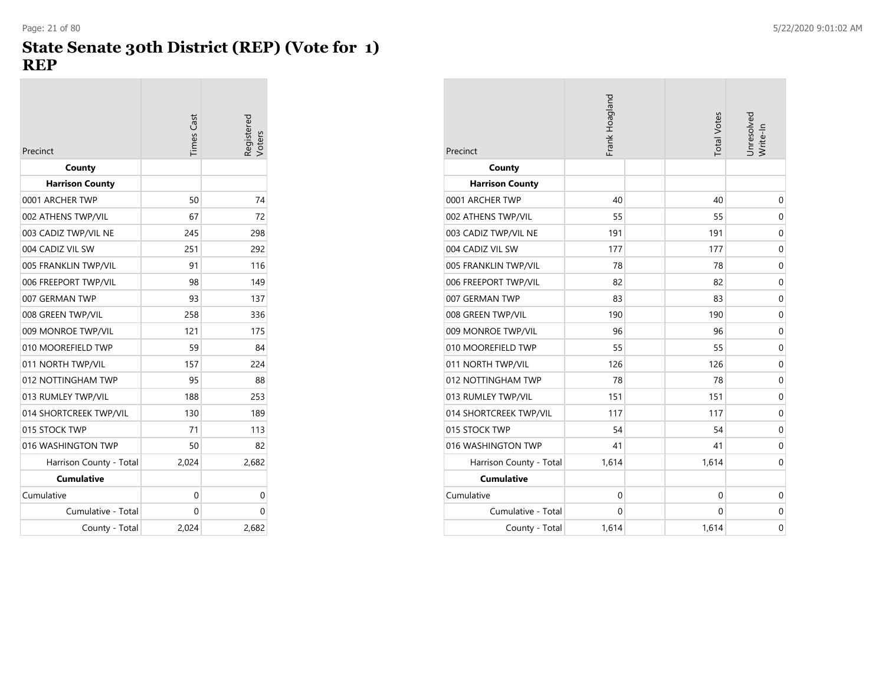# State Senate 30th District (REP) (Vote for 1)
## REP

| Precinct | Times Cast | Registered Voters |
|---|---|---|
| **County** | | |
| **Harrison County** | | |
| 0001 ARCHER TWP | 50 | 74 |
| 002 ATHENS TWP/VIL | 67 | 72 |
| 003 CADIZ TWP/VIL NE | 245 | 298 |
| 004 CADIZ VIL SW | 251 | 292 |
| 005 FRANKLIN TWP/VIL | 91 | 116 |
| 006 FREEPORT TWP/VIL | 98 | 149 |
| 007 GERMAN TWP | 93 | 137 |
| 008 GREEN TWP/VIL | 258 | 336 |
| 009 MONROE TWP/VIL | 121 | 175 |
| 010 MOOREFIELD TWP | 59 | 84 |
| 011 NORTH TWP/VIL | 157 | 224 |
| 012 NOTTINGHAM TWP | 95 | 88 |
| 013 RUMLEY TWP/VIL | 188 | 253 |
| 014 SHORTCREEK TWP/VIL | 130 | 189 |
| 015 STOCK TWP | 71 | 113 |
| 016 WASHINGTON TWP | 50 | 82 |
| Harrison County - Total | 2,024 | 2,682 |
| **Cumulative** | | |
| Cumulative | 0 | 0 |
| Cumulative - Total | 0 | 0 |
| County - Total | 2,024 | 2,682 |

| Precinct | Frank Hoagland | | Total Votes | Unresolved Write-In |
|---|---|---|---|---|
| **County** | | | | |
| **Harrison County** | | | | |
| 0001 ARCHER TWP | 40 | | 40 | 0 |
| 002 ATHENS TWP/VIL | 55 | | 55 | 0 |
| 003 CADIZ TWP/VIL NE | 191 | | 191 | 0 |
| 004 CADIZ VIL SW | 177 | | 177 | 0 |
| 005 FRANKLIN TWP/VIL | 78 | | 78 | 0 |
| 006 FREEPORT TWP/VIL | 82 | | 82 | 0 |
| 007 GERMAN TWP | 83 | | 83 | 0 |
| 008 GREEN TWP/VIL | 190 | | 190 | 0 |
| 009 MONROE TWP/VIL | 96 | | 96 | 0 |
| 010 MOOREFIELD TWP | 55 | | 55 | 0 |
| 011 NORTH TWP/VIL | 126 | | 126 | 0 |
| 012 NOTTINGHAM TWP | 78 | | 78 | 0 |
| 013 RUMLEY TWP/VIL | 151 | | 151 | 0 |
| 014 SHORTCREEK TWP/VIL | 117 | | 117 | 0 |
| 015 STOCK TWP | 54 | | 54 | 0 |
| 016 WASHINGTON TWP | 41 | | 41 | 0 |
| Harrison County - Total | 1,614 | | 1,614 | 0 |
| **Cumulative** | | | | |
| Cumulative | 0 | | 0 | 0 |
| Cumulative - Total | 0 | | 0 | 0 |
| County - Total | 1,614 | | 1,614 | 0 |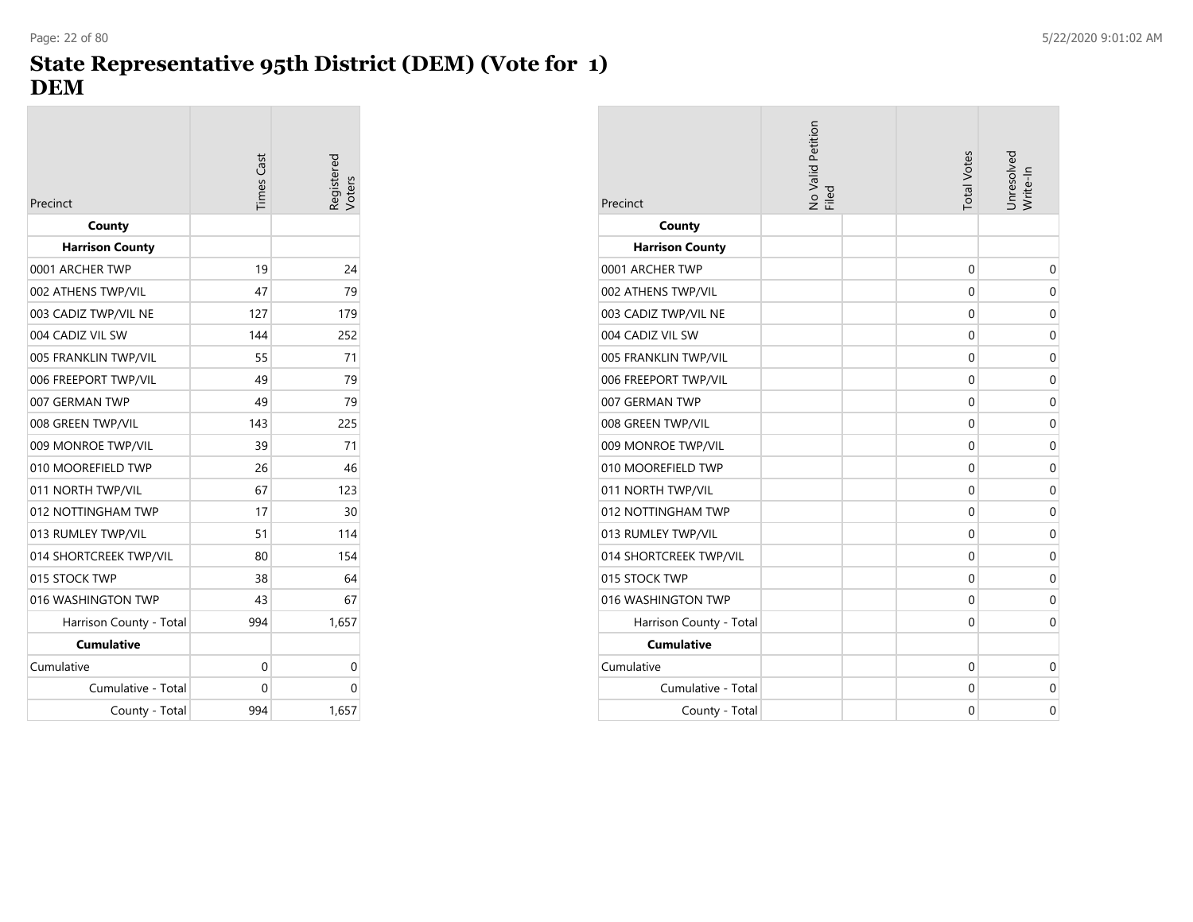# State Representative 95th District (DEM) (Vote for 1)
## DEM

| Precinct | Times Cast | Registered Voters |
|---|---|---|
| **County** | | |
| **Harrison County** | | |
| 0001 ARCHER TWP | 19 | 24 |
| 002 ATHENS TWP/VIL | 47 | 79 |
| 003 CADIZ TWP/VIL NE | 127 | 179 |
| 004 CADIZ VIL SW | 144 | 252 |
| 005 FRANKLIN TWP/VIL | 55 | 71 |
| 006 FREEPORT TWP/VIL | 49 | 79 |
| 007 GERMAN TWP | 49 | 79 |
| 008 GREEN TWP/VIL | 143 | 225 |
| 009 MONROE TWP/VIL | 39 | 71 |
| 010 MOOREFIELD TWP | 26 | 46 |
| 011 NORTH TWP/VIL | 67 | 123 |
| 012 NOTTINGHAM TWP | 17 | 30 |
| 013 RUMLEY TWP/VIL | 51 | 114 |
| 014 SHORTCREEK TWP/VIL | 80 | 154 |
| 015 STOCK TWP | 38 | 64 |
| 016 WASHINGTON TWP | 43 | 67 |
| Harrison County - Total | 994 | 1,657 |
| **Cumulative** | | |
| Cumulative | 0 | 0 |
| Cumulative - Total | 0 | 0 |
| County - Total | 994 | 1,657 |

| Precinct | No Valid Petition Filed | | Total Votes | Unresolved Write-In |
|---|---|---|---|---|
| **County** | | | | |
| **Harrison County** | | | | |
| 0001 ARCHER TWP | | | 0 | 0 |
| 002 ATHENS TWP/VIL | | | 0 | 0 |
| 003 CADIZ TWP/VIL NE | | | 0 | 0 |
| 004 CADIZ VIL SW | | | 0 | 0 |
| 005 FRANKLIN TWP/VIL | | | 0 | 0 |
| 006 FREEPORT TWP/VIL | | | 0 | 0 |
| 007 GERMAN TWP | | | 0 | 0 |
| 008 GREEN TWP/VIL | | | 0 | 0 |
| 009 MONROE TWP/VIL | | | 0 | 0 |
| 010 MOOREFIELD TWP | | | 0 | 0 |
| 011 NORTH TWP/VIL | | | 0 | 0 |
| 012 NOTTINGHAM TWP | | | 0 | 0 |
| 013 RUMLEY TWP/VIL | | | 0 | 0 |
| 014 SHORTCREEK TWP/VIL | | | 0 | 0 |
| 015 STOCK TWP | | | 0 | 0 |
| 016 WASHINGTON TWP | | | 0 | 0 |
| Harrison County - Total | | | 0 | 0 |
| **Cumulative** | | | | |
| Cumulative | | | 0 | 0 |
| Cumulative - Total | | | 0 | 0 |
| County - Total | | | 0 | 0 |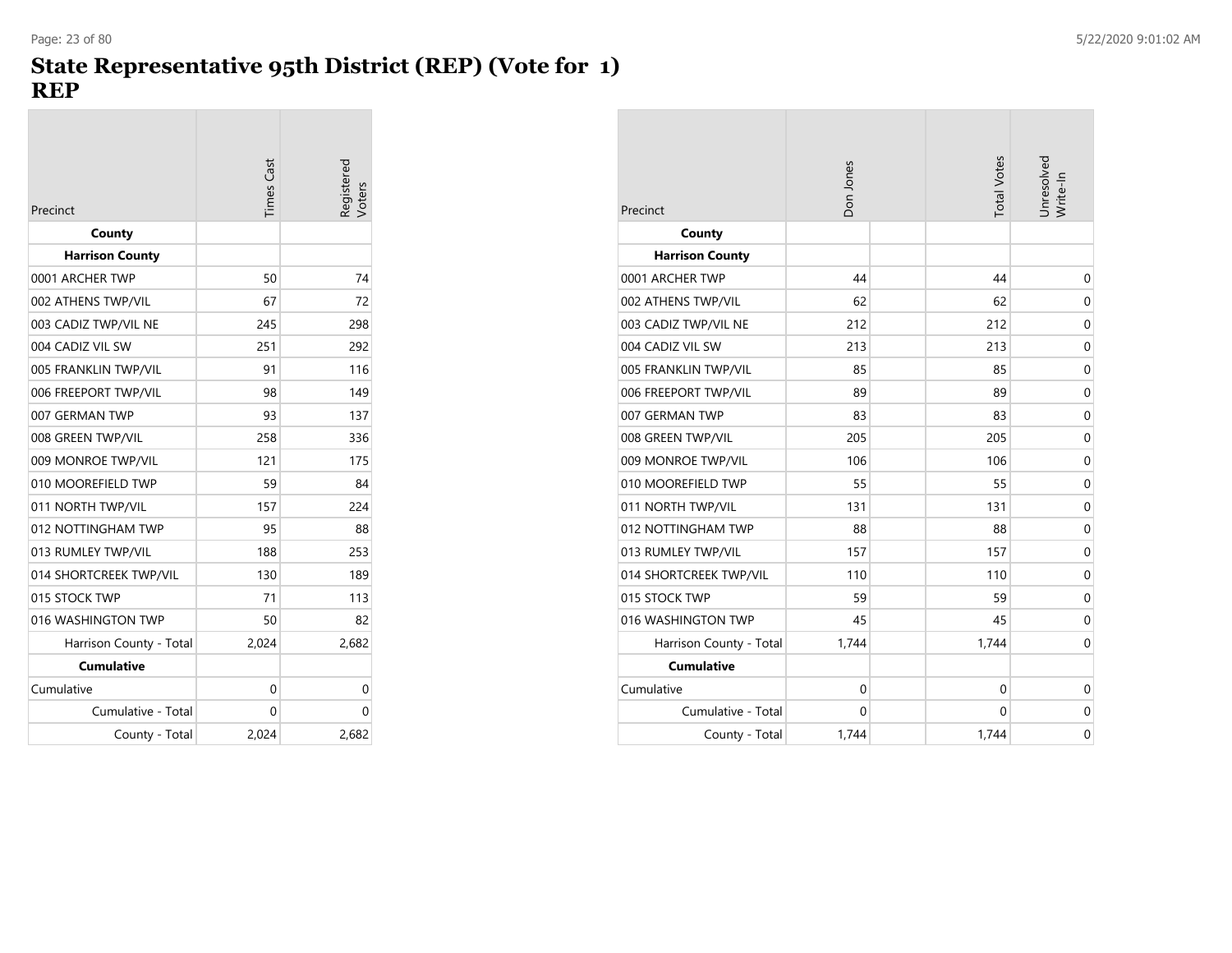# State Representative 95th District (REP) (Vote for 1)
# REP

| Precinct | Times Cast | Registered Voters |
|---|---|---|
| **County** | | |
| **Harrison County** | | |
| 0001 ARCHER TWP | 50 | 74 |
| 002 ATHENS TWP/VIL | 67 | 72 |
| 003 CADIZ TWP/VIL NE | 245 | 298 |
| 004 CADIZ VIL SW | 251 | 292 |
| 005 FRANKLIN TWP/VIL | 91 | 116 |
| 006 FREEPORT TWP/VIL | 98 | 149 |
| 007 GERMAN TWP | 93 | 137 |
| 008 GREEN TWP/VIL | 258 | 336 |
| 009 MONROE TWP/VIL | 121 | 175 |
| 010 MOOREFIELD TWP | 59 | 84 |
| 011 NORTH TWP/VIL | 157 | 224 |
| 012 NOTTINGHAM TWP | 95 | 88 |
| 013 RUMLEY TWP/VIL | 188 | 253 |
| 014 SHORTCREEK TWP/VIL | 130 | 189 |
| 015 STOCK TWP | 71 | 113 |
| 016 WASHINGTON TWP | 50 | 82 |
| Harrison County - Total | 2,024 | 2,682 |
| **Cumulative** | | |
| Cumulative | 0 | 0 |
| Cumulative - Total | 0 | 0 |
| County - Total | 2,024 | 2,682 |

| Precinct | Don Jones | | Total Votes | Unresolved Write-In |
|---|---|---|---|---|
| **County** | | | | |
| **Harrison County** | | | | |
| 0001 ARCHER TWP | 44 | | 44 | 0 |
| 002 ATHENS TWP/VIL | 62 | | 62 | 0 |
| 003 CADIZ TWP/VIL NE | 212 | | 212 | 0 |
| 004 CADIZ VIL SW | 213 | | 213 | 0 |
| 005 FRANKLIN TWP/VIL | 85 | | 85 | 0 |
| 006 FREEPORT TWP/VIL | 89 | | 89 | 0 |
| 007 GERMAN TWP | 83 | | 83 | 0 |
| 008 GREEN TWP/VIL | 205 | | 205 | 0 |
| 009 MONROE TWP/VIL | 106 | | 106 | 0 |
| 010 MOOREFIELD TWP | 55 | | 55 | 0 |
| 011 NORTH TWP/VIL | 131 | | 131 | 0 |
| 012 NOTTINGHAM TWP | 88 | | 88 | 0 |
| 013 RUMLEY TWP/VIL | 157 | | 157 | 0 |
| 014 SHORTCREEK TWP/VIL | 110 | | 110 | 0 |
| 015 STOCK TWP | 59 | | 59 | 0 |
| 016 WASHINGTON TWP | 45 | | 45 | 0 |
| Harrison County - Total | 1,744 | | 1,744 | 0 |
| **Cumulative** | | | | |
| Cumulative | 0 | | 0 | 0 |
| Cumulative - Total | 0 | | 0 | 0 |
| County - Total | 1,744 | | 1,744 | 0 |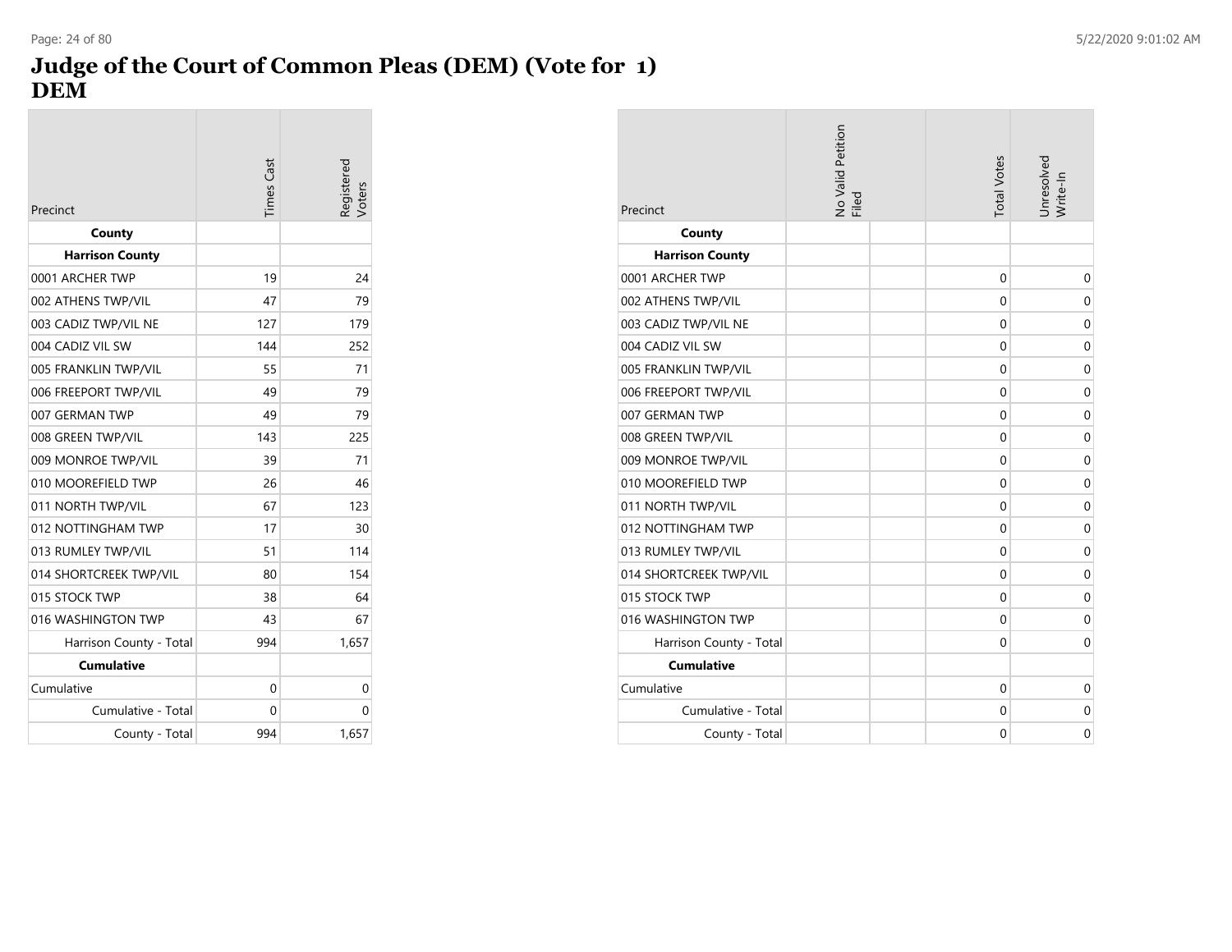# Judge of the Court of Common Pleas (DEM) (Vote for 1)
# DEM

| Precinct | Times Cast | Registered Voters |
|---|---|---|
| **County** | | |
| **Harrison County** | | |
| 0001 ARCHER TWP | 19 | 24 |
| 002 ATHENS TWP/VIL | 47 | 79 |
| 003 CADIZ TWP/VIL NE | 127 | 179 |
| 004 CADIZ VIL SW | 144 | 252 |
| 005 FRANKLIN TWP/VIL | 55 | 71 |
| 006 FREEPORT TWP/VIL | 49 | 79 |
| 007 GERMAN TWP | 49 | 79 |
| 008 GREEN TWP/VIL | 143 | 225 |
| 009 MONROE TWP/VIL | 39 | 71 |
| 010 MOOREFIELD TWP | 26 | 46 |
| 011 NORTH TWP/VIL | 67 | 123 |
| 012 NOTTINGHAM TWP | 17 | 30 |
| 013 RUMLEY TWP/VIL | 51 | 114 |
| 014 SHORTCREEK TWP/VIL | 80 | 154 |
| 015 STOCK TWP | 38 | 64 |
| 016 WASHINGTON TWP | 43 | 67 |
| Harrison County - Total | 994 | 1,657 |
| **Cumulative** | | |
| Cumulative | 0 | 0 |
| Cumulative - Total | 0 | 0 |
| County - Total | 994 | 1,657 |

| Precinct | No Valid Petition Filed | | Total Votes | Unresolved Write-In |
|---|---|---|---|---|
| **County** | | | | |
| **Harrison County** | | | | |
| 0001 ARCHER TWP | | | 0 | 0 |
| 002 ATHENS TWP/VIL | | | 0 | 0 |
| 003 CADIZ TWP/VIL NE | | | 0 | 0 |
| 004 CADIZ VIL SW | | | 0 | 0 |
| 005 FRANKLIN TWP/VIL | | | 0 | 0 |
| 006 FREEPORT TWP/VIL | | | 0 | 0 |
| 007 GERMAN TWP | | | 0 | 0 |
| 008 GREEN TWP/VIL | | | 0 | 0 |
| 009 MONROE TWP/VIL | | | 0 | 0 |
| 010 MOOREFIELD TWP | | | 0 | 0 |
| 011 NORTH TWP/VIL | | | 0 | 0 |
| 012 NOTTINGHAM TWP | | | 0 | 0 |
| 013 RUMLEY TWP/VIL | | | 0 | 0 |
| 014 SHORTCREEK TWP/VIL | | | 0 | 0 |
| 015 STOCK TWP | | | 0 | 0 |
| 016 WASHINGTON TWP | | | 0 | 0 |
| Harrison County - Total | | | 0 | 0 |
| **Cumulative** | | | | |
| Cumulative | | | 0 | 0 |
| Cumulative - Total | | | 0 | 0 |
| County - Total | | | 0 | 0 |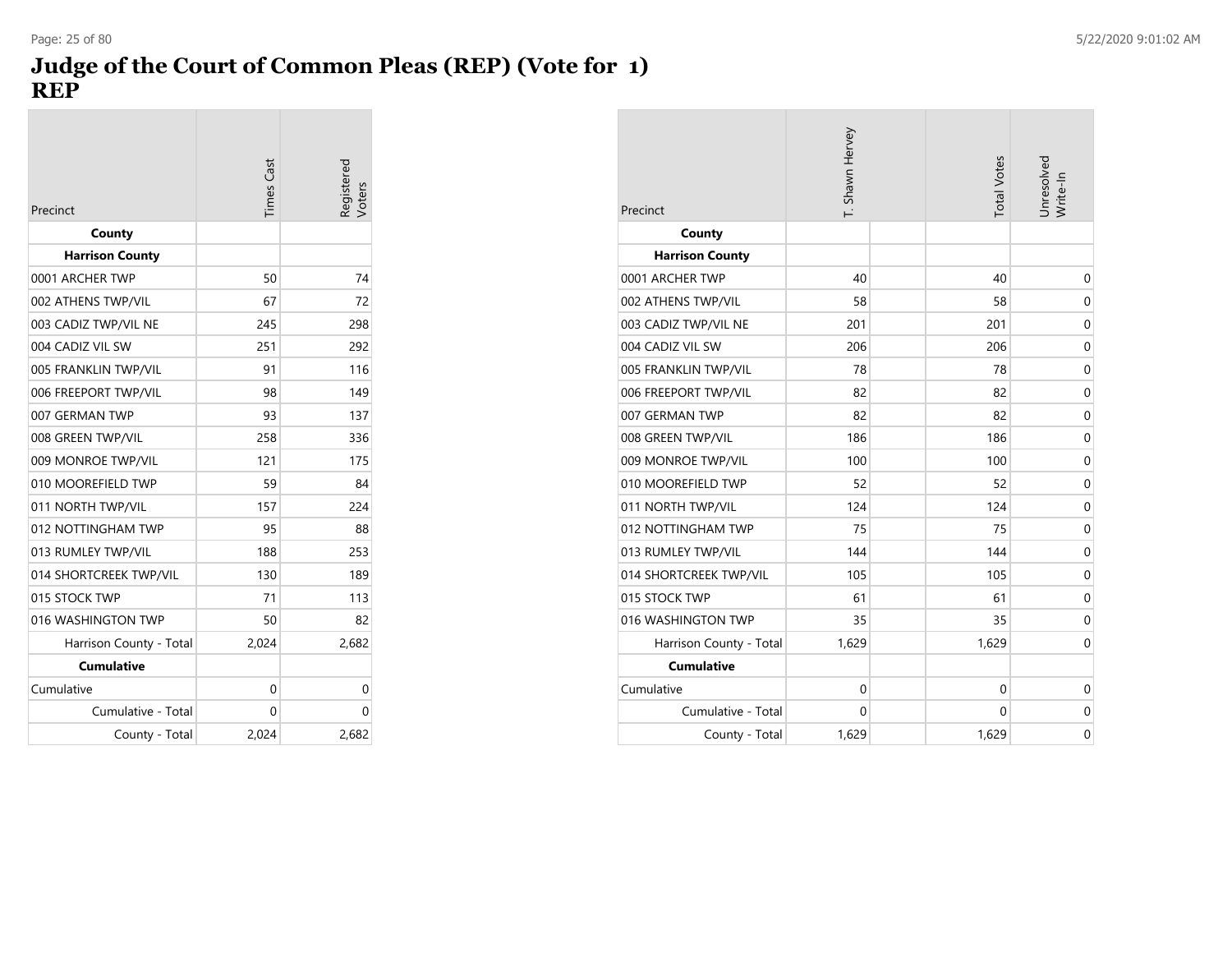# Judge of the Court of Common Pleas (REP) (Vote for 1)
# REP

| Precinct | Times Cast | Registered Voters |
|---|---|---|
| **County** | | |
| **Harrison County** | | |
| 0001 ARCHER TWP | 50 | 74 |
| 002 ATHENS TWP/VIL | 67 | 72 |
| 003 CADIZ TWP/VIL NE | 245 | 298 |
| 004 CADIZ VIL SW | 251 | 292 |
| 005 FRANKLIN TWP/VIL | 91 | 116 |
| 006 FREEPORT TWP/VIL | 98 | 149 |
| 007 GERMAN TWP | 93 | 137 |
| 008 GREEN TWP/VIL | 258 | 336 |
| 009 MONROE TWP/VIL | 121 | 175 |
| 010 MOOREFIELD TWP | 59 | 84 |
| 011 NORTH TWP/VIL | 157 | 224 |
| 012 NOTTINGHAM TWP | 95 | 88 |
| 013 RUMLEY TWP/VIL | 188 | 253 |
| 014 SHORTCREEK TWP/VIL | 130 | 189 |
| 015 STOCK TWP | 71 | 113 |
| 016 WASHINGTON TWP | 50 | 82 |
| Harrison County - Total | 2,024 | 2,682 |
| **Cumulative** | | |
| Cumulative | 0 | 0 |
| Cumulative - Total | 0 | 0 |
| County - Total | 2,024 | 2,682 |

| Precinct | T. Shawn Hervey | | Total Votes | Unresolved Write-In |
|---|---|---|---|---|
| **County** | | | | |
| **Harrison County** | | | | |
| 0001 ARCHER TWP | 40 | | 40 | 0 |
| 002 ATHENS TWP/VIL | 58 | | 58 | 0 |
| 003 CADIZ TWP/VIL NE | 201 | | 201 | 0 |
| 004 CADIZ VIL SW | 206 | | 206 | 0 |
| 005 FRANKLIN TWP/VIL | 78 | | 78 | 0 |
| 006 FREEPORT TWP/VIL | 82 | | 82 | 0 |
| 007 GERMAN TWP | 82 | | 82 | 0 |
| 008 GREEN TWP/VIL | 186 | | 186 | 0 |
| 009 MONROE TWP/VIL | 100 | | 100 | 0 |
| 010 MOOREFIELD TWP | 52 | | 52 | 0 |
| 011 NORTH TWP/VIL | 124 | | 124 | 0 |
| 012 NOTTINGHAM TWP | 75 | | 75 | 0 |
| 013 RUMLEY TWP/VIL | 144 | | 144 | 0 |
| 014 SHORTCREEK TWP/VIL | 105 | | 105 | 0 |
| 015 STOCK TWP | 61 | | 61 | 0 |
| 016 WASHINGTON TWP | 35 | | 35 | 0 |
| Harrison County - Total | 1,629 | | 1,629 | 0 |
| **Cumulative** | | | | |
| Cumulative | 0 | | 0 | 0 |
| Cumulative - Total | 0 | | 0 | 0 |
| County - Total | 1,629 | | 1,629 | 0 |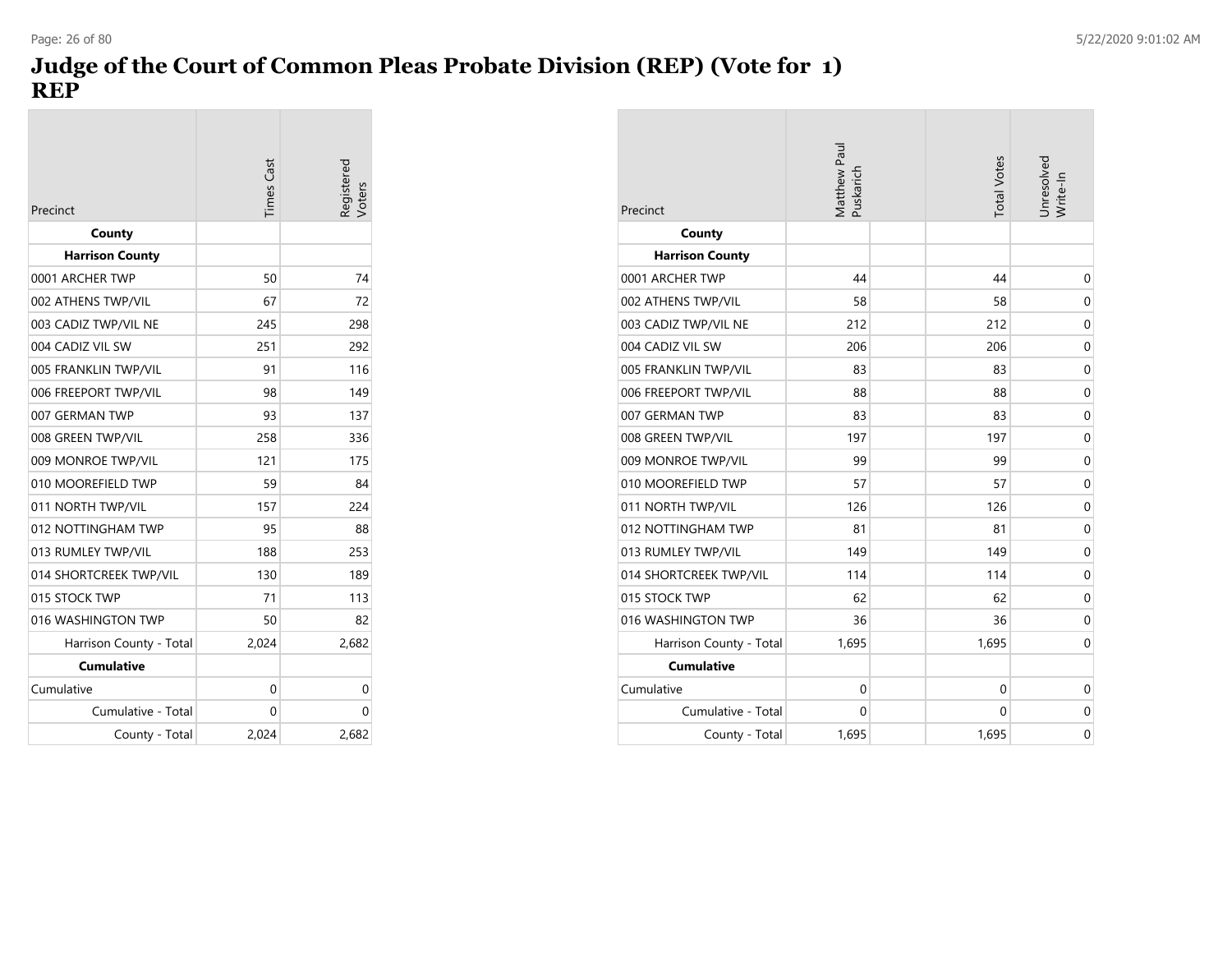# Judge of the Court of Common Pleas Probate Division (REP) (Vote for 1)
## REP

| Precinct | Times Cast | Registered Voters | Matthew Paul Puskarich | Total Votes | Unresolved Write-In |
|---|---|---|---|---|---|
| **County** | | | | | |
| **Harrison County** | | | | | |
| 0001 ARCHER TWP | 50 | 74 | 44 | 44 | 0 |
| 002 ATHENS TWP/VIL | 67 | 72 | 58 | 58 | 0 |
| 003 CADIZ TWP/VIL NE | 245 | 298 | 212 | 212 | 0 |
| 004 CADIZ VIL SW | 251 | 292 | 206 | 206 | 0 |
| 005 FRANKLIN TWP/VIL | 91 | 116 | 83 | 83 | 0 |
| 006 FREEPORT TWP/VIL | 98 | 149 | 88 | 88 | 0 |
| 007 GERMAN TWP | 93 | 137 | 83 | 83 | 0 |
| 008 GREEN TWP/VIL | 258 | 336 | 197 | 197 | 0 |
| 009 MONROE TWP/VIL | 121 | 175 | 99 | 99 | 0 |
| 010 MOOREFIELD TWP | 59 | 84 | 57 | 57 | 0 |
| 011 NORTH TWP/VIL | 157 | 224 | 126 | 126 | 0 |
| 012 NOTTINGHAM TWP | 95 | 88 | 81 | 81 | 0 |
| 013 RUMLEY TWP/VIL | 188 | 253 | 149 | 149 | 0 |
| 014 SHORTCREEK TWP/VIL | 130 | 189 | 114 | 114 | 0 |
| 015 STOCK TWP | 71 | 113 | 62 | 62 | 0 |
| 016 WASHINGTON TWP | 50 | 82 | 36 | 36 | 0 |
| Harrison County - Total | 2,024 | 2,682 | 1,695 | 1,695 | 0 |
| **Cumulative** | | | | | |
| Cumulative | 0 | 0 | 0 | 0 | 0 |
| Cumulative - Total | 0 | 0 | 0 | 0 | 0 |
| County - Total | 2,024 | 2,682 | 1,695 | 1,695 | 0 |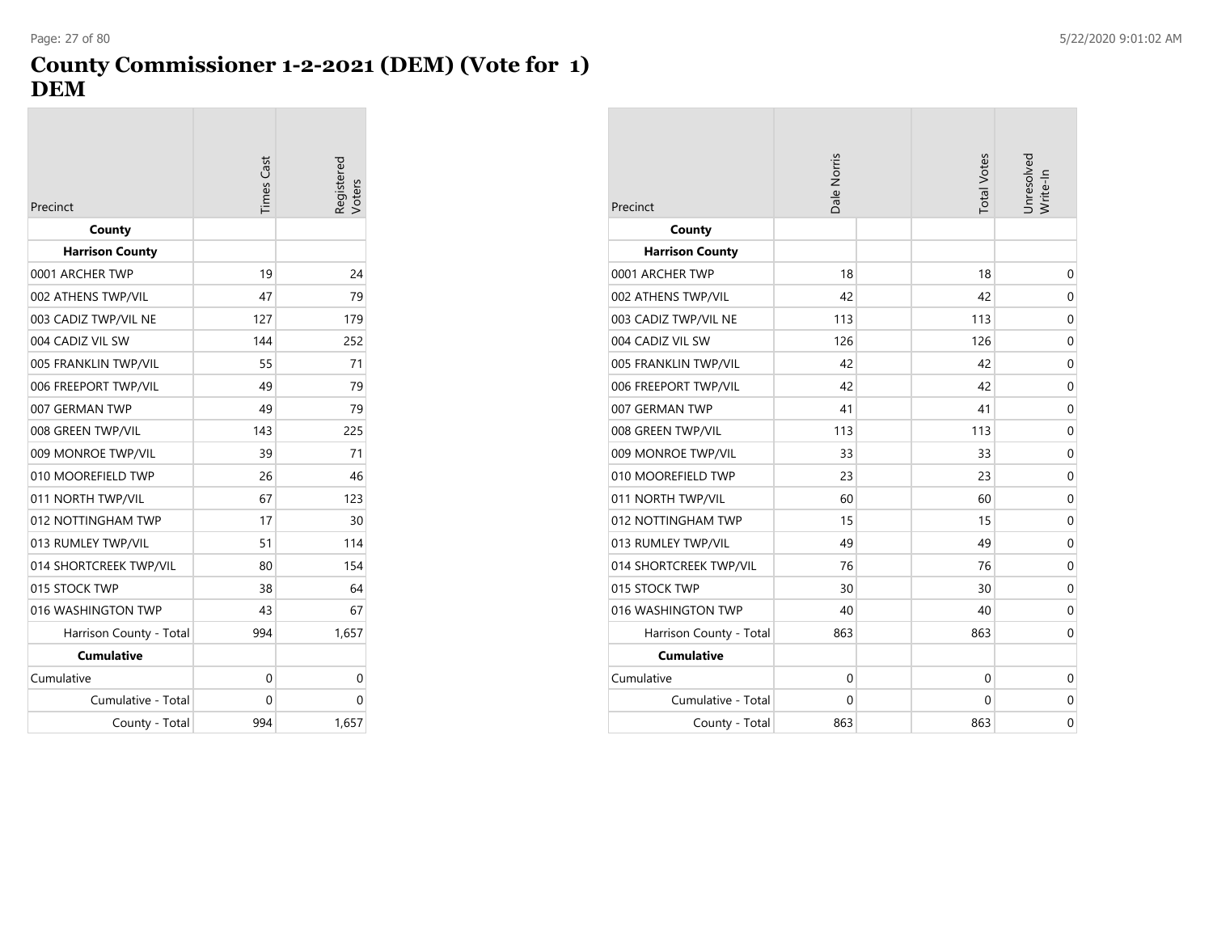# County Commissioner 1-2-2021 (DEM) (Vote for 1)
# DEM

| Precinct | Times Cast | Registered Voters |
|---|---|---|
| **County** | | |
| **Harrison County** | | |
| 0001 ARCHER TWP | 19 | 24 |
| 002 ATHENS TWP/VIL | 47 | 79 |
| 003 CADIZ TWP/VIL NE | 127 | 179 |
| 004 CADIZ VIL SW | 144 | 252 |
| 005 FRANKLIN TWP/VIL | 55 | 71 |
| 006 FREEPORT TWP/VIL | 49 | 79 |
| 007 GERMAN TWP | 49 | 79 |
| 008 GREEN TWP/VIL | 143 | 225 |
| 009 MONROE TWP/VIL | 39 | 71 |
| 010 MOOREFIELD TWP | 26 | 46 |
| 011 NORTH TWP/VIL | 67 | 123 |
| 012 NOTTINGHAM TWP | 17 | 30 |
| 013 RUMLEY TWP/VIL | 51 | 114 |
| 014 SHORTCREEK TWP/VIL | 80 | 154 |
| 015 STOCK TWP | 38 | 64 |
| 016 WASHINGTON TWP | 43 | 67 |
| Harrison County - Total | 994 | 1,657 |
| **Cumulative** | | |
| Cumulative | 0 | 0 |
| Cumulative - Total | 0 | 0 |
| County - Total | 994 | 1,657 |

| Precinct | Dale Norris | | Total Votes | Unresolved Write-In |
|---|---|---|---|---|
| **County** | | | | |
| **Harrison County** | | | | |
| 0001 ARCHER TWP | 18 | | 18 | 0 |
| 002 ATHENS TWP/VIL | 42 | | 42 | 0 |
| 003 CADIZ TWP/VIL NE | 113 | | 113 | 0 |
| 004 CADIZ VIL SW | 126 | | 126 | 0 |
| 005 FRANKLIN TWP/VIL | 42 | | 42 | 0 |
| 006 FREEPORT TWP/VIL | 42 | | 42 | 0 |
| 007 GERMAN TWP | 41 | | 41 | 0 |
| 008 GREEN TWP/VIL | 113 | | 113 | 0 |
| 009 MONROE TWP/VIL | 33 | | 33 | 0 |
| 010 MOOREFIELD TWP | 23 | | 23 | 0 |
| 011 NORTH TWP/VIL | 60 | | 60 | 0 |
| 012 NOTTINGHAM TWP | 15 | | 15 | 0 |
| 013 RUMLEY TWP/VIL | 49 | | 49 | 0 |
| 014 SHORTCREEK TWP/VIL | 76 | | 76 | 0 |
| 015 STOCK TWP | 30 | | 30 | 0 |
| 016 WASHINGTON TWP | 40 | | 40 | 0 |
| Harrison County - Total | 863 | | 863 | 0 |
| **Cumulative** | | | | |
| Cumulative | 0 | | 0 | 0 |
| Cumulative - Total | 0 | | 0 | 0 |
| County - Total | 863 | | 863 | 0 |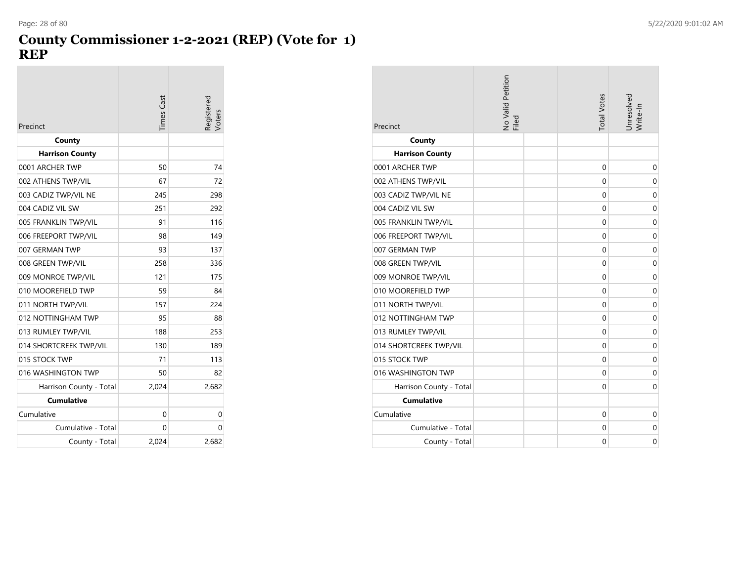# County Commissioner 1-2-2021 (REP) (Vote for 1)
# REP

| Precinct | Times Cast | Registered Voters |
|---|---|---|
| **County** | | |
| **Harrison County** | | |
| 0001 ARCHER TWP | 50 | 74 |
| 002 ATHENS TWP/VIL | 67 | 72 |
| 003 CADIZ TWP/VIL NE | 245 | 298 |
| 004 CADIZ VIL SW | 251 | 292 |
| 005 FRANKLIN TWP/VIL | 91 | 116 |
| 006 FREEPORT TWP/VIL | 98 | 149 |
| 007 GERMAN TWP | 93 | 137 |
| 008 GREEN TWP/VIL | 258 | 336 |
| 009 MONROE TWP/VIL | 121 | 175 |
| 010 MOOREFIELD TWP | 59 | 84 |
| 011 NORTH TWP/VIL | 157 | 224 |
| 012 NOTTINGHAM TWP | 95 | 88 |
| 013 RUMLEY TWP/VIL | 188 | 253 |
| 014 SHORTCREEK TWP/VIL | 130 | 189 |
| 015 STOCK TWP | 71 | 113 |
| 016 WASHINGTON TWP | 50 | 82 |
| Harrison County - Total | 2,024 | 2,682 |
| **Cumulative** | | |
| Cumulative | 0 | 0 |
| Cumulative - Total | 0 | 0 |
| County - Total | 2,024 | 2,682 |

| Precinct | No Valid Petition Filed | | Total Votes | Unresolved Write-In |
|---|---|---|---|---|
| **County** | | | | |
| **Harrison County** | | | | |
| 0001 ARCHER TWP | | | 0 | 0 |
| 002 ATHENS TWP/VIL | | | 0 | 0 |
| 003 CADIZ TWP/VIL NE | | | 0 | 0 |
| 004 CADIZ VIL SW | | | 0 | 0 |
| 005 FRANKLIN TWP/VIL | | | 0 | 0 |
| 006 FREEPORT TWP/VIL | | | 0 | 0 |
| 007 GERMAN TWP | | | 0 | 0 |
| 008 GREEN TWP/VIL | | | 0 | 0 |
| 009 MONROE TWP/VIL | | | 0 | 0 |
| 010 MOOREFIELD TWP | | | 0 | 0 |
| 011 NORTH TWP/VIL | | | 0 | 0 |
| 012 NOTTINGHAM TWP | | | 0 | 0 |
| 013 RUMLEY TWP/VIL | | | 0 | 0 |
| 014 SHORTCREEK TWP/VIL | | | 0 | 0 |
| 015 STOCK TWP | | | 0 | 0 |
| 016 WASHINGTON TWP | | | 0 | 0 |
| Harrison County - Total | | | 0 | 0 |
| **Cumulative** | | | | |
| Cumulative | | | 0 | 0 |
| Cumulative - Total | | | 0 | 0 |
| County - Total | | | 0 | 0 |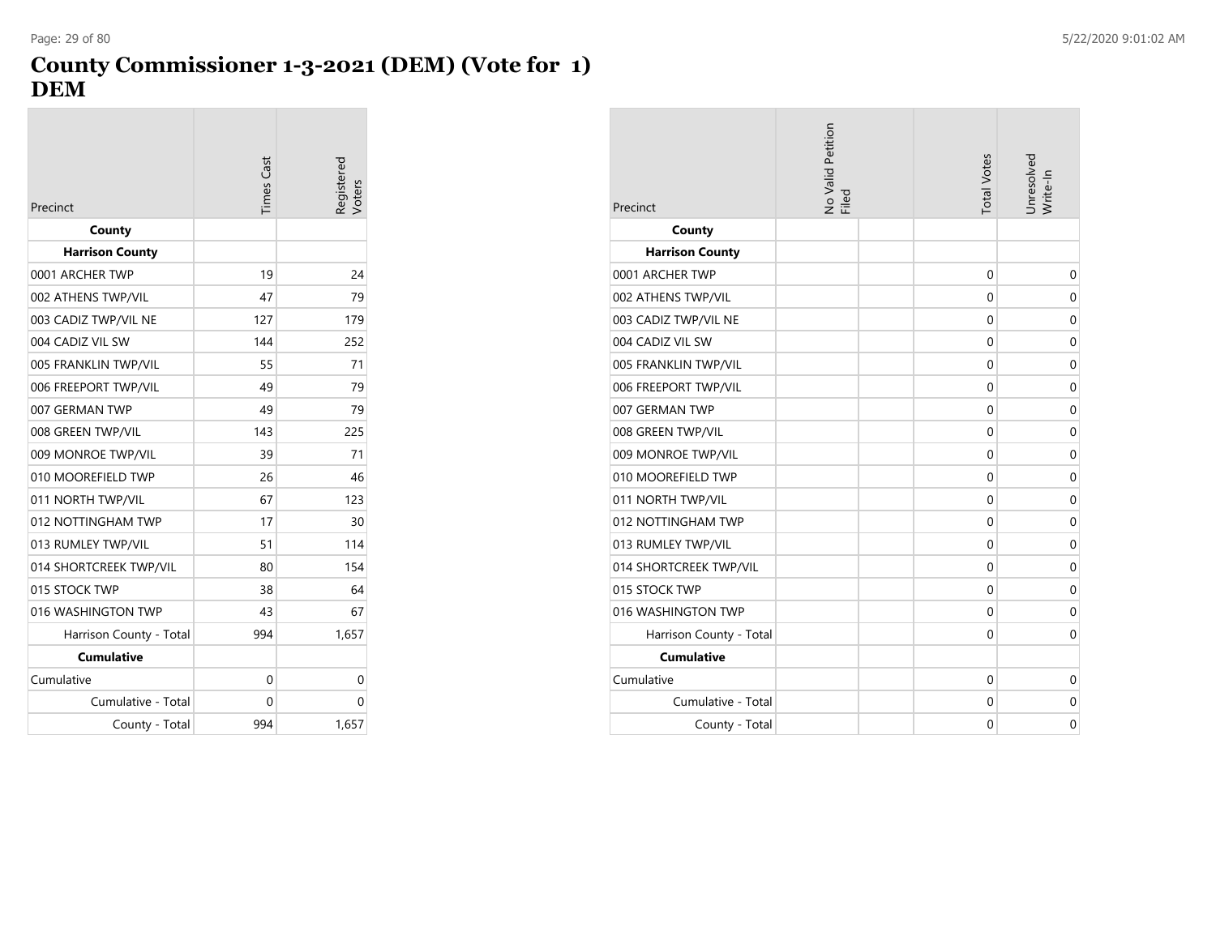# County Commissioner 1-3-2021 (DEM) (Vote for 1)
# DEM

| Precinct | Times Cast | Registered Voters |
|---|---|---|
| **County** | | |
| **Harrison County** | | |
| 0001 ARCHER TWP | 19 | 24 |
| 002 ATHENS TWP/VIL | 47 | 79 |
| 003 CADIZ TWP/VIL NE | 127 | 179 |
| 004 CADIZ VIL SW | 144 | 252 |
| 005 FRANKLIN TWP/VIL | 55 | 71 |
| 006 FREEPORT TWP/VIL | 49 | 79 |
| 007 GERMAN TWP | 49 | 79 |
| 008 GREEN TWP/VIL | 143 | 225 |
| 009 MONROE TWP/VIL | 39 | 71 |
| 010 MOOREFIELD TWP | 26 | 46 |
| 011 NORTH TWP/VIL | 67 | 123 |
| 012 NOTTINGHAM TWP | 17 | 30 |
| 013 RUMLEY TWP/VIL | 51 | 114 |
| 014 SHORTCREEK TWP/VIL | 80 | 154 |
| 015 STOCK TWP | 38 | 64 |
| 016 WASHINGTON TWP | 43 | 67 |
| Harrison County - Total | 994 | 1,657 |
| **Cumulative** | | |
| Cumulative | 0 | 0 |
| Cumulative - Total | 0 | 0 |
| County - Total | 994 | 1,657 |

| Precinct | No Valid Petition Filed | | Total Votes | Unresolved Write-In |
|---|---|---|---|---|
| **County** | | | | |
| **Harrison County** | | | | |
| 0001 ARCHER TWP | | | 0 | 0 |
| 002 ATHENS TWP/VIL | | | 0 | 0 |
| 003 CADIZ TWP/VIL NE | | | 0 | 0 |
| 004 CADIZ VIL SW | | | 0 | 0 |
| 005 FRANKLIN TWP/VIL | | | 0 | 0 |
| 006 FREEPORT TWP/VIL | | | 0 | 0 |
| 007 GERMAN TWP | | | 0 | 0 |
| 008 GREEN TWP/VIL | | | 0 | 0 |
| 009 MONROE TWP/VIL | | | 0 | 0 |
| 010 MOOREFIELD TWP | | | 0 | 0 |
| 011 NORTH TWP/VIL | | | 0 | 0 |
| 012 NOTTINGHAM TWP | | | 0 | 0 |
| 013 RUMLEY TWP/VIL | | | 0 | 0 |
| 014 SHORTCREEK TWP/VIL | | | 0 | 0 |
| 015 STOCK TWP | | | 0 | 0 |
| 016 WASHINGTON TWP | | | 0 | 0 |
| Harrison County - Total | | | 0 | 0 |
| **Cumulative** | | | | |
| Cumulative | | | 0 | 0 |
| Cumulative - Total | | | 0 | 0 |
| County - Total | | | 0 | 0 |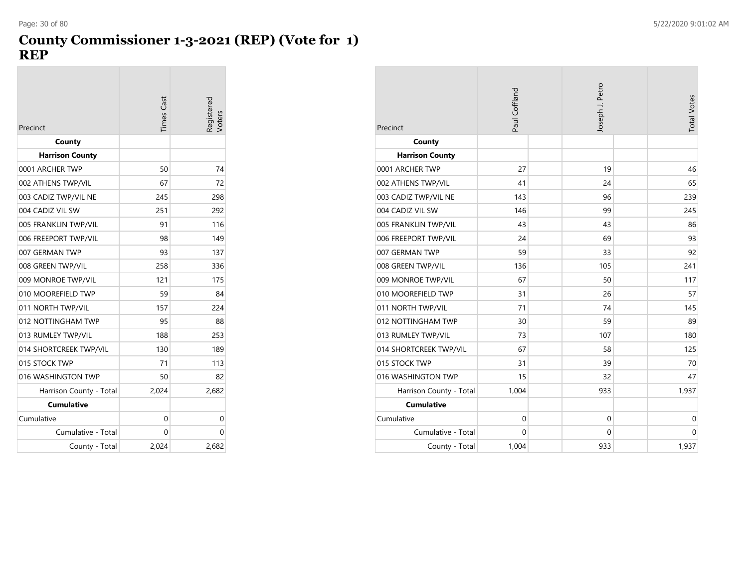# County Commissioner 1-3-2021 (REP) (Vote for 1)
## REP

| Precinct | Times Cast | Registered Voters |
|---|---|---|
| **County** | | |
| **Harrison County** | | |
| 0001 ARCHER TWP | 50 | 74 |
| 002 ATHENS TWP/VIL | 67 | 72 |
| 003 CADIZ TWP/VIL NE | 245 | 298 |
| 004 CADIZ VIL SW | 251 | 292 |
| 005 FRANKLIN TWP/VIL | 91 | 116 |
| 006 FREEPORT TWP/VIL | 98 | 149 |
| 007 GERMAN TWP | 93 | 137 |
| 008 GREEN TWP/VIL | 258 | 336 |
| 009 MONROE TWP/VIL | 121 | 175 |
| 010 MOOREFIELD TWP | 59 | 84 |
| 011 NORTH TWP/VIL | 157 | 224 |
| 012 NOTTINGHAM TWP | 95 | 88 |
| 013 RUMLEY TWP/VIL | 188 | 253 |
| 014 SHORTCREEK TWP/VIL | 130 | 189 |
| 015 STOCK TWP | 71 | 113 |
| 016 WASHINGTON TWP | 50 | 82 |
| Harrison County - Total | 2,024 | 2,682 |
| **Cumulative** | | |
| Cumulative | 0 | 0 |
| Cumulative - Total | 0 | 0 |
| County - Total | 2,024 | 2,682 |

| Precinct | Paul Coffland | Joseph J. Petro | Total Votes |
|---|---|---|---|
| **County** | | | |
| **Harrison County** | | | |
| 0001 ARCHER TWP | 27 | 19 | 46 |
| 002 ATHENS TWP/VIL | 41 | 24 | 65 |
| 003 CADIZ TWP/VIL NE | 143 | 96 | 239 |
| 004 CADIZ VIL SW | 146 | 99 | 245 |
| 005 FRANKLIN TWP/VIL | 43 | 43 | 86 |
| 006 FREEPORT TWP/VIL | 24 | 69 | 93 |
| 007 GERMAN TWP | 59 | 33 | 92 |
| 008 GREEN TWP/VIL | 136 | 105 | 241 |
| 009 MONROE TWP/VIL | 67 | 50 | 117 |
| 010 MOOREFIELD TWP | 31 | 26 | 57 |
| 011 NORTH TWP/VIL | 71 | 74 | 145 |
| 012 NOTTINGHAM TWP | 30 | 59 | 89 |
| 013 RUMLEY TWP/VIL | 73 | 107 | 180 |
| 014 SHORTCREEK TWP/VIL | 67 | 58 | 125 |
| 015 STOCK TWP | 31 | 39 | 70 |
| 016 WASHINGTON TWP | 15 | 32 | 47 |
| Harrison County - Total | 1,004 | 933 | 1,937 |
| **Cumulative** | | | |
| Cumulative | 0 | 0 | 0 |
| Cumulative - Total | 0 | 0 | 0 |
| County - Total | 1,004 | 933 | 1,937 |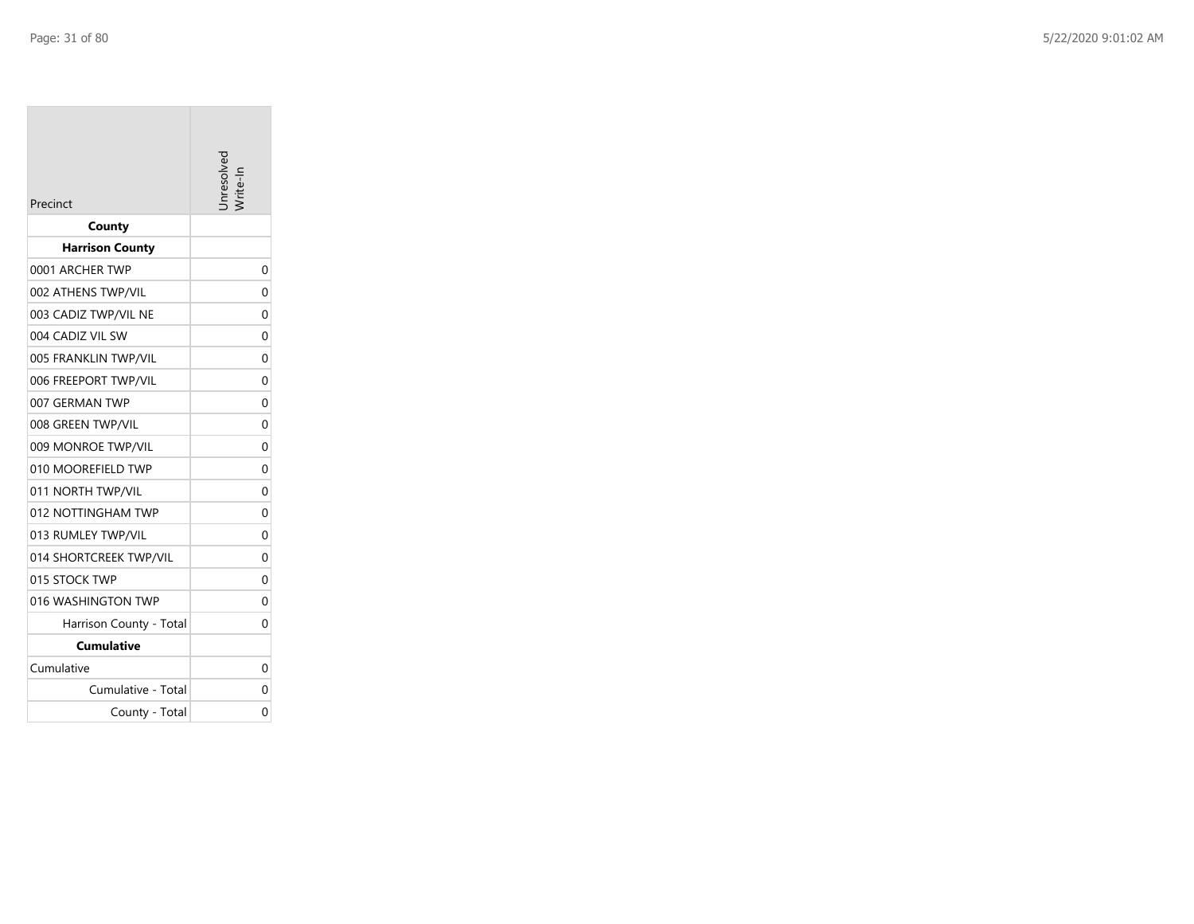| Precinct | Unresolved Write-In |
|---|---|
| **County** | |
| **Harrison County** | |
| 0001 ARCHER TWP | 0 |
| 002 ATHENS TWP/VIL | 0 |
| 003 CADIZ TWP/VIL NE | 0 |
| 004 CADIZ VIL SW | 0 |
| 005 FRANKLIN TWP/VIL | 0 |
| 006 FREEPORT TWP/VIL | 0 |
| 007 GERMAN TWP | 0 |
| 008 GREEN TWP/VIL | 0 |
| 009 MONROE TWP/VIL | 0 |
| 010 MOOREFIELD TWP | 0 |
| 011 NORTH TWP/VIL | 0 |
| 012 NOTTINGHAM TWP | 0 |
| 013 RUMLEY TWP/VIL | 0 |
| 014 SHORTCREEK TWP/VIL | 0 |
| 015 STOCK TWP | 0 |
| 016 WASHINGTON TWP | 0 |
| Harrison County - Total | 0 |
| **Cumulative** | |
| Cumulative | 0 |
| Cumulative - Total | 0 |
| County - Total | 0 |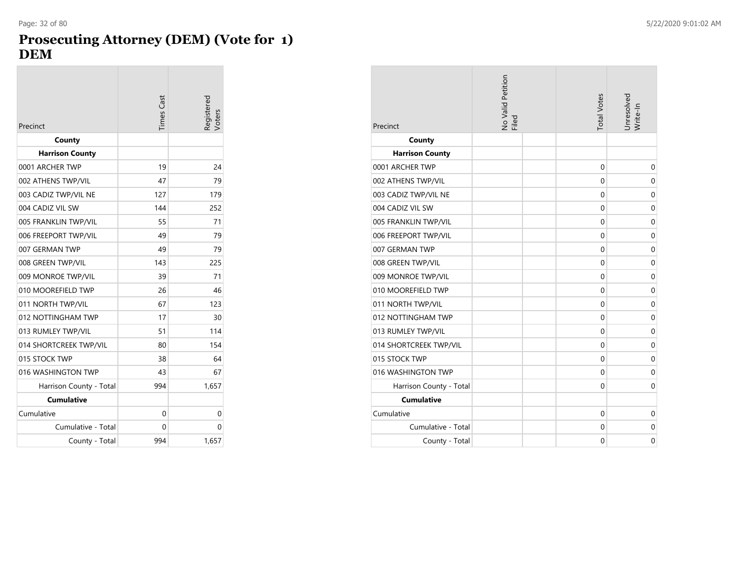# Prosecuting Attorney (DEM) (Vote for 1) DEM

| Precinct | Times Cast | Registered Voters |
|---|---|---|
| **County** | | |
| **Harrison County** | | |
| 0001 ARCHER TWP | 19 | 24 |
| 002 ATHENS TWP/VIL | 47 | 79 |
| 003 CADIZ TWP/VIL NE | 127 | 179 |
| 004 CADIZ VIL SW | 144 | 252 |
| 005 FRANKLIN TWP/VIL | 55 | 71 |
| 006 FREEPORT TWP/VIL | 49 | 79 |
| 007 GERMAN TWP | 49 | 79 |
| 008 GREEN TWP/VIL | 143 | 225 |
| 009 MONROE TWP/VIL | 39 | 71 |
| 010 MOOREFIELD TWP | 26 | 46 |
| 011 NORTH TWP/VIL | 67 | 123 |
| 012 NOTTINGHAM TWP | 17 | 30 |
| 013 RUMLEY TWP/VIL | 51 | 114 |
| 014 SHORTCREEK TWP/VIL | 80 | 154 |
| 015 STOCK TWP | 38 | 64 |
| 016 WASHINGTON TWP | 43 | 67 |
| Harrison County - Total | 994 | 1,657 |
| **Cumulative** | | |
| Cumulative | 0 | 0 |
| Cumulative - Total | 0 | 0 |
| County - Total | 994 | 1,657 |

| Precinct | No Valid Petition Filed | | Total Votes | Unresolved Write-In |
|---|---|---|---|---|
| **County** | | | | |
| **Harrison County** | | | | |
| 0001 ARCHER TWP | | | 0 | 0 |
| 002 ATHENS TWP/VIL | | | 0 | 0 |
| 003 CADIZ TWP/VIL NE | | | 0 | 0 |
| 004 CADIZ VIL SW | | | 0 | 0 |
| 005 FRANKLIN TWP/VIL | | | 0 | 0 |
| 006 FREEPORT TWP/VIL | | | 0 | 0 |
| 007 GERMAN TWP | | | 0 | 0 |
| 008 GREEN TWP/VIL | | | 0 | 0 |
| 009 MONROE TWP/VIL | | | 0 | 0 |
| 010 MOOREFIELD TWP | | | 0 | 0 |
| 011 NORTH TWP/VIL | | | 0 | 0 |
| 012 NOTTINGHAM TWP | | | 0 | 0 |
| 013 RUMLEY TWP/VIL | | | 0 | 0 |
| 014 SHORTCREEK TWP/VIL | | | 0 | 0 |
| 015 STOCK TWP | | | 0 | 0 |
| 016 WASHINGTON TWP | | | 0 | 0 |
| Harrison County - Total | | | 0 | 0 |
| **Cumulative** | | | | |
| Cumulative | | | 0 | 0 |
| Cumulative - Total | | | 0 | 0 |
| County - Total | | | 0 | 0 |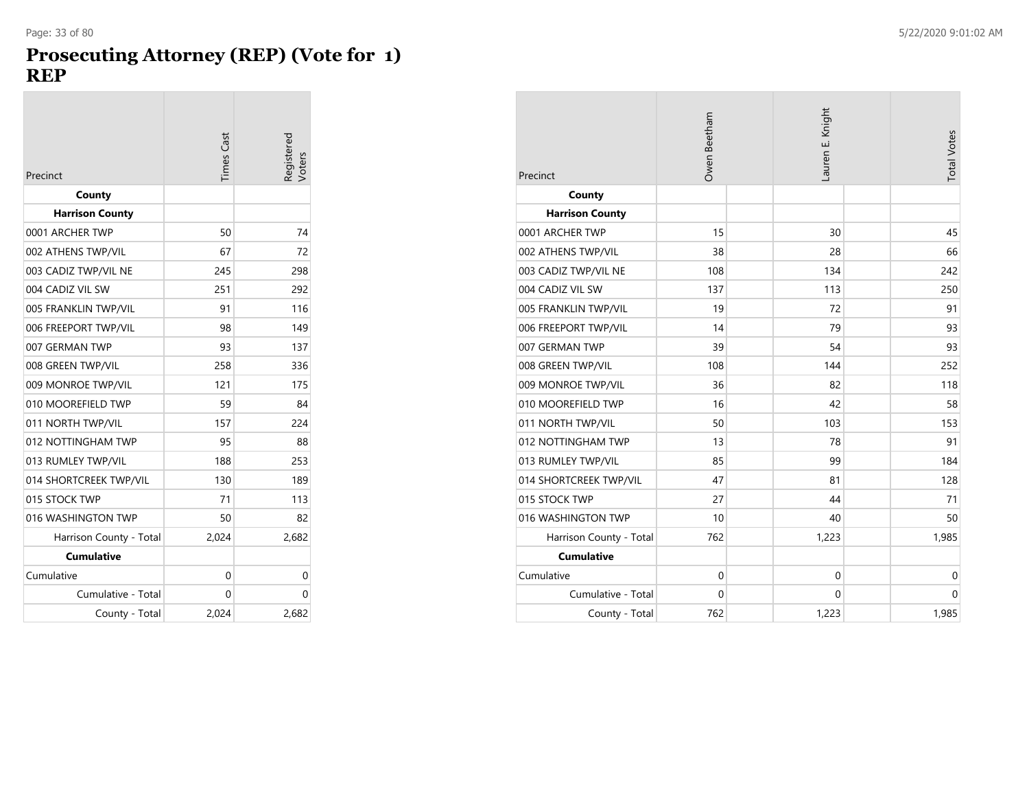# Prosecuting Attorney (REP) (Vote for 1)
## REP

| Precinct | Times Cast | Registered Voters |
|---|---|---|
| **County** | | |
| **Harrison County** | | |
| 0001 ARCHER TWP | 50 | 74 |
| 002 ATHENS TWP/VIL | 67 | 72 |
| 003 CADIZ TWP/VIL NE | 245 | 298 |
| 004 CADIZ VIL SW | 251 | 292 |
| 005 FRANKLIN TWP/VIL | 91 | 116 |
| 006 FREEPORT TWP/VIL | 98 | 149 |
| 007 GERMAN TWP | 93 | 137 |
| 008 GREEN TWP/VIL | 258 | 336 |
| 009 MONROE TWP/VIL | 121 | 175 |
| 010 MOOREFIELD TWP | 59 | 84 |
| 011 NORTH TWP/VIL | 157 | 224 |
| 012 NOTTINGHAM TWP | 95 | 88 |
| 013 RUMLEY TWP/VIL | 188 | 253 |
| 014 SHORTCREEK TWP/VIL | 130 | 189 |
| 015 STOCK TWP | 71 | 113 |
| 016 WASHINGTON TWP | 50 | 82 |
| Harrison County - Total | 2,024 | 2,682 |
| **Cumulative** | | |
| Cumulative | 0 | 0 |
| Cumulative - Total | 0 | 0 |
| County - Total | 2,024 | 2,682 |

| Precinct | Owen Beetham | | Lauren E. Knight | | Total Votes |
|---|---|---|---|---|---|
| **County** | | | | | |
| **Harrison County** | | | | | |
| 0001 ARCHER TWP | 15 | | 30 | | 45 |
| 002 ATHENS TWP/VIL | 38 | | 28 | | 66 |
| 003 CADIZ TWP/VIL NE | 108 | | 134 | | 242 |
| 004 CADIZ VIL SW | 137 | | 113 | | 250 |
| 005 FRANKLIN TWP/VIL | 19 | | 72 | | 91 |
| 006 FREEPORT TWP/VIL | 14 | | 79 | | 93 |
| 007 GERMAN TWP | 39 | | 54 | | 93 |
| 008 GREEN TWP/VIL | 108 | | 144 | | 252 |
| 009 MONROE TWP/VIL | 36 | | 82 | | 118 |
| 010 MOOREFIELD TWP | 16 | | 42 | | 58 |
| 011 NORTH TWP/VIL | 50 | | 103 | | 153 |
| 012 NOTTINGHAM TWP | 13 | | 78 | | 91 |
| 013 RUMLEY TWP/VIL | 85 | | 99 | | 184 |
| 014 SHORTCREEK TWP/VIL | 47 | | 81 | | 128 |
| 015 STOCK TWP | 27 | | 44 | | 71 |
| 016 WASHINGTON TWP | 10 | | 40 | | 50 |
| Harrison County - Total | 762 | | 1,223 | | 1,985 |
| **Cumulative** | | | | | |
| Cumulative | 0 | | 0 | | 0 |
| Cumulative - Total | 0 | | 0 | | 0 |
| County - Total | 762 | | 1,223 | | 1,985 |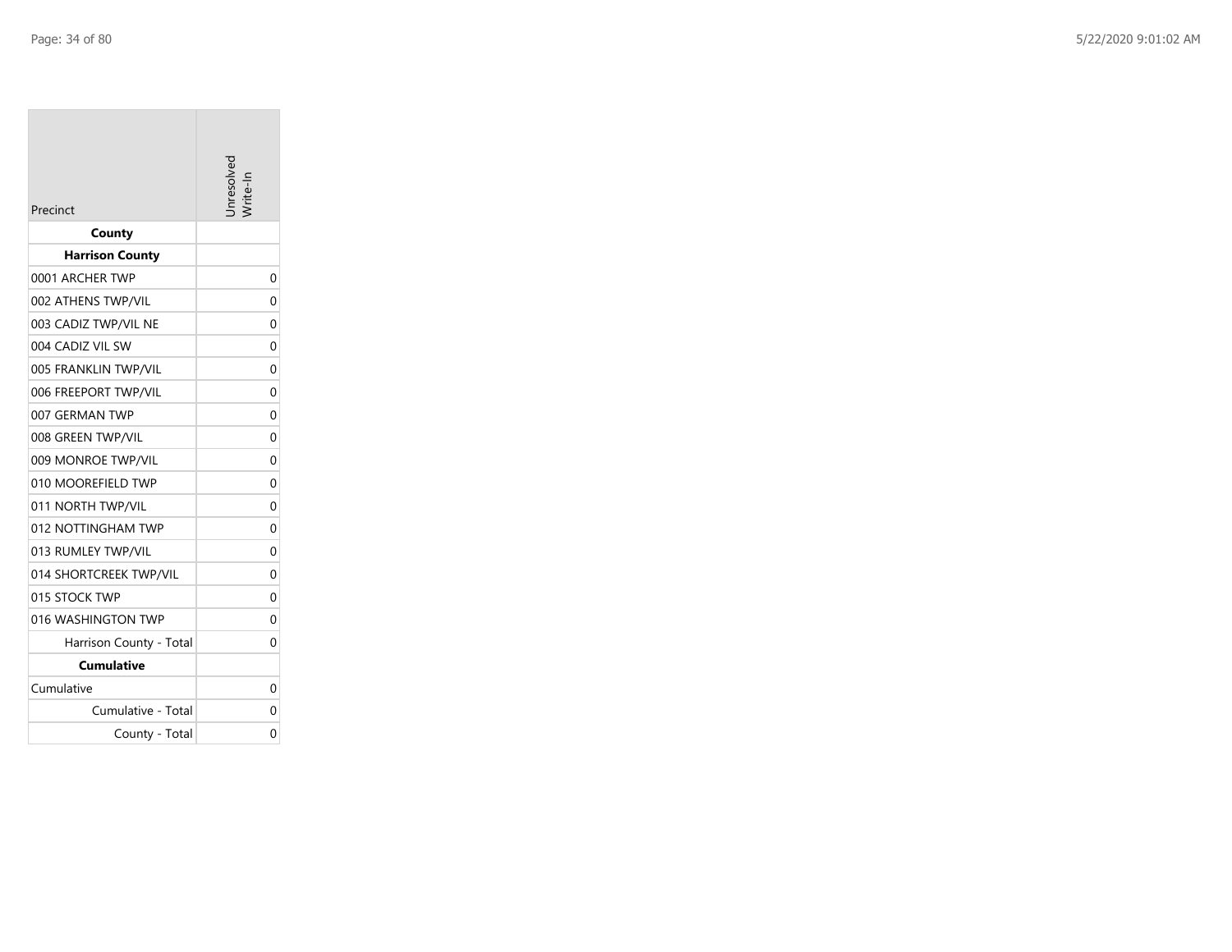| Precinct | Unresolved Write-In |
|---|---|
| **County** | |
| **Harrison County** | |
| 0001 ARCHER TWP | 0 |
| 002 ATHENS TWP/VIL | 0 |
| 003 CADIZ TWP/VIL NE | 0 |
| 004 CADIZ VIL SW | 0 |
| 005 FRANKLIN TWP/VIL | 0 |
| 006 FREEPORT TWP/VIL | 0 |
| 007 GERMAN TWP | 0 |
| 008 GREEN TWP/VIL | 0 |
| 009 MONROE TWP/VIL | 0 |
| 010 MOOREFIELD TWP | 0 |
| 011 NORTH TWP/VIL | 0 |
| 012 NOTTINGHAM TWP | 0 |
| 013 RUMLEY TWP/VIL | 0 |
| 014 SHORTCREEK TWP/VIL | 0 |
| 015 STOCK TWP | 0 |
| 016 WASHINGTON TWP | 0 |
| Harrison County - Total | 0 |
| **Cumulative** | |
| Cumulative | 0 |
| Cumulative - Total | 0 |
| County - Total | 0 |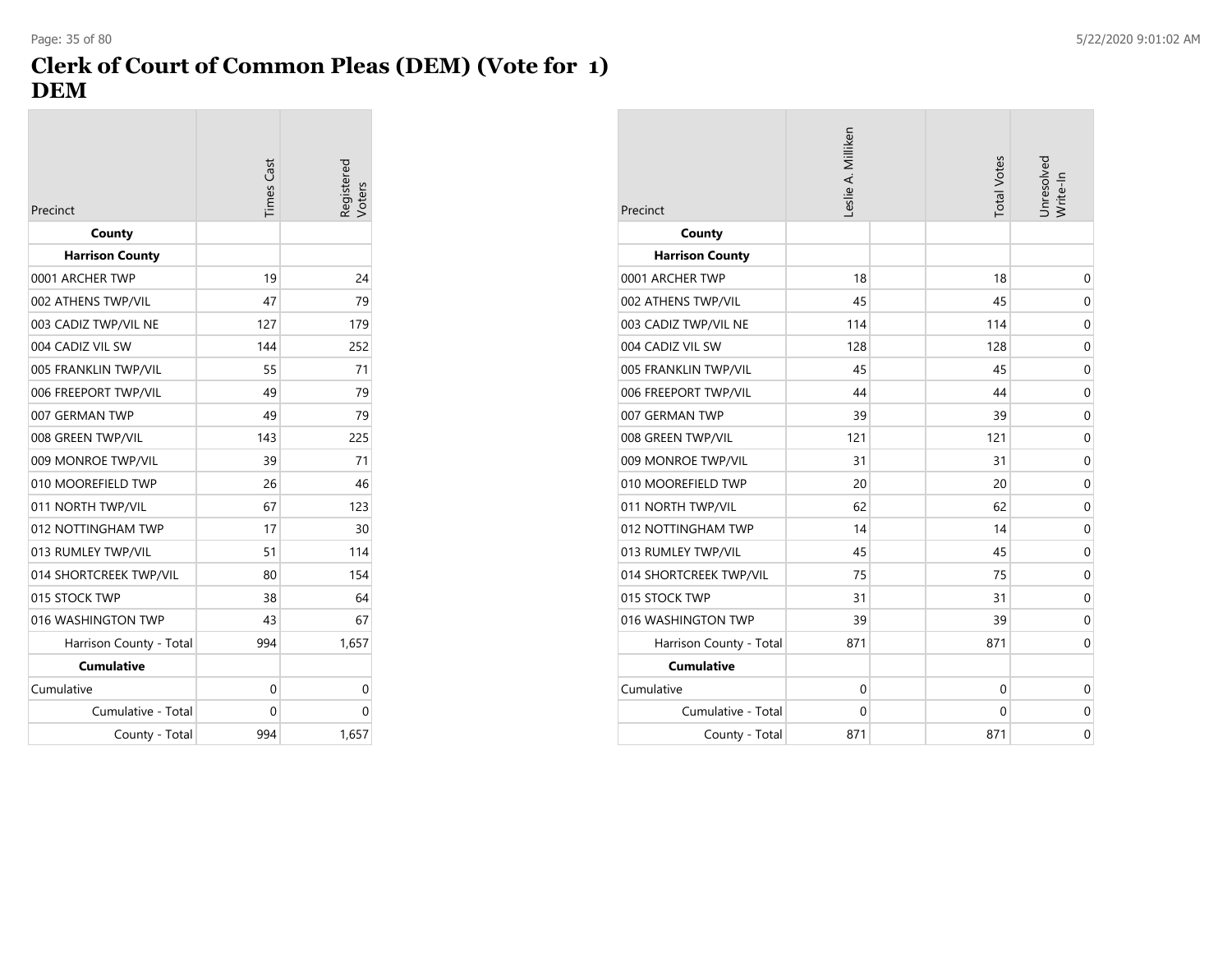# Clerk of Court of Common Pleas (DEM) (Vote for 1)
# DEM

| Precinct | Times Cast | Registered Voters |
|---|---|---|
| **County** | | |
| **Harrison County** | | |
| 0001 ARCHER TWP | 19 | 24 |
| 002 ATHENS TWP/VIL | 47 | 79 |
| 003 CADIZ TWP/VIL NE | 127 | 179 |
| 004 CADIZ VIL SW | 144 | 252 |
| 005 FRANKLIN TWP/VIL | 55 | 71 |
| 006 FREEPORT TWP/VIL | 49 | 79 |
| 007 GERMAN TWP | 49 | 79 |
| 008 GREEN TWP/VIL | 143 | 225 |
| 009 MONROE TWP/VIL | 39 | 71 |
| 010 MOOREFIELD TWP | 26 | 46 |
| 011 NORTH TWP/VIL | 67 | 123 |
| 012 NOTTINGHAM TWP | 17 | 30 |
| 013 RUMLEY TWP/VIL | 51 | 114 |
| 014 SHORTCREEK TWP/VIL | 80 | 154 |
| 015 STOCK TWP | 38 | 64 |
| 016 WASHINGTON TWP | 43 | 67 |
| Harrison County - Total | 994 | 1,657 |
| **Cumulative** | | |
| Cumulative | 0 | 0 |
| Cumulative - Total | 0 | 0 |
| County - Total | 994 | 1,657 |

| Precinct | Leslie A. Milliken | | Total Votes | Unresolved Write-In |
|---|---|---|---|---|
| **County** | | | | |
| **Harrison County** | | | | |
| 0001 ARCHER TWP | 18 | | 18 | 0 |
| 002 ATHENS TWP/VIL | 45 | | 45 | 0 |
| 003 CADIZ TWP/VIL NE | 114 | | 114 | 0 |
| 004 CADIZ VIL SW | 128 | | 128 | 0 |
| 005 FRANKLIN TWP/VIL | 45 | | 45 | 0 |
| 006 FREEPORT TWP/VIL | 44 | | 44 | 0 |
| 007 GERMAN TWP | 39 | | 39 | 0 |
| 008 GREEN TWP/VIL | 121 | | 121 | 0 |
| 009 MONROE TWP/VIL | 31 | | 31 | 0 |
| 010 MOOREFIELD TWP | 20 | | 20 | 0 |
| 011 NORTH TWP/VIL | 62 | | 62 | 0 |
| 012 NOTTINGHAM TWP | 14 | | 14 | 0 |
| 013 RUMLEY TWP/VIL | 45 | | 45 | 0 |
| 014 SHORTCREEK TWP/VIL | 75 | | 75 | 0 |
| 015 STOCK TWP | 31 | | 31 | 0 |
| 016 WASHINGTON TWP | 39 | | 39 | 0 |
| Harrison County - Total | 871 | | 871 | 0 |
| **Cumulative** | | | | |
| Cumulative | 0 | | 0 | 0 |
| Cumulative - Total | 0 | | 0 | 0 |
| County - Total | 871 | | 871 | 0 |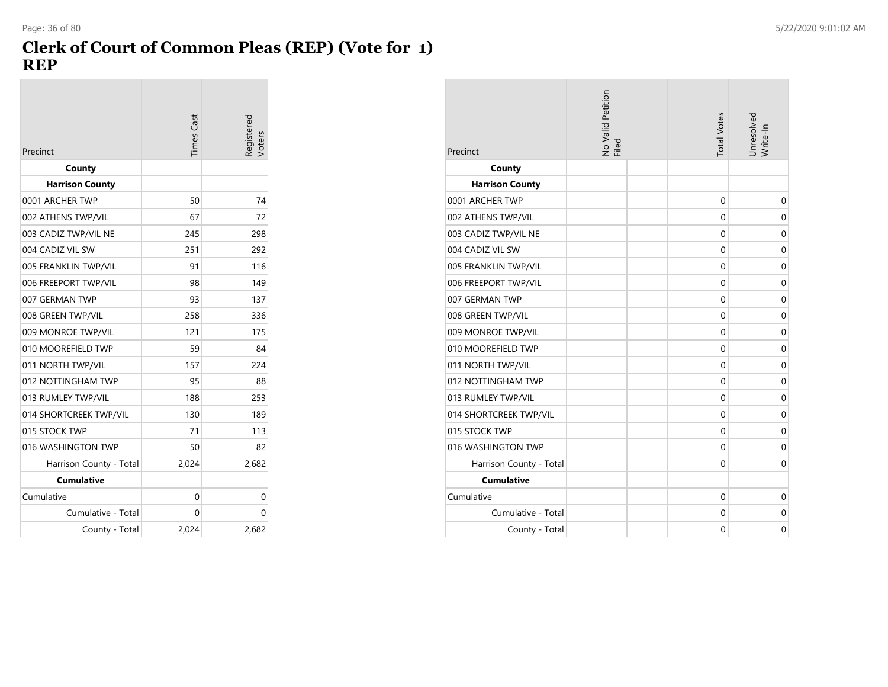# Clerk of Court of Common Pleas (REP) (Vote for 1)
# REP

| Precinct | Times Cast | Registered Voters |
|---|---|---|
| **County** | | |
| **Harrison County** | | |
| 0001 ARCHER TWP | 50 | 74 |
| 002 ATHENS TWP/VIL | 67 | 72 |
| 003 CADIZ TWP/VIL NE | 245 | 298 |
| 004 CADIZ VIL SW | 251 | 292 |
| 005 FRANKLIN TWP/VIL | 91 | 116 |
| 006 FREEPORT TWP/VIL | 98 | 149 |
| 007 GERMAN TWP | 93 | 137 |
| 008 GREEN TWP/VIL | 258 | 336 |
| 009 MONROE TWP/VIL | 121 | 175 |
| 010 MOOREFIELD TWP | 59 | 84 |
| 011 NORTH TWP/VIL | 157 | 224 |
| 012 NOTTINGHAM TWP | 95 | 88 |
| 013 RUMLEY TWP/VIL | 188 | 253 |
| 014 SHORTCREEK TWP/VIL | 130 | 189 |
| 015 STOCK TWP | 71 | 113 |
| 016 WASHINGTON TWP | 50 | 82 |
| Harrison County - Total | 2,024 | 2,682 |
| **Cumulative** | | |
| Cumulative | 0 | 0 |
| Cumulative - Total | 0 | 0 |
| County - Total | 2,024 | 2,682 |

| Precinct | No Valid Petition Filed | | Total Votes | Unresolved Write-In |
|---|---|---|---|---|
| **County** | | | | |
| **Harrison County** | | | | |
| 0001 ARCHER TWP | | | 0 | 0 |
| 002 ATHENS TWP/VIL | | | 0 | 0 |
| 003 CADIZ TWP/VIL NE | | | 0 | 0 |
| 004 CADIZ VIL SW | | | 0 | 0 |
| 005 FRANKLIN TWP/VIL | | | 0 | 0 |
| 006 FREEPORT TWP/VIL | | | 0 | 0 |
| 007 GERMAN TWP | | | 0 | 0 |
| 008 GREEN TWP/VIL | | | 0 | 0 |
| 009 MONROE TWP/VIL | | | 0 | 0 |
| 010 MOOREFIELD TWP | | | 0 | 0 |
| 011 NORTH TWP/VIL | | | 0 | 0 |
| 012 NOTTINGHAM TWP | | | 0 | 0 |
| 013 RUMLEY TWP/VIL | | | 0 | 0 |
| 014 SHORTCREEK TWP/VIL | | | 0 | 0 |
| 015 STOCK TWP | | | 0 | 0 |
| 016 WASHINGTON TWP | | | 0 | 0 |
| Harrison County - Total | | | 0 | 0 |
| **Cumulative** | | | | |
| Cumulative | | | 0 | 0 |
| Cumulative - Total | | | 0 | 0 |
| County - Total | | | 0 | 0 |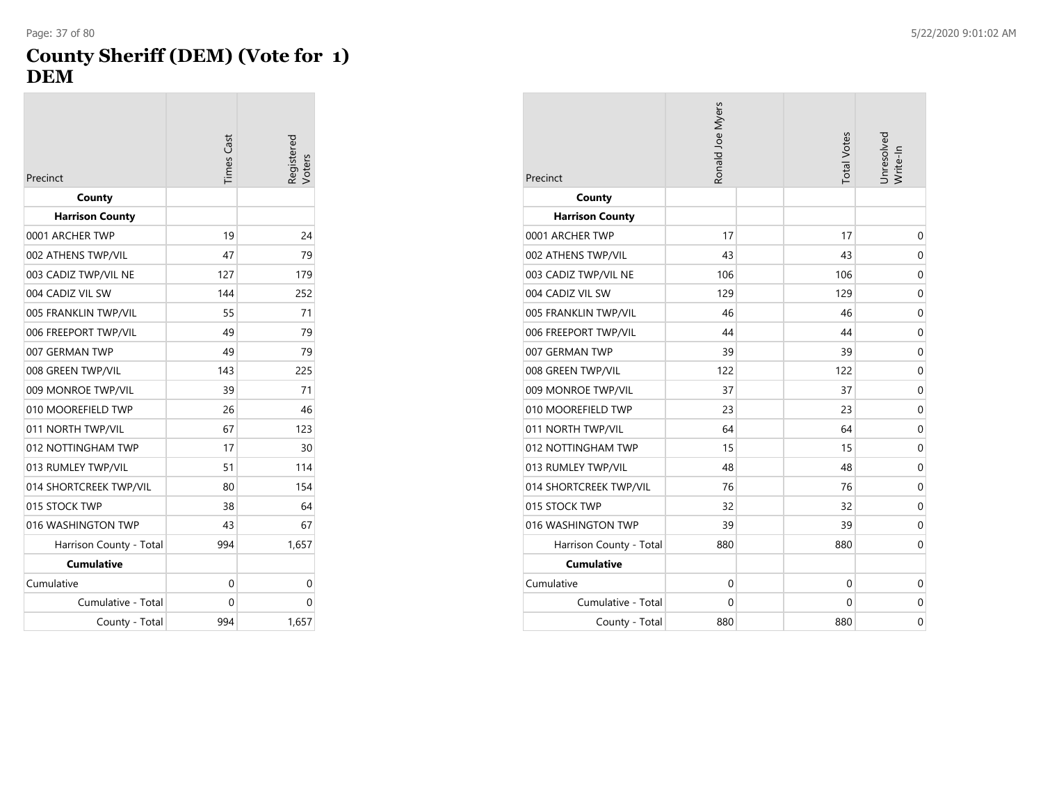# County Sheriff (DEM) (Vote for 1)
# DEM

| Precinct | Times Cast | Registered Voters |
|---|---|---|
| **County** | | |
| **Harrison County** | | |
| 0001 ARCHER TWP | 19 | 24 |
| 002 ATHENS TWP/VIL | 47 | 79 |
| 003 CADIZ TWP/VIL NE | 127 | 179 |
| 004 CADIZ VIL SW | 144 | 252 |
| 005 FRANKLIN TWP/VIL | 55 | 71 |
| 006 FREEPORT TWP/VIL | 49 | 79 |
| 007 GERMAN TWP | 49 | 79 |
| 008 GREEN TWP/VIL | 143 | 225 |
| 009 MONROE TWP/VIL | 39 | 71 |
| 010 MOOREFIELD TWP | 26 | 46 |
| 011 NORTH TWP/VIL | 67 | 123 |
| 012 NOTTINGHAM TWP | 17 | 30 |
| 013 RUMLEY TWP/VIL | 51 | 114 |
| 014 SHORTCREEK TWP/VIL | 80 | 154 |
| 015 STOCK TWP | 38 | 64 |
| 016 WASHINGTON TWP | 43 | 67 |
| Harrison County - Total | 994 | 1,657 |
| **Cumulative** | | |
| Cumulative | 0 | 0 |
| Cumulative - Total | 0 | 0 |
| County - Total | 994 | 1,657 |

| Precinct | Ronald Joe Myers | | Total Votes | Unresolved Write-In |
|---|---|---|---|---|
| **County** | | | | |
| **Harrison County** | | | | |
| 0001 ARCHER TWP | 17 | | 17 | 0 |
| 002 ATHENS TWP/VIL | 43 | | 43 | 0 |
| 003 CADIZ TWP/VIL NE | 106 | | 106 | 0 |
| 004 CADIZ VIL SW | 129 | | 129 | 0 |
| 005 FRANKLIN TWP/VIL | 46 | | 46 | 0 |
| 006 FREEPORT TWP/VIL | 44 | | 44 | 0 |
| 007 GERMAN TWP | 39 | | 39 | 0 |
| 008 GREEN TWP/VIL | 122 | | 122 | 0 |
| 009 MONROE TWP/VIL | 37 | | 37 | 0 |
| 010 MOOREFIELD TWP | 23 | | 23 | 0 |
| 011 NORTH TWP/VIL | 64 | | 64 | 0 |
| 012 NOTTINGHAM TWP | 15 | | 15 | 0 |
| 013 RUMLEY TWP/VIL | 48 | | 48 | 0 |
| 014 SHORTCREEK TWP/VIL | 76 | | 76 | 0 |
| 015 STOCK TWP | 32 | | 32 | 0 |
| 016 WASHINGTON TWP | 39 | | 39 | 0 |
| Harrison County - Total | 880 | | 880 | 0 |
| **Cumulative** | | | | |
| Cumulative | 0 | | 0 | 0 |
| Cumulative - Total | 0 | | 0 | 0 |
| County - Total | 880 | | 880 | 0 |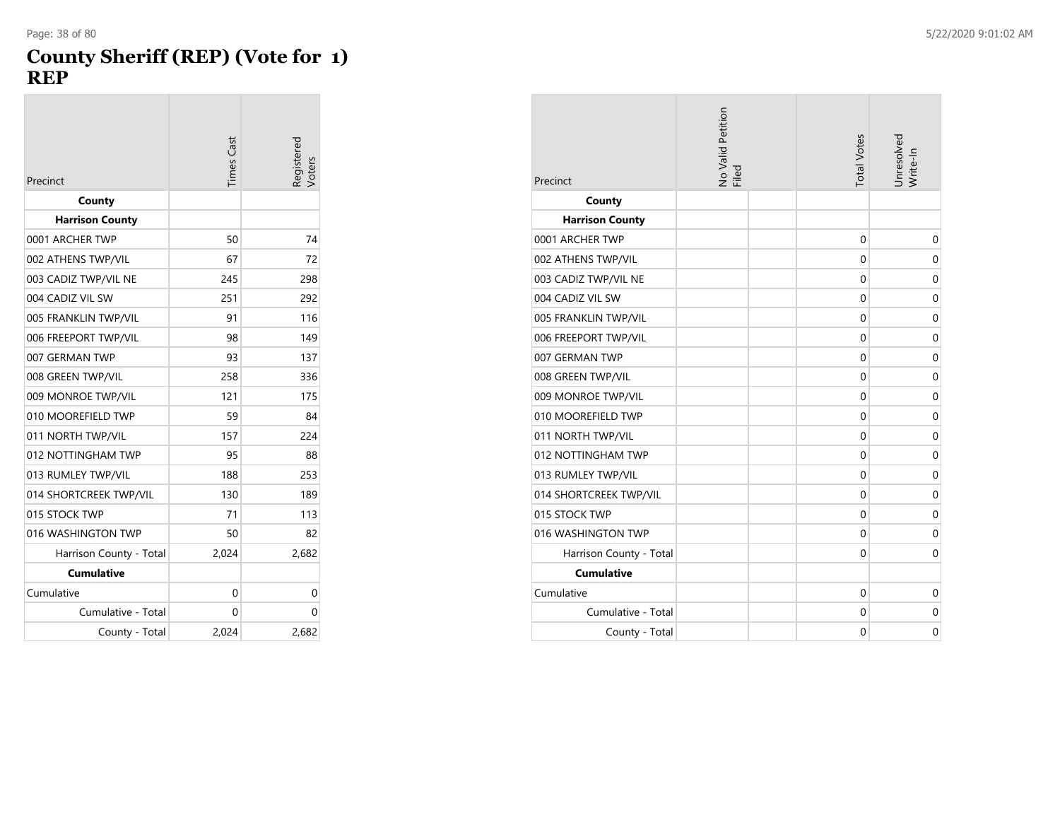# County Sheriff (REP) (Vote for 1)
## REP

| Precinct | Times Cast | Registered Voters |
|---|---|---|
| **County** | | |
| **Harrison County** | | |
| 0001 ARCHER TWP | 50 | 74 |
| 002 ATHENS TWP/VIL | 67 | 72 |
| 003 CADIZ TWP/VIL NE | 245 | 298 |
| 004 CADIZ VIL SW | 251 | 292 |
| 005 FRANKLIN TWP/VIL | 91 | 116 |
| 006 FREEPORT TWP/VIL | 98 | 149 |
| 007 GERMAN TWP | 93 | 137 |
| 008 GREEN TWP/VIL | 258 | 336 |
| 009 MONROE TWP/VIL | 121 | 175 |
| 010 MOOREFIELD TWP | 59 | 84 |
| 011 NORTH TWP/VIL | 157 | 224 |
| 012 NOTTINGHAM TWP | 95 | 88 |
| 013 RUMLEY TWP/VIL | 188 | 253 |
| 014 SHORTCREEK TWP/VIL | 130 | 189 |
| 015 STOCK TWP | 71 | 113 |
| 016 WASHINGTON TWP | 50 | 82 |
| Harrison County - Total | 2,024 | 2,682 |
| **Cumulative** | | |
| Cumulative | 0 | 0 |
| Cumulative - Total | 0 | 0 |
| County - Total | 2,024 | 2,682 |

| Precinct | No Valid Petition Filed | | Total Votes | Unresolved Write-In |
|---|---|---|---|---|
| **County** | | | | |
| **Harrison County** | | | | |
| 0001 ARCHER TWP | | | 0 | 0 |
| 002 ATHENS TWP/VIL | | | 0 | 0 |
| 003 CADIZ TWP/VIL NE | | | 0 | 0 |
| 004 CADIZ VIL SW | | | 0 | 0 |
| 005 FRANKLIN TWP/VIL | | | 0 | 0 |
| 006 FREEPORT TWP/VIL | | | 0 | 0 |
| 007 GERMAN TWP | | | 0 | 0 |
| 008 GREEN TWP/VIL | | | 0 | 0 |
| 009 MONROE TWP/VIL | | | 0 | 0 |
| 010 MOOREFIELD TWP | | | 0 | 0 |
| 011 NORTH TWP/VIL | | | 0 | 0 |
| 012 NOTTINGHAM TWP | | | 0 | 0 |
| 013 RUMLEY TWP/VIL | | | 0 | 0 |
| 014 SHORTCREEK TWP/VIL | | | 0 | 0 |
| 015 STOCK TWP | | | 0 | 0 |
| 016 WASHINGTON TWP | | | 0 | 0 |
| Harrison County - Total | | | 0 | 0 |
| **Cumulative** | | | | |
| Cumulative | | | 0 | 0 |
| Cumulative - Total | | | 0 | 0 |
| County - Total | | | 0 | 0 |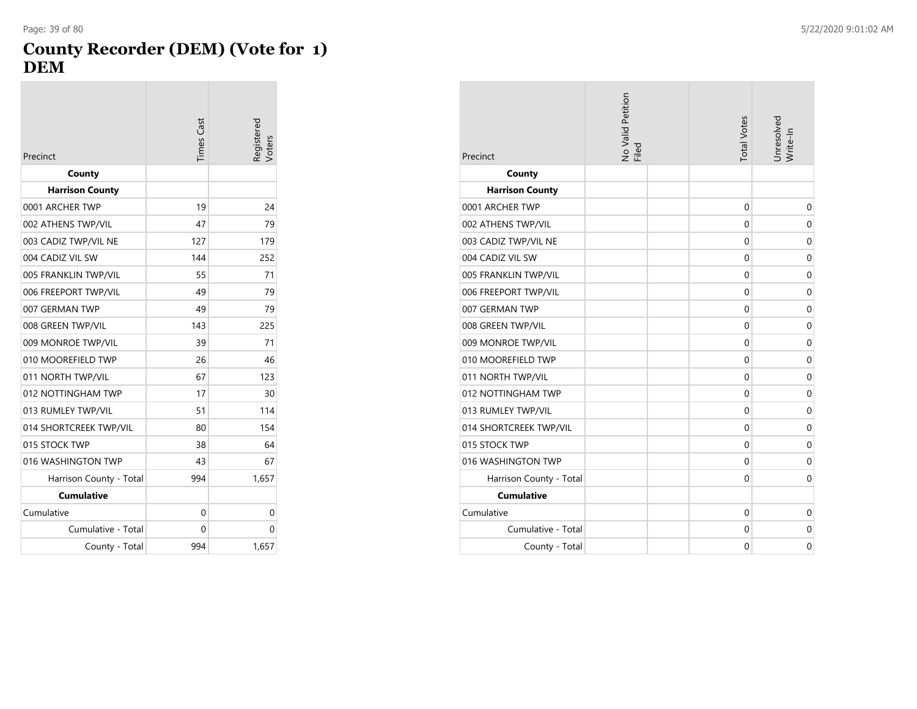# County Recorder (DEM) (Vote for 1)
# DEM

| Precinct | Times Cast | Registered Voters |
|---|---|---|
| **County** | | |
| **Harrison County** | | |
| 0001 ARCHER TWP | 19 | 24 |
| 002 ATHENS TWP/VIL | 47 | 79 |
| 003 CADIZ TWP/VIL NE | 127 | 179 |
| 004 CADIZ VIL SW | 144 | 252 |
| 005 FRANKLIN TWP/VIL | 55 | 71 |
| 006 FREEPORT TWP/VIL | 49 | 79 |
| 007 GERMAN TWP | 49 | 79 |
| 008 GREEN TWP/VIL | 143 | 225 |
| 009 MONROE TWP/VIL | 39 | 71 |
| 010 MOOREFIELD TWP | 26 | 46 |
| 011 NORTH TWP/VIL | 67 | 123 |
| 012 NOTTINGHAM TWP | 17 | 30 |
| 013 RUMLEY TWP/VIL | 51 | 114 |
| 014 SHORTCREEK TWP/VIL | 80 | 154 |
| 015 STOCK TWP | 38 | 64 |
| 016 WASHINGTON TWP | 43 | 67 |
| Harrison County - Total | 994 | 1,657 |
| **Cumulative** | | |
| Cumulative | 0 | 0 |
| Cumulative - Total | 0 | 0 |
| County - Total | 994 | 1,657 |

| Precinct | No Valid Petition Filed | | Total Votes | Unresolved Write-In |
|---|---|---|---|---|
| **County** | | | | |
| **Harrison County** | | | | |
| 0001 ARCHER TWP | | | 0 | 0 |
| 002 ATHENS TWP/VIL | | | 0 | 0 |
| 003 CADIZ TWP/VIL NE | | | 0 | 0 |
| 004 CADIZ VIL SW | | | 0 | 0 |
| 005 FRANKLIN TWP/VIL | | | 0 | 0 |
| 006 FREEPORT TWP/VIL | | | 0 | 0 |
| 007 GERMAN TWP | | | 0 | 0 |
| 008 GREEN TWP/VIL | | | 0 | 0 |
| 009 MONROE TWP/VIL | | | 0 | 0 |
| 010 MOOREFIELD TWP | | | 0 | 0 |
| 011 NORTH TWP/VIL | | | 0 | 0 |
| 012 NOTTINGHAM TWP | | | 0 | 0 |
| 013 RUMLEY TWP/VIL | | | 0 | 0 |
| 014 SHORTCREEK TWP/VIL | | | 0 | 0 |
| 015 STOCK TWP | | | 0 | 0 |
| 016 WASHINGTON TWP | | | 0 | 0 |
| Harrison County - Total | | | 0 | 0 |
| **Cumulative** | | | | |
| Cumulative | | | 0 | 0 |
| Cumulative - Total | | | 0 | 0 |
| County - Total | | | 0 | 0 |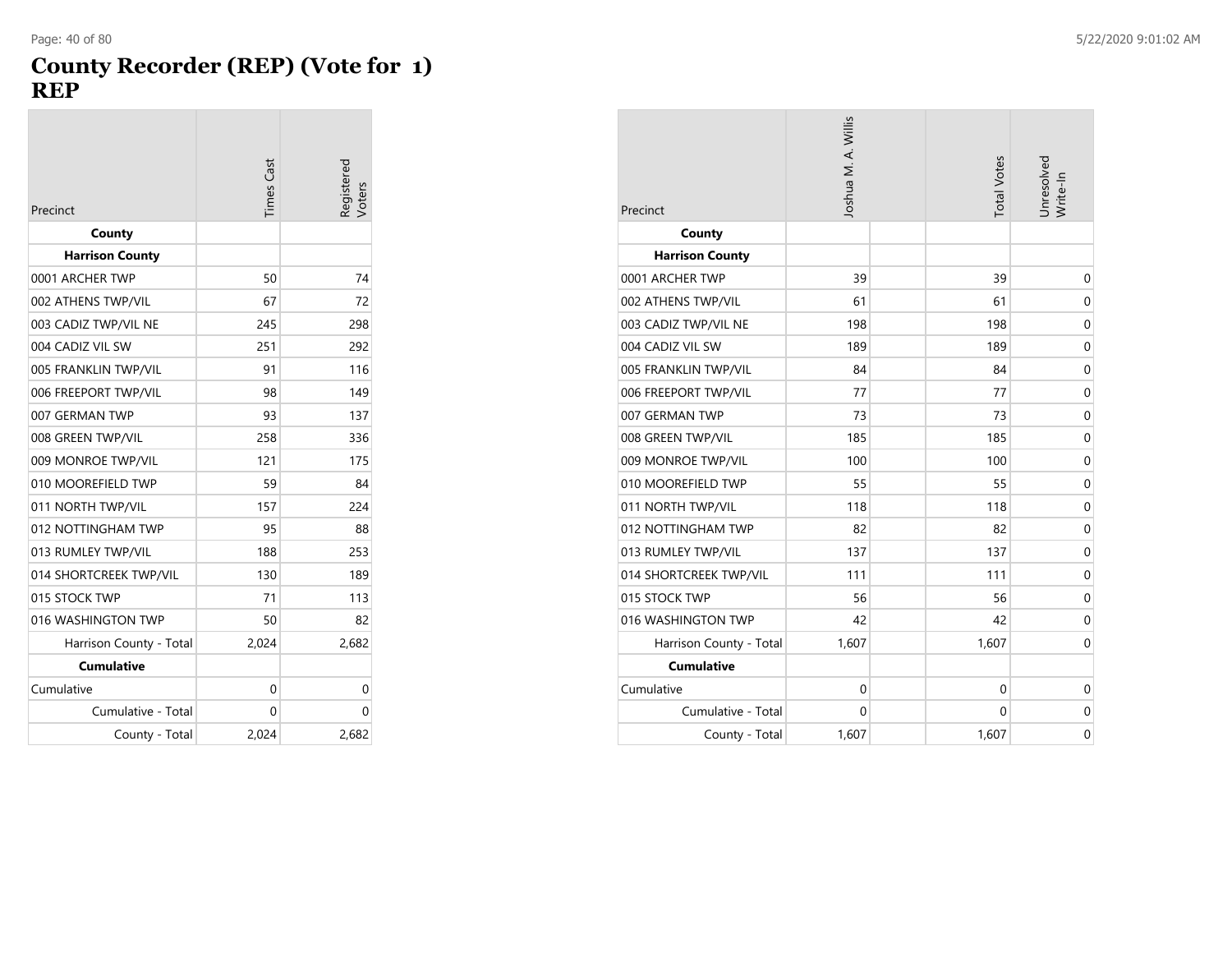# County Recorder (REP) (Vote for 1)
## REP

| Precinct | Times Cast | Registered Voters |
|---|---|---|
| **County** | | |
| **Harrison County** | | |
| 0001 ARCHER TWP | 50 | 74 |
| 002 ATHENS TWP/VIL | 67 | 72 |
| 003 CADIZ TWP/VIL NE | 245 | 298 |
| 004 CADIZ VIL SW | 251 | 292 |
| 005 FRANKLIN TWP/VIL | 91 | 116 |
| 006 FREEPORT TWP/VIL | 98 | 149 |
| 007 GERMAN TWP | 93 | 137 |
| 008 GREEN TWP/VIL | 258 | 336 |
| 009 MONROE TWP/VIL | 121 | 175 |
| 010 MOOREFIELD TWP | 59 | 84 |
| 011 NORTH TWP/VIL | 157 | 224 |
| 012 NOTTINGHAM TWP | 95 | 88 |
| 013 RUMLEY TWP/VIL | 188 | 253 |
| 014 SHORTCREEK TWP/VIL | 130 | 189 |
| 015 STOCK TWP | 71 | 113 |
| 016 WASHINGTON TWP | 50 | 82 |
| Harrison County - Total | 2,024 | 2,682 |
| **Cumulative** | | |
| Cumulative | 0 | 0 |
| Cumulative - Total | 0 | 0 |
| County - Total | 2,024 | 2,682 |

| Precinct | Joshua M. A. Willis | | Total Votes | Unresolved Write-In |
|---|---|---|---|---|
| **County** | | | | |
| **Harrison County** | | | | |
| 0001 ARCHER TWP | 39 | | 39 | 0 |
| 002 ATHENS TWP/VIL | 61 | | 61 | 0 |
| 003 CADIZ TWP/VIL NE | 198 | | 198 | 0 |
| 004 CADIZ VIL SW | 189 | | 189 | 0 |
| 005 FRANKLIN TWP/VIL | 84 | | 84 | 0 |
| 006 FREEPORT TWP/VIL | 77 | | 77 | 0 |
| 007 GERMAN TWP | 73 | | 73 | 0 |
| 008 GREEN TWP/VIL | 185 | | 185 | 0 |
| 009 MONROE TWP/VIL | 100 | | 100 | 0 |
| 010 MOOREFIELD TWP | 55 | | 55 | 0 |
| 011 NORTH TWP/VIL | 118 | | 118 | 0 |
| 012 NOTTINGHAM TWP | 82 | | 82 | 0 |
| 013 RUMLEY TWP/VIL | 137 | | 137 | 0 |
| 014 SHORTCREEK TWP/VIL | 111 | | 111 | 0 |
| 015 STOCK TWP | 56 | | 56 | 0 |
| 016 WASHINGTON TWP | 42 | | 42 | 0 |
| Harrison County - Total | 1,607 | | 1,607 | 0 |
| **Cumulative** | | | | |
| Cumulative | 0 | | 0 | 0 |
| Cumulative - Total | 0 | | 0 | 0 |
| County - Total | 1,607 | | 1,607 | 0 |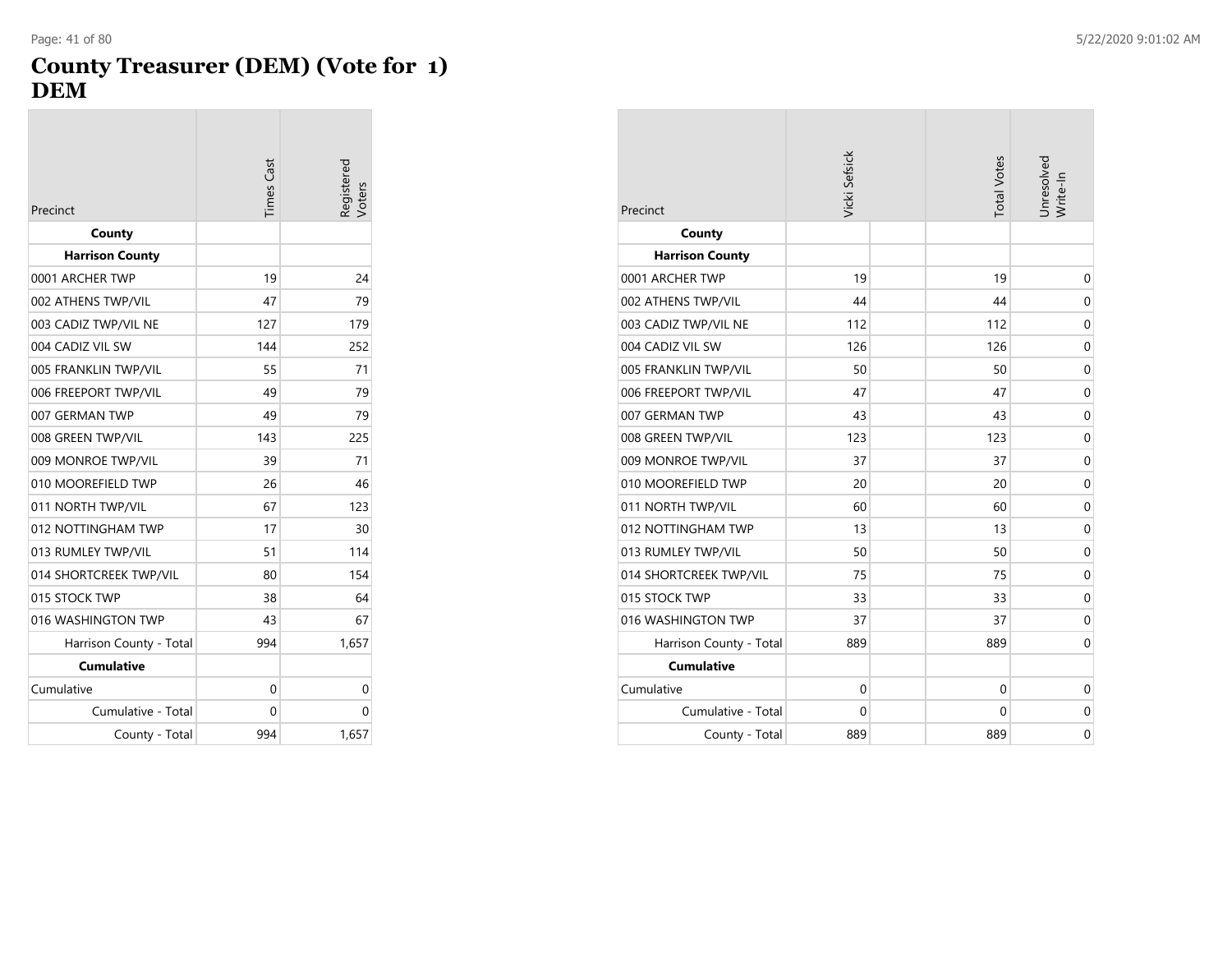# County Treasurer (DEM) (Vote for 1)
## DEM

| Precinct | Times Cast | Registered Voters |
|---|---|---|
| **County** | | |
| **Harrison County** | | |
| 0001 ARCHER TWP | 19 | 24 |
| 002 ATHENS TWP/VIL | 47 | 79 |
| 003 CADIZ TWP/VIL NE | 127 | 179 |
| 004 CADIZ VIL SW | 144 | 252 |
| 005 FRANKLIN TWP/VIL | 55 | 71 |
| 006 FREEPORT TWP/VIL | 49 | 79 |
| 007 GERMAN TWP | 49 | 79 |
| 008 GREEN TWP/VIL | 143 | 225 |
| 009 MONROE TWP/VIL | 39 | 71 |
| 010 MOOREFIELD TWP | 26 | 46 |
| 011 NORTH TWP/VIL | 67 | 123 |
| 012 NOTTINGHAM TWP | 17 | 30 |
| 013 RUMLEY TWP/VIL | 51 | 114 |
| 014 SHORTCREEK TWP/VIL | 80 | 154 |
| 015 STOCK TWP | 38 | 64 |
| 016 WASHINGTON TWP | 43 | 67 |
| Harrison County - Total | 994 | 1,657 |
| **Cumulative** | | |
| Cumulative | 0 | 0 |
| Cumulative - Total | 0 | 0 |
| County - Total | 994 | 1,657 |

| Precinct | Vicki Sefsick | | Total Votes | Unresolved Write-In |
|---|---|---|---|---|
| **County** | | | | |
| **Harrison County** | | | | |
| 0001 ARCHER TWP | 19 | | 19 | 0 |
| 002 ATHENS TWP/VIL | 44 | | 44 | 0 |
| 003 CADIZ TWP/VIL NE | 112 | | 112 | 0 |
| 004 CADIZ VIL SW | 126 | | 126 | 0 |
| 005 FRANKLIN TWP/VIL | 50 | | 50 | 0 |
| 006 FREEPORT TWP/VIL | 47 | | 47 | 0 |
| 007 GERMAN TWP | 43 | | 43 | 0 |
| 008 GREEN TWP/VIL | 123 | | 123 | 0 |
| 009 MONROE TWP/VIL | 37 | | 37 | 0 |
| 010 MOOREFIELD TWP | 20 | | 20 | 0 |
| 011 NORTH TWP/VIL | 60 | | 60 | 0 |
| 012 NOTTINGHAM TWP | 13 | | 13 | 0 |
| 013 RUMLEY TWP/VIL | 50 | | 50 | 0 |
| 014 SHORTCREEK TWP/VIL | 75 | | 75 | 0 |
| 015 STOCK TWP | 33 | | 33 | 0 |
| 016 WASHINGTON TWP | 37 | | 37 | 0 |
| Harrison County - Total | 889 | | 889 | 0 |
| **Cumulative** | | | | |
| Cumulative | 0 | | 0 | 0 |
| Cumulative - Total | 0 | | 0 | 0 |
| County - Total | 889 | | 889 | 0 |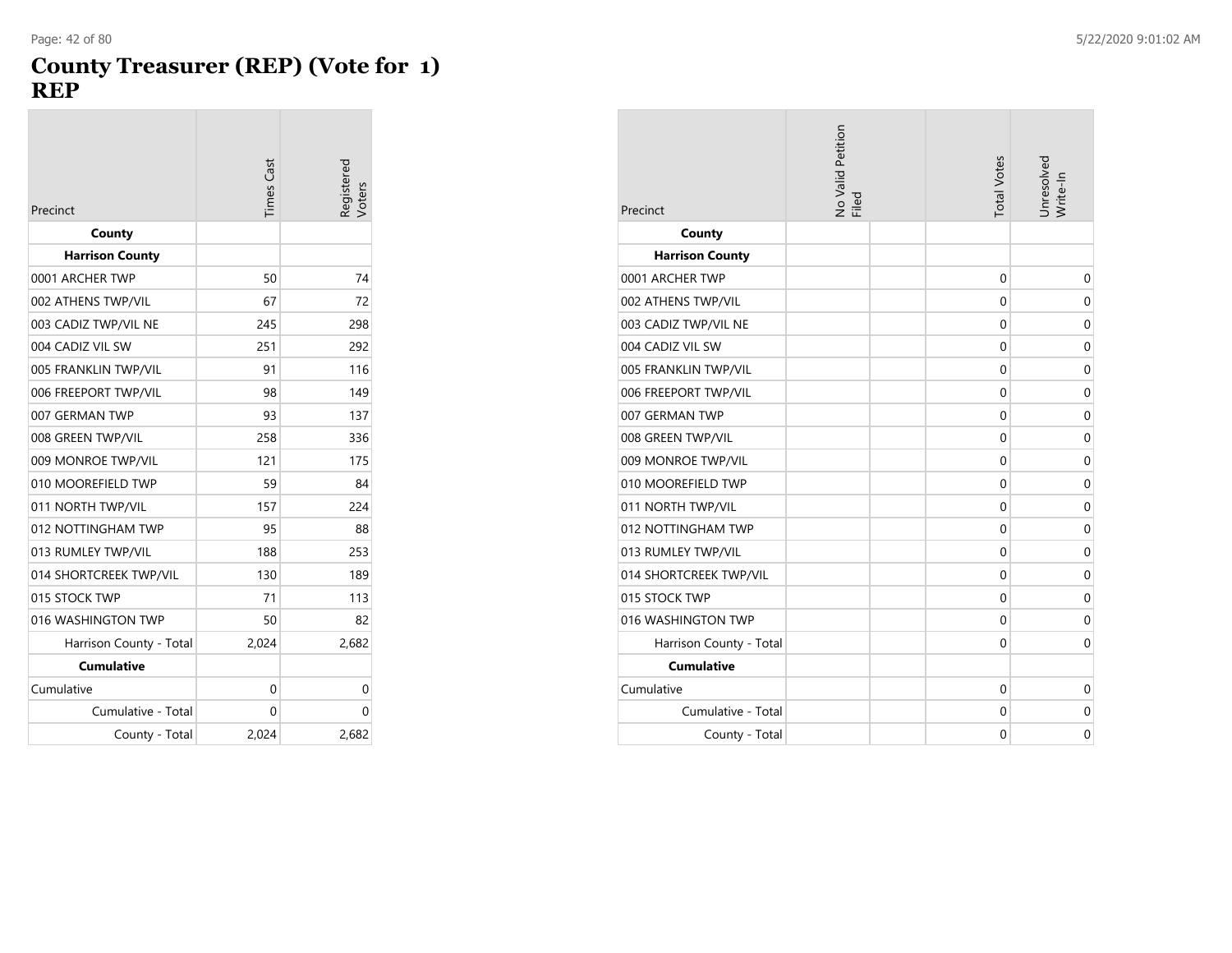# County Treasurer (REP) (Vote for 1)
## REP

| Precinct | Times Cast | Registered Voters |
|---|---|---|
| **County** | | |
| **Harrison County** | | |
| 0001 ARCHER TWP | 50 | 74 |
| 002 ATHENS TWP/VIL | 67 | 72 |
| 003 CADIZ TWP/VIL NE | 245 | 298 |
| 004 CADIZ VIL SW | 251 | 292 |
| 005 FRANKLIN TWP/VIL | 91 | 116 |
| 006 FREEPORT TWP/VIL | 98 | 149 |
| 007 GERMAN TWP | 93 | 137 |
| 008 GREEN TWP/VIL | 258 | 336 |
| 009 MONROE TWP/VIL | 121 | 175 |
| 010 MOOREFIELD TWP | 59 | 84 |
| 011 NORTH TWP/VIL | 157 | 224 |
| 012 NOTTINGHAM TWP | 95 | 88 |
| 013 RUMLEY TWP/VIL | 188 | 253 |
| 014 SHORTCREEK TWP/VIL | 130 | 189 |
| 015 STOCK TWP | 71 | 113 |
| 016 WASHINGTON TWP | 50 | 82 |
| Harrison County - Total | 2,024 | 2,682 |
| **Cumulative** | | |
| Cumulative | 0 | 0 |
| Cumulative - Total | 0 | 0 |
| County - Total | 2,024 | 2,682 |

| Precinct | No Valid Petition Filed | | Total Votes | Unresolved Write-In |
|---|---|---|---|---|
| **County** | | | | |
| **Harrison County** | | | | |
| 0001 ARCHER TWP | | | 0 | 0 |
| 002 ATHENS TWP/VIL | | | 0 | 0 |
| 003 CADIZ TWP/VIL NE | | | 0 | 0 |
| 004 CADIZ VIL SW | | | 0 | 0 |
| 005 FRANKLIN TWP/VIL | | | 0 | 0 |
| 006 FREEPORT TWP/VIL | | | 0 | 0 |
| 007 GERMAN TWP | | | 0 | 0 |
| 008 GREEN TWP/VIL | | | 0 | 0 |
| 009 MONROE TWP/VIL | | | 0 | 0 |
| 010 MOOREFIELD TWP | | | 0 | 0 |
| 011 NORTH TWP/VIL | | | 0 | 0 |
| 012 NOTTINGHAM TWP | | | 0 | 0 |
| 013 RUMLEY TWP/VIL | | | 0 | 0 |
| 014 SHORTCREEK TWP/VIL | | | 0 | 0 |
| 015 STOCK TWP | | | 0 | 0 |
| 016 WASHINGTON TWP | | | 0 | 0 |
| Harrison County - Total | | | 0 | 0 |
| **Cumulative** | | | | |
| Cumulative | | | 0 | 0 |
| Cumulative - Total | | | 0 | 0 |
| County - Total | | | 0 | 0 |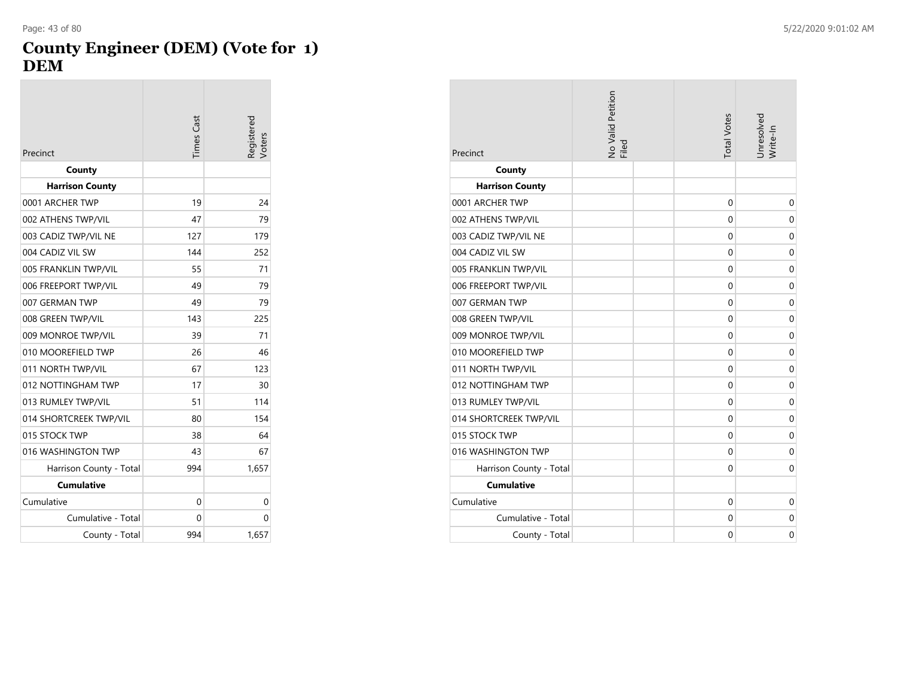# County Engineer (DEM) (Vote for 1)
## DEM

| Precinct | Times Cast | Registered Voters |
|---|---|---|
| **County** | | |
| **Harrison County** | | |
| 0001 ARCHER TWP | 19 | 24 |
| 002 ATHENS TWP/VIL | 47 | 79 |
| 003 CADIZ TWP/VIL NE | 127 | 179 |
| 004 CADIZ VIL SW | 144 | 252 |
| 005 FRANKLIN TWP/VIL | 55 | 71 |
| 006 FREEPORT TWP/VIL | 49 | 79 |
| 007 GERMAN TWP | 49 | 79 |
| 008 GREEN TWP/VIL | 143 | 225 |
| 009 MONROE TWP/VIL | 39 | 71 |
| 010 MOOREFIELD TWP | 26 | 46 |
| 011 NORTH TWP/VIL | 67 | 123 |
| 012 NOTTINGHAM TWP | 17 | 30 |
| 013 RUMLEY TWP/VIL | 51 | 114 |
| 014 SHORTCREEK TWP/VIL | 80 | 154 |
| 015 STOCK TWP | 38 | 64 |
| 016 WASHINGTON TWP | 43 | 67 |
| Harrison County - Total | 994 | 1,657 |
| **Cumulative** | | |
| Cumulative | 0 | 0 |
| Cumulative - Total | 0 | 0 |
| County - Total | 994 | 1,657 |

| Precinct | No Valid Petition Filed | | Total Votes | Unresolved Write-In |
|---|---|---|---|---|
| **County** | | | | |
| **Harrison County** | | | | |
| 0001 ARCHER TWP | | | 0 | 0 |
| 002 ATHENS TWP/VIL | | | 0 | 0 |
| 003 CADIZ TWP/VIL NE | | | 0 | 0 |
| 004 CADIZ VIL SW | | | 0 | 0 |
| 005 FRANKLIN TWP/VIL | | | 0 | 0 |
| 006 FREEPORT TWP/VIL | | | 0 | 0 |
| 007 GERMAN TWP | | | 0 | 0 |
| 008 GREEN TWP/VIL | | | 0 | 0 |
| 009 MONROE TWP/VIL | | | 0 | 0 |
| 010 MOOREFIELD TWP | | | 0 | 0 |
| 011 NORTH TWP/VIL | | | 0 | 0 |
| 012 NOTTINGHAM TWP | | | 0 | 0 |
| 013 RUMLEY TWP/VIL | | | 0 | 0 |
| 014 SHORTCREEK TWP/VIL | | | 0 | 0 |
| 015 STOCK TWP | | | 0 | 0 |
| 016 WASHINGTON TWP | | | 0 | 0 |
| Harrison County - Total | | | 0 | 0 |
| **Cumulative** | | | | |
| Cumulative | | | 0 | 0 |
| Cumulative - Total | | | 0 | 0 |
| County - Total | | | 0 | 0 |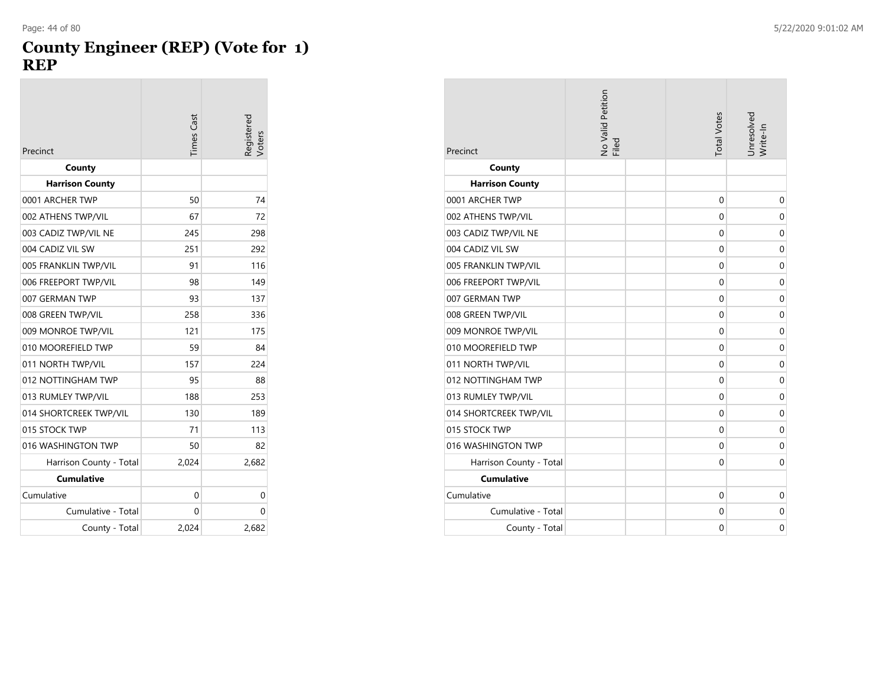# County Engineer (REP) (Vote for 1)
## REP

| Precinct | Times Cast | Registered Voters |
|---|---|---|
| **County** | | |
| **Harrison County** | | |
| 0001 ARCHER TWP | 50 | 74 |
| 002 ATHENS TWP/VIL | 67 | 72 |
| 003 CADIZ TWP/VIL NE | 245 | 298 |
| 004 CADIZ VIL SW | 251 | 292 |
| 005 FRANKLIN TWP/VIL | 91 | 116 |
| 006 FREEPORT TWP/VIL | 98 | 149 |
| 007 GERMAN TWP | 93 | 137 |
| 008 GREEN TWP/VIL | 258 | 336 |
| 009 MONROE TWP/VIL | 121 | 175 |
| 010 MOOREFIELD TWP | 59 | 84 |
| 011 NORTH TWP/VIL | 157 | 224 |
| 012 NOTTINGHAM TWP | 95 | 88 |
| 013 RUMLEY TWP/VIL | 188 | 253 |
| 014 SHORTCREEK TWP/VIL | 130 | 189 |
| 015 STOCK TWP | 71 | 113 |
| 016 WASHINGTON TWP | 50 | 82 |
| Harrison County - Total | 2,024 | 2,682 |
| **Cumulative** | | |
| Cumulative | 0 | 0 |
| Cumulative - Total | 0 | 0 |
| County - Total | 2,024 | 2,682 |

| Precinct | No Valid Petition Filed | | Total Votes | Unresolved Write-In |
|---|---|---|---|---|
| **County** | | | | |
| **Harrison County** | | | | |
| 0001 ARCHER TWP | | | 0 | 0 |
| 002 ATHENS TWP/VIL | | | 0 | 0 |
| 003 CADIZ TWP/VIL NE | | | 0 | 0 |
| 004 CADIZ VIL SW | | | 0 | 0 |
| 005 FRANKLIN TWP/VIL | | | 0 | 0 |
| 006 FREEPORT TWP/VIL | | | 0 | 0 |
| 007 GERMAN TWP | | | 0 | 0 |
| 008 GREEN TWP/VIL | | | 0 | 0 |
| 009 MONROE TWP/VIL | | | 0 | 0 |
| 010 MOOREFIELD TWP | | | 0 | 0 |
| 011 NORTH TWP/VIL | | | 0 | 0 |
| 012 NOTTINGHAM TWP | | | 0 | 0 |
| 013 RUMLEY TWP/VIL | | | 0 | 0 |
| 014 SHORTCREEK TWP/VIL | | | 0 | 0 |
| 015 STOCK TWP | | | 0 | 0 |
| 016 WASHINGTON TWP | | | 0 | 0 |
| Harrison County - Total | | | 0 | 0 |
| **Cumulative** | | | | |
| Cumulative | | | 0 | 0 |
| Cumulative - Total | | | 0 | 0 |
| County - Total | | | 0 | 0 |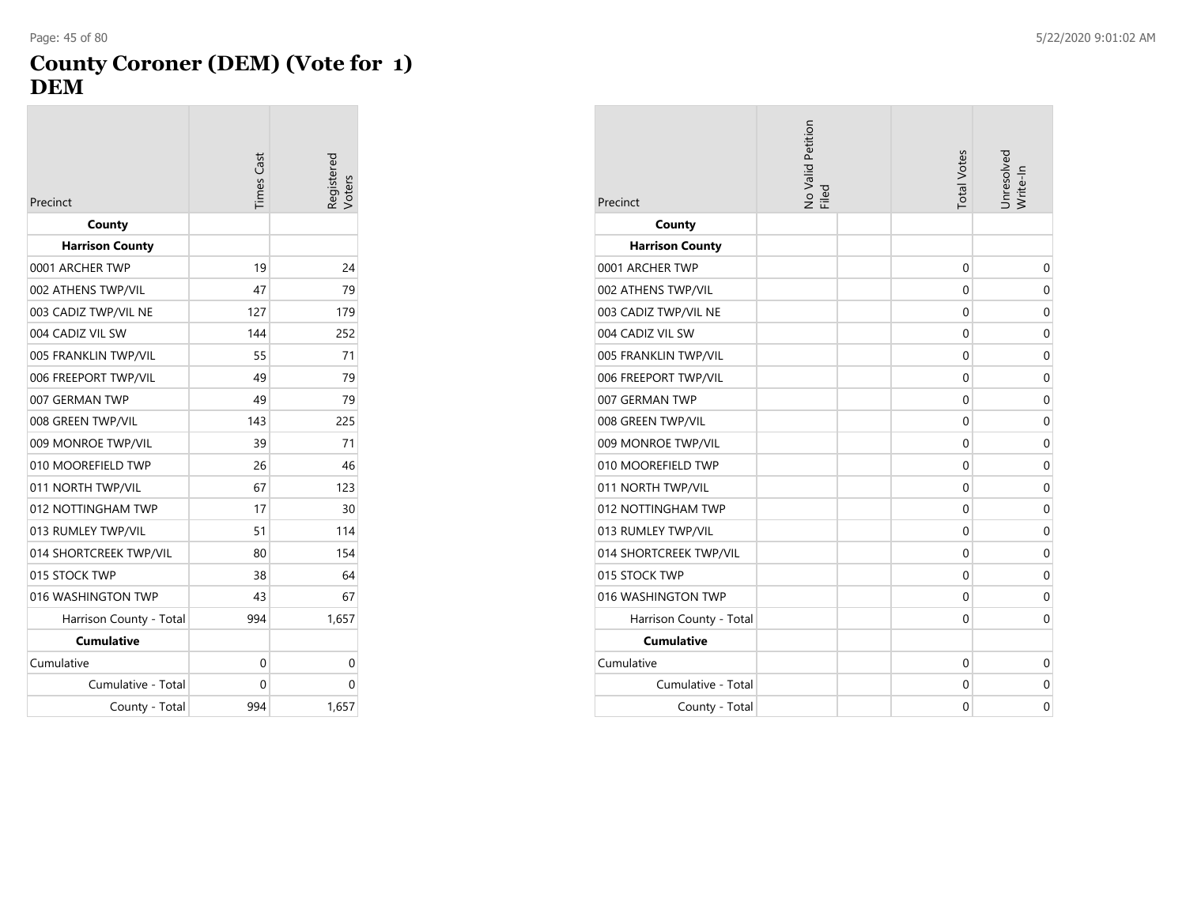# County Coroner (DEM) (Vote for 1)
# DEM

| Precinct | Times Cast | Registered Voters |
|---|---|---|
| **County** | | |
| **Harrison County** | | |
| 0001 ARCHER TWP | 19 | 24 |
| 002 ATHENS TWP/VIL | 47 | 79 |
| 003 CADIZ TWP/VIL NE | 127 | 179 |
| 004 CADIZ VIL SW | 144 | 252 |
| 005 FRANKLIN TWP/VIL | 55 | 71 |
| 006 FREEPORT TWP/VIL | 49 | 79 |
| 007 GERMAN TWP | 49 | 79 |
| 008 GREEN TWP/VIL | 143 | 225 |
| 009 MONROE TWP/VIL | 39 | 71 |
| 010 MOOREFIELD TWP | 26 | 46 |
| 011 NORTH TWP/VIL | 67 | 123 |
| 012 NOTTINGHAM TWP | 17 | 30 |
| 013 RUMLEY TWP/VIL | 51 | 114 |
| 014 SHORTCREEK TWP/VIL | 80 | 154 |
| 015 STOCK TWP | 38 | 64 |
| 016 WASHINGTON TWP | 43 | 67 |
| Harrison County - Total | 994 | 1,657 |
| **Cumulative** | | |
| Cumulative | 0 | 0 |
| Cumulative - Total | 0 | 0 |
| County - Total | 994 | 1,657 |

| Precinct | No Valid Petition Filed | | Total Votes | Unresolved Write-In |
|---|---|---|---|---|
| **County** | | | | |
| **Harrison County** | | | | |
| 0001 ARCHER TWP | | | 0 | 0 |
| 002 ATHENS TWP/VIL | | | 0 | 0 |
| 003 CADIZ TWP/VIL NE | | | 0 | 0 |
| 004 CADIZ VIL SW | | | 0 | 0 |
| 005 FRANKLIN TWP/VIL | | | 0 | 0 |
| 006 FREEPORT TWP/VIL | | | 0 | 0 |
| 007 GERMAN TWP | | | 0 | 0 |
| 008 GREEN TWP/VIL | | | 0 | 0 |
| 009 MONROE TWP/VIL | | | 0 | 0 |
| 010 MOOREFIELD TWP | | | 0 | 0 |
| 011 NORTH TWP/VIL | | | 0 | 0 |
| 012 NOTTINGHAM TWP | | | 0 | 0 |
| 013 RUMLEY TWP/VIL | | | 0 | 0 |
| 014 SHORTCREEK TWP/VIL | | | 0 | 0 |
| 015 STOCK TWP | | | 0 | 0 |
| 016 WASHINGTON TWP | | | 0 | 0 |
| Harrison County - Total | | | 0 | 0 |
| **Cumulative** | | | | |
| Cumulative | | | 0 | 0 |
| Cumulative - Total | | | 0 | 0 |
| County - Total | | | 0 | 0 |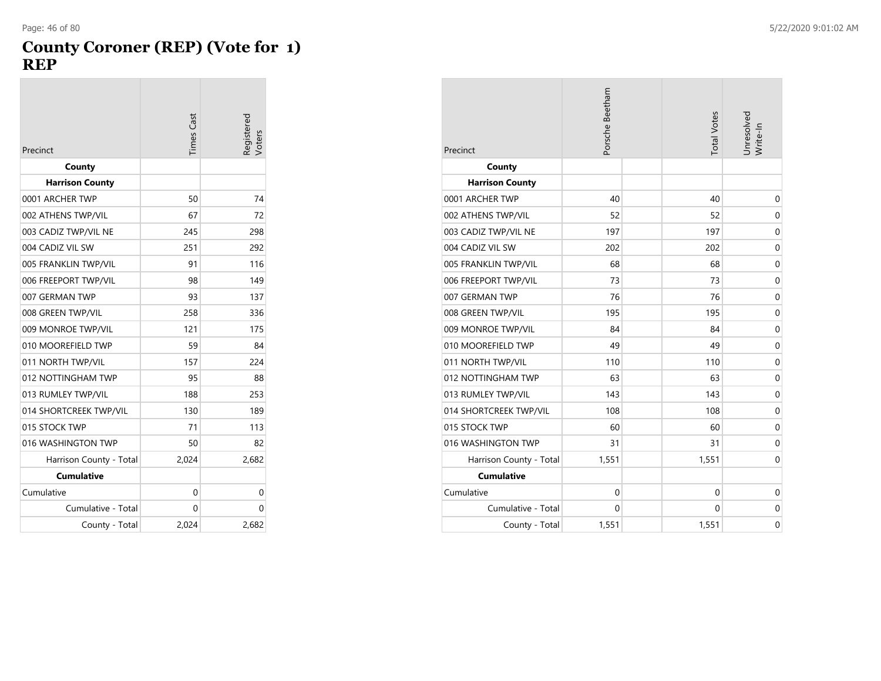# County Coroner (REP) (Vote for 1)
## REP

| Precinct | Times Cast | Registered Voters |
|---|---|---|
| **County** | | |
| **Harrison County** | | |
| 0001 ARCHER TWP | 50 | 74 |
| 002 ATHENS TWP/VIL | 67 | 72 |
| 003 CADIZ TWP/VIL NE | 245 | 298 |
| 004 CADIZ VIL SW | 251 | 292 |
| 005 FRANKLIN TWP/VIL | 91 | 116 |
| 006 FREEPORT TWP/VIL | 98 | 149 |
| 007 GERMAN TWP | 93 | 137 |
| 008 GREEN TWP/VIL | 258 | 336 |
| 009 MONROE TWP/VIL | 121 | 175 |
| 010 MOOREFIELD TWP | 59 | 84 |
| 011 NORTH TWP/VIL | 157 | 224 |
| 012 NOTTINGHAM TWP | 95 | 88 |
| 013 RUMLEY TWP/VIL | 188 | 253 |
| 014 SHORTCREEK TWP/VIL | 130 | 189 |
| 015 STOCK TWP | 71 | 113 |
| 016 WASHINGTON TWP | 50 | 82 |
| Harrison County - Total | 2,024 | 2,682 |
| **Cumulative** | | |
| Cumulative | 0 | 0 |
| Cumulative - Total | 0 | 0 |
| County - Total | 2,024 | 2,682 |

| Precinct | Porsche Beetham | | Total Votes | Unresolved Write-In |
|---|---|---|---|---|
| **County** | | | | |
| **Harrison County** | | | | |
| 0001 ARCHER TWP | 40 | | 40 | 0 |
| 002 ATHENS TWP/VIL | 52 | | 52 | 0 |
| 003 CADIZ TWP/VIL NE | 197 | | 197 | 0 |
| 004 CADIZ VIL SW | 202 | | 202 | 0 |
| 005 FRANKLIN TWP/VIL | 68 | | 68 | 0 |
| 006 FREEPORT TWP/VIL | 73 | | 73 | 0 |
| 007 GERMAN TWP | 76 | | 76 | 0 |
| 008 GREEN TWP/VIL | 195 | | 195 | 0 |
| 009 MONROE TWP/VIL | 84 | | 84 | 0 |
| 010 MOOREFIELD TWP | 49 | | 49 | 0 |
| 011 NORTH TWP/VIL | 110 | | 110 | 0 |
| 012 NOTTINGHAM TWP | 63 | | 63 | 0 |
| 013 RUMLEY TWP/VIL | 143 | | 143 | 0 |
| 014 SHORTCREEK TWP/VIL | 108 | | 108 | 0 |
| 015 STOCK TWP | 60 | | 60 | 0 |
| 016 WASHINGTON TWP | 31 | | 31 | 0 |
| Harrison County - Total | 1,551 | | 1,551 | 0 |
| **Cumulative** | | | | |
| Cumulative | 0 | | 0 | 0 |
| Cumulative - Total | 0 | | 0 | 0 |
| County - Total | 1,551 | | 1,551 | 0 |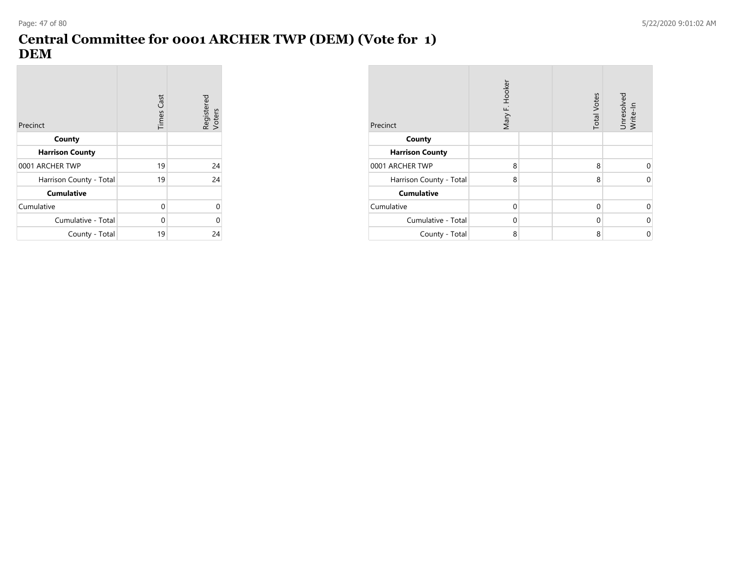# Central Committee for 0001 ARCHER TWP (DEM) (Vote for 1) DEM

| Precinct | Times Cast | Registered Voters |
|---|---|---|
| **County** | | |
| **Harrison County** | | |
| 0001 ARCHER TWP | 19 | 24 |
| Harrison County - Total | 19 | 24 |
| **Cumulative** | | |
| Cumulative | 0 | 0 |
| Cumulative - Total | 0 | 0 |
| County - Total | 19 | 24 |

| Precinct | Mary F. Hooker | | Total Votes | Unresolved Write-In |
|---|---|---|---|---|
| **County** | | | | |
| **Harrison County** | | | | |
| 0001 ARCHER TWP | 8 | | 8 | 0 |
| Harrison County - Total | 8 | | 8 | 0 |
| **Cumulative** | | | | |
| Cumulative | 0 | | 0 | 0 |
| Cumulative - Total | 0 | | 0 | 0 |
| County - Total | 8 | | 8 | 0 |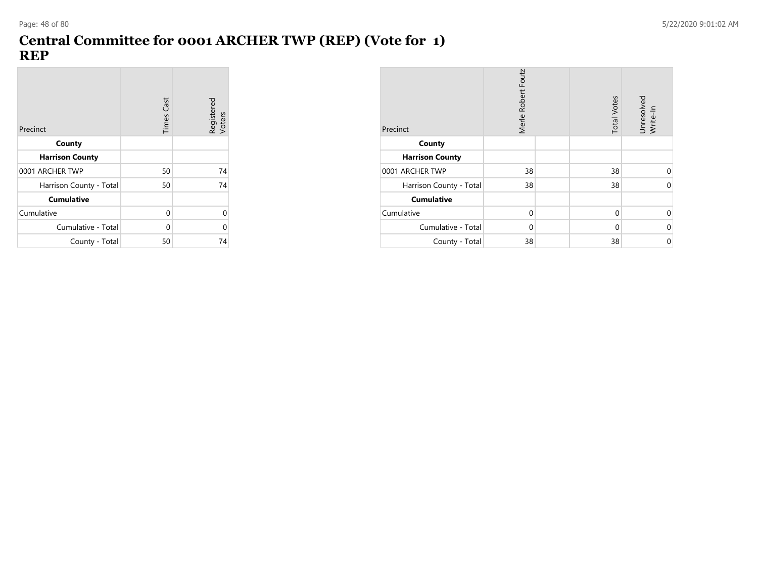# Central Committee for 0001 ARCHER TWP (REP) (Vote for 1)
## REP

| Precinct | Times Cast | Registered Voters |
|---|---|---|
| **County** | | |
| **Harrison County** | | |
| 0001 ARCHER TWP | 50 | 74 |
| Harrison County - Total | 50 | 74 |
| **Cumulative** | | |
| Cumulative | 0 | 0 |
| Cumulative - Total | 0 | 0 |
| County - Total | 50 | 74 |

| Precinct | Merle Robert Foutz | | Total Votes | Unresolved Write-In |
|---|---|---|---|---|
| **County** | | | | |
| **Harrison County** | | | | |
| 0001 ARCHER TWP | 38 | | 38 | 0 |
| Harrison County - Total | 38 | | 38 | 0 |
| **Cumulative** | | | | |
| Cumulative | 0 | | 0 | 0 |
| Cumulative - Total | 0 | | 0 | 0 |
| County - Total | 38 | | 38 | 0 |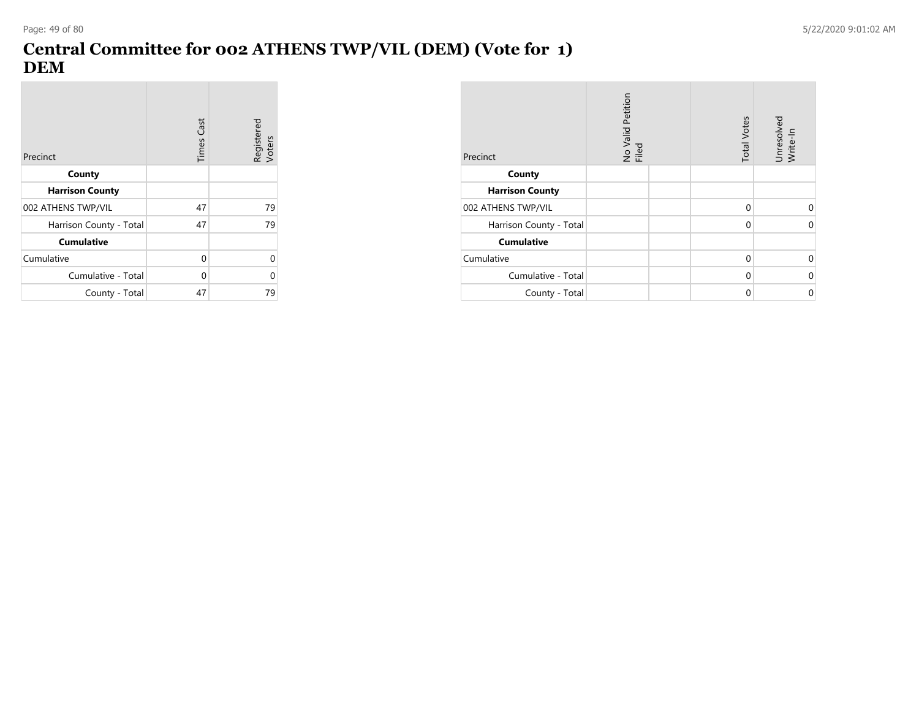# Central Committee for 002 ATHENS TWP/VIL (DEM) (Vote for 1)
## DEM

| Precinct | Times Cast | Registered Voters |
|---|---|---|
| **County** | | |
| **Harrison County** | | |
| 002 ATHENS TWP/VIL | 47 | 79 |
| Harrison County - Total | 47 | 79 |
| **Cumulative** | | |
| Cumulative | 0 | 0 |
| Cumulative - Total | 0 | 0 |
| County - Total | 47 | 79 |

| Precinct | No Valid Petition Filed | | Total Votes | Unresolved Write-In |
|---|---|---|---|---|
| **County** | | | | |
| **Harrison County** | | | | |
| 002 ATHENS TWP/VIL | | | 0 | 0 |
| Harrison County - Total | | | 0 | 0 |
| **Cumulative** | | | | |
| Cumulative | | | 0 | 0 |
| Cumulative - Total | | | 0 | 0 |
| County - Total | | | 0 | 0 |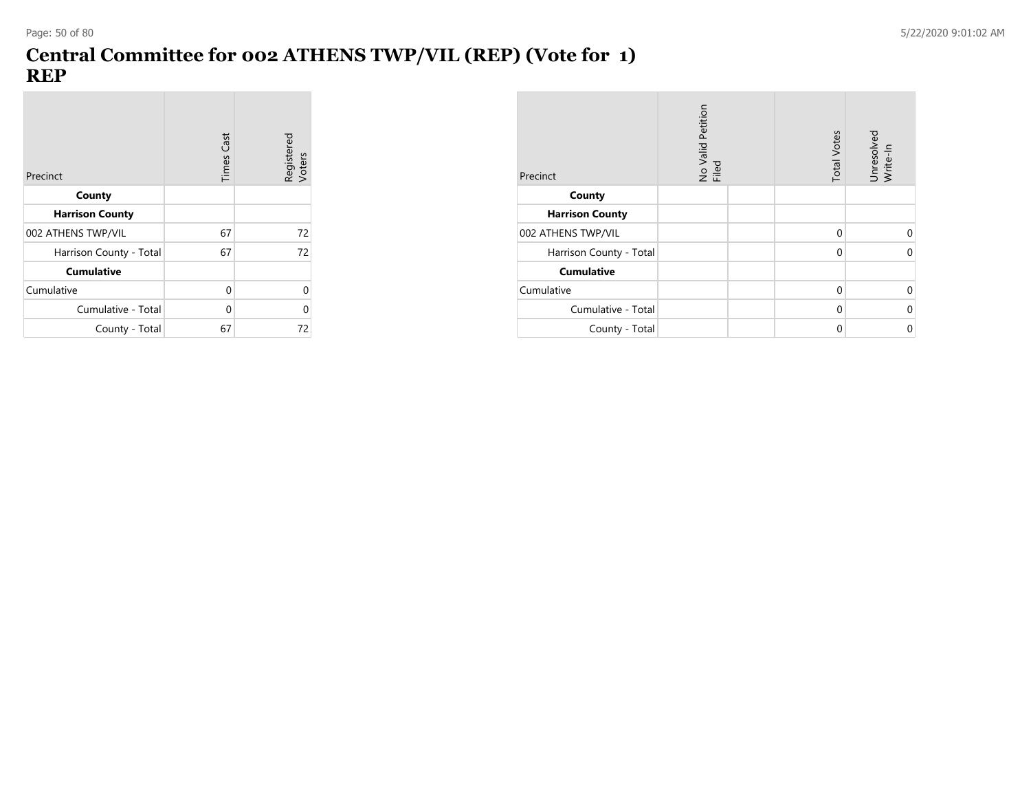# Central Committee for 002 ATHENS TWP/VIL (REP) (Vote for 1)
## REP

| Precinct | Times Cast | Registered Voters |
|---|---|---|
| **County** | | |
| **Harrison County** | | |
| 002 ATHENS TWP/VIL | 67 | 72 |
| Harrison County - Total | 67 | 72 |
| **Cumulative** | | |
| Cumulative | 0 | 0 |
| Cumulative - Total | 0 | 0 |
| County - Total | 67 | 72 |

| Precinct | No Valid Petition Filed | | Total Votes | Unresolved Write-In |
|---|---|---|---|---|
| **County** | | | | |
| **Harrison County** | | | | |
| 002 ATHENS TWP/VIL | | | 0 | 0 |
| Harrison County - Total | | | 0 | 0 |
| **Cumulative** | | | | |
| Cumulative | | | 0 | 0 |
| Cumulative - Total | | | 0 | 0 |
| County - Total | | | 0 | 0 |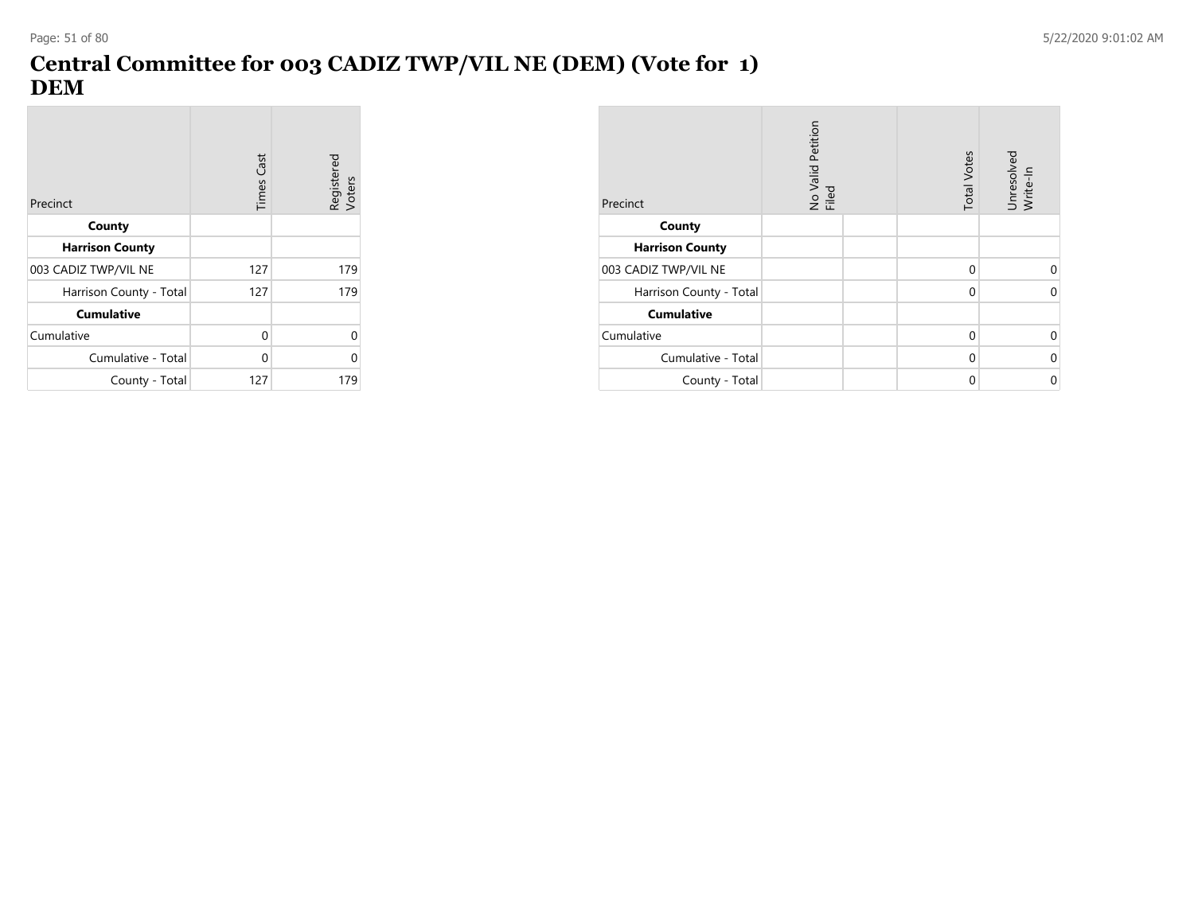# Central Committee for 003 CADIZ TWP/VIL NE (DEM) (Vote for 1)
## DEM

| Precinct | Times Cast | Registered Voters |
|---|---|---|
| **County** | | |
| **Harrison County** | | |
| 003 CADIZ TWP/VIL NE | 127 | 179 |
| Harrison County - Total | 127 | 179 |
| **Cumulative** | | |
| Cumulative | 0 | 0 |
| Cumulative - Total | 0 | 0 |
| County - Total | 127 | 179 |

| Precinct | No Valid Petition Filed | | Total Votes | Unresolved Write-In |
|---|---|---|---|---|
| **County** | | | | |
| **Harrison County** | | | | |
| 003 CADIZ TWP/VIL NE | | | 0 | 0 |
| Harrison County - Total | | | 0 | 0 |
| **Cumulative** | | | | |
| Cumulative | | | 0 | 0 |
| Cumulative - Total | | | 0 | 0 |
| County - Total | | | 0 | 0 |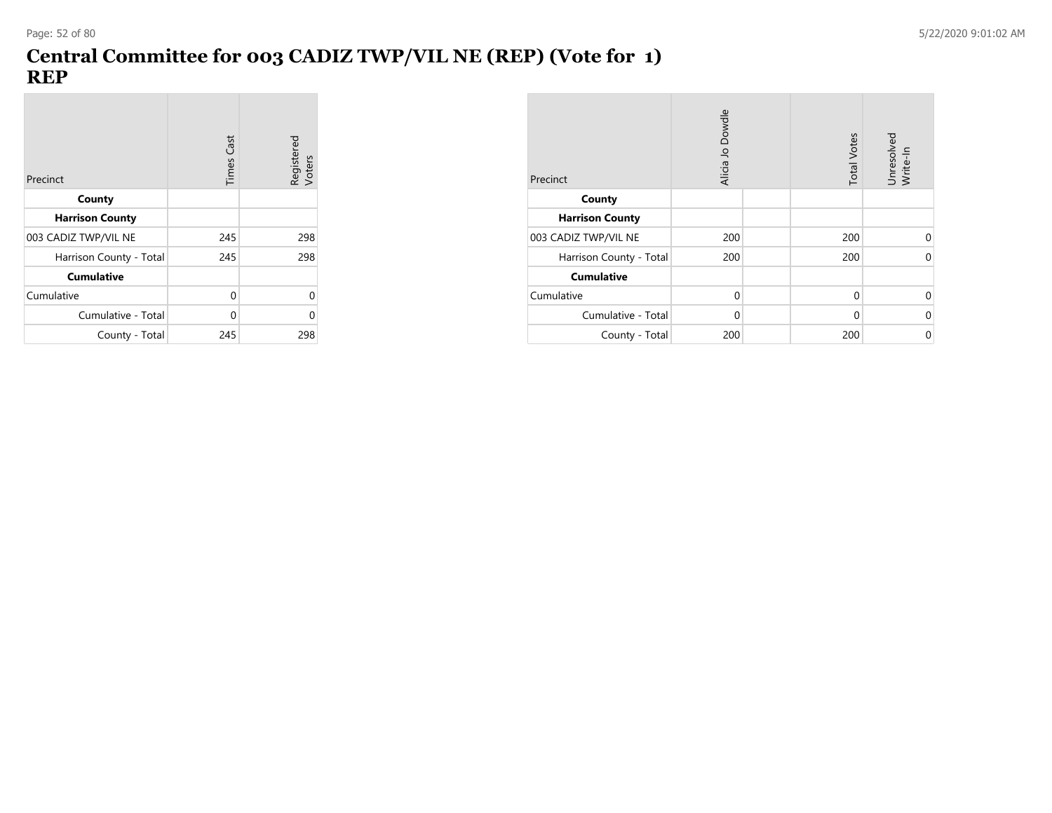# Central Committee for 003 CADIZ TWP/VIL NE (REP) (Vote for 1)
## REP

| Precinct | Times Cast | Registered Voters |
|---|---|---|
| **County** | | |
| **Harrison County** | | |
| 003 CADIZ TWP/VIL NE | 245 | 298 |
| Harrison County - Total | 245 | 298 |
| **Cumulative** | | |
| Cumulative | 0 | 0 |
| Cumulative - Total | 0 | 0 |
| County - Total | 245 | 298 |

| Precinct | Alicia Jo Dowdle | | Total Votes | Unresolved Write-In |
|---|---|---|---|---|
| **County** | | | | |
| **Harrison County** | | | | |
| 003 CADIZ TWP/VIL NE | 200 | | 200 | 0 |
| Harrison County - Total | 200 | | 200 | 0 |
| **Cumulative** | | | | |
| Cumulative | 0 | | 0 | 0 |
| Cumulative - Total | 0 | | 0 | 0 |
| County - Total | 200 | | 200 | 0 |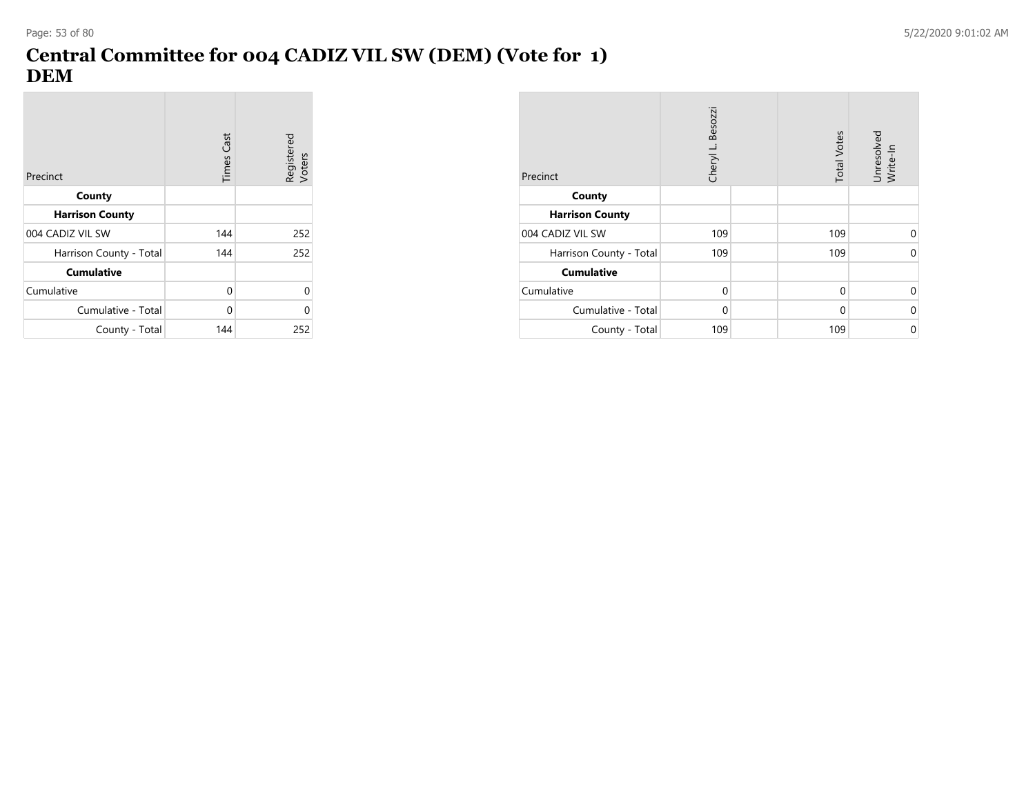# Central Committee for 004 CADIZ VIL SW (DEM) (Vote for 1)
## DEM

| Precinct | Times Cast | Registered Voters |
|---|---|---|
| **County** | | |
| **Harrison County** | | |
| 004 CADIZ VIL SW | 144 | 252 |
| Harrison County - Total | 144 | 252 |
| **Cumulative** | | |
| Cumulative | 0 | 0 |
| Cumulative - Total | 0 | 0 |
| County - Total | 144 | 252 |

| Precinct | Cheryl L. Besozzi | | Total Votes | Unresolved Write-In |
|---|---|---|---|---|
| **County** | | | | |
| **Harrison County** | | | | |
| 004 CADIZ VIL SW | 109 | | 109 | 0 |
| Harrison County - Total | 109 | | 109 | 0 |
| **Cumulative** | | | | |
| Cumulative | 0 | | 0 | 0 |
| Cumulative - Total | 0 | | 0 | 0 |
| County - Total | 109 | | 109 | 0 |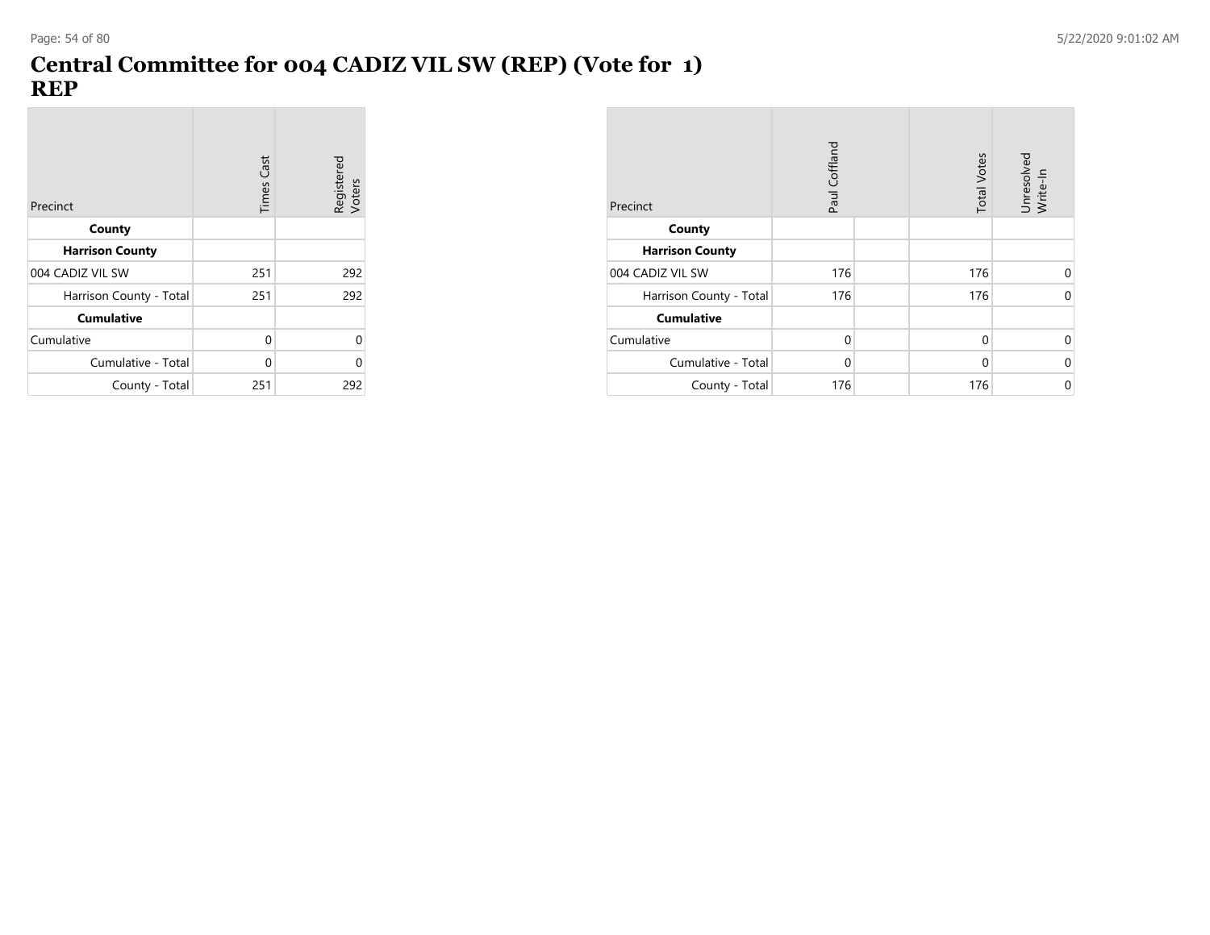# Central Committee for 004 CADIZ VIL SW (REP) (Vote for 1)
## REP

| Precinct | Times Cast | Registered Voters |
|---|---|---|
| **County** | | |
| **Harrison County** | | |
| 004 CADIZ VIL SW | 251 | 292 |
| Harrison County - Total | 251 | 292 |
| **Cumulative** | | |
| Cumulative | 0 | 0 |
| Cumulative - Total | 0 | 0 |
| County - Total | 251 | 292 |

| Precinct | Paul Coffland | | Total Votes | Unresolved Write-In |
|---|---|---|---|---|
| **County** | | | | |
| **Harrison County** | | | | |
| 004 CADIZ VIL SW | 176 | | 176 | 0 |
| Harrison County - Total | 176 | | 176 | 0 |
| **Cumulative** | | | | |
| Cumulative | 0 | | 0 | 0 |
| Cumulative - Total | 0 | | 0 | 0 |
| County - Total | 176 | | 176 | 0 |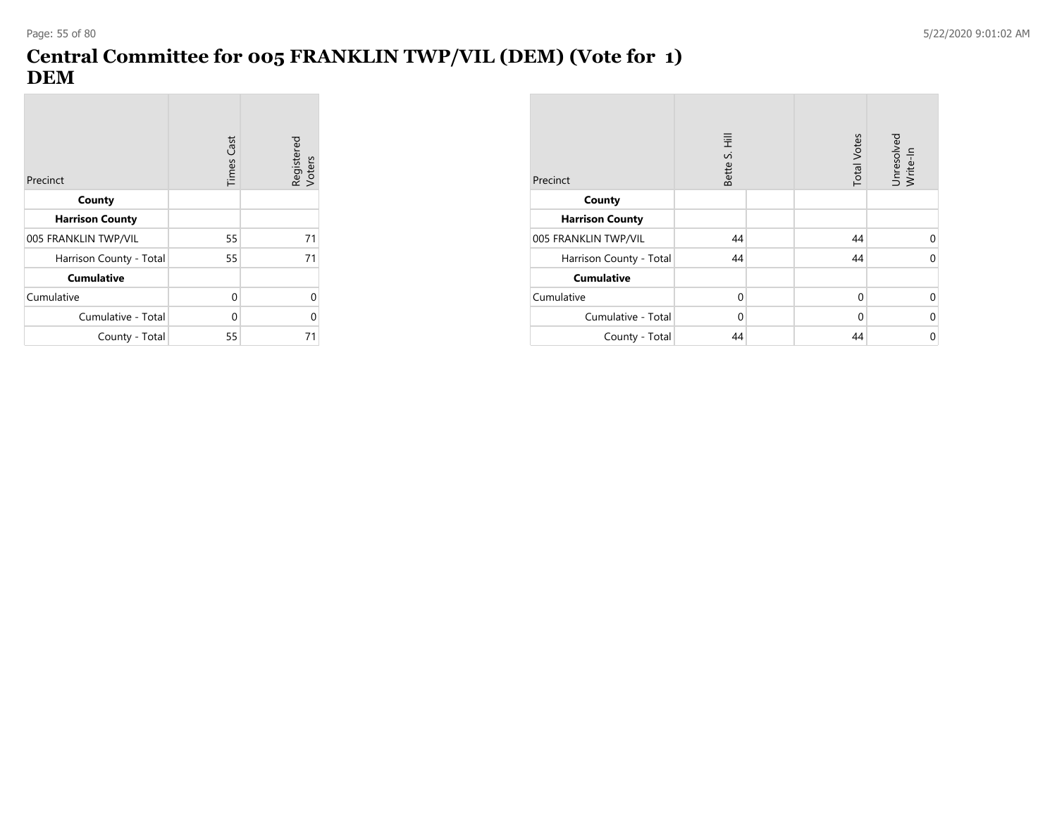# Central Committee for 005 FRANKLIN TWP/VIL (DEM) (Vote for 1) DEM

| Precinct | Times Cast | Registered Voters |
|---|---|---|
| **County** | | |
| **Harrison County** | | |
| 005 FRANKLIN TWP/VIL | 55 | 71 |
| Harrison County - Total | 55 | 71 |
| **Cumulative** | | |
| Cumulative | 0 | 0 |
| Cumulative - Total | 0 | 0 |
| County - Total | 55 | 71 |

| Precinct | Bette S. Hill | | Total Votes | Unresolved Write-In |
|---|---|---|---|---|
| **County** | | | | |
| **Harrison County** | | | | |
| 005 FRANKLIN TWP/VIL | 44 | | 44 | 0 |
| Harrison County - Total | 44 | | 44 | 0 |
| **Cumulative** | | | | |
| Cumulative | 0 | | 0 | 0 |
| Cumulative - Total | 0 | | 0 | 0 |
| County - Total | 44 | | 44 | 0 |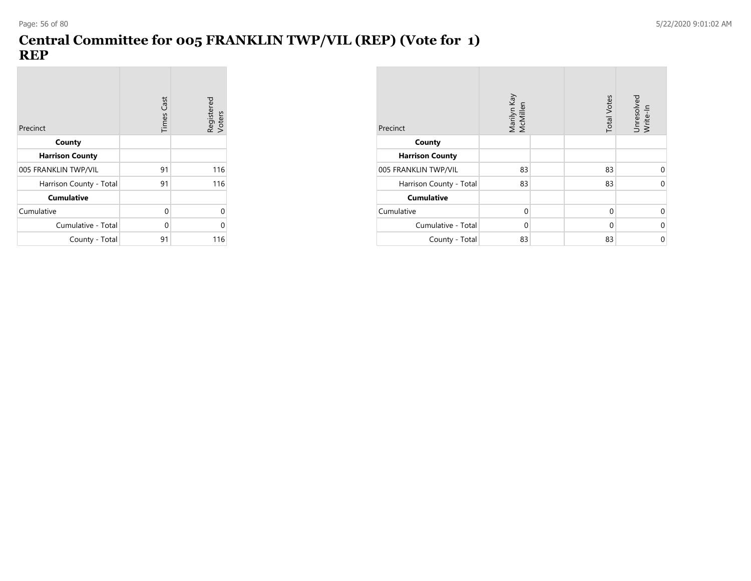# Central Committee for 005 FRANKLIN TWP/VIL (REP) (Vote for 1) REP

| Precinct | Times Cast | Registered Voters |
|---|---|---|
| **County** | | |
| **Harrison County** | | |
| 005 FRANKLIN TWP/VIL | 91 | 116 |
| Harrison County - Total | 91 | 116 |
| **Cumulative** | | |
| Cumulative | 0 | 0 |
| Cumulative - Total | 0 | 0 |
| County - Total | 91 | 116 |

| Precinct | Marilyn Kay McMillen | | Total Votes | Unresolved Write-In |
|---|---|---|---|---|
| **County** | | | | |
| **Harrison County** | | | | |
| 005 FRANKLIN TWP/VIL | 83 | | 83 | 0 |
| Harrison County - Total | 83 | | 83 | 0 |
| **Cumulative** | | | | |
| Cumulative | 0 | | 0 | 0 |
| Cumulative - Total | 0 | | 0 | 0 |
| County - Total | 83 | | 83 | 0 |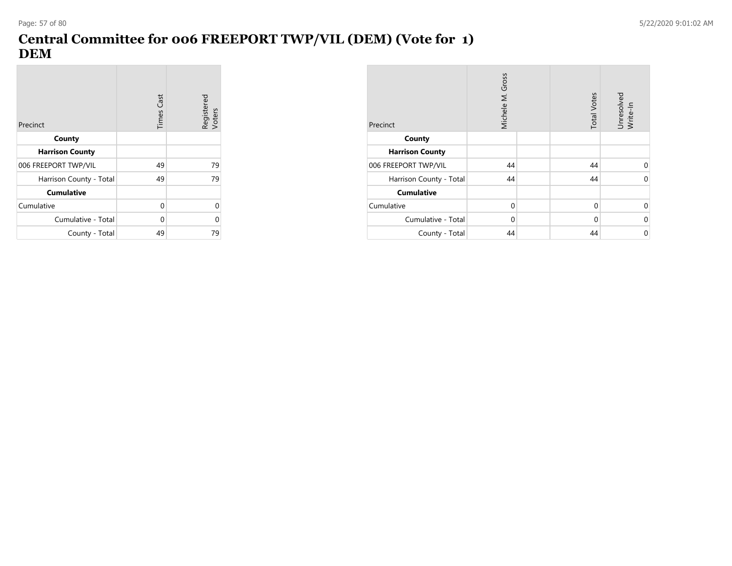# Central Committee for 006 FREEPORT TWP/VIL (DEM) (Vote for 1)
# DEM

| Precinct | Times Cast | Registered Voters |
|---|---|---|
| **County** | | |
| **Harrison County** | | |
| 006 FREEPORT TWP/VIL | 49 | 79 |
| Harrison County - Total | 49 | 79 |
| **Cumulative** | | |
| Cumulative | 0 | 0 |
| Cumulative - Total | 0 | 0 |
| County - Total | 49 | 79 |

| Precinct | Michele M. Gross | | Total Votes | Unresolved Write-In |
|---|---|---|---|---|
| **County** | | | | |
| **Harrison County** | | | | |
| 006 FREEPORT TWP/VIL | 44 | | 44 | 0 |
| Harrison County - Total | 44 | | 44 | 0 |
| **Cumulative** | | | | |
| Cumulative | 0 | | 0 | 0 |
| Cumulative - Total | 0 | | 0 | 0 |
| County - Total | 44 | | 44 | 0 |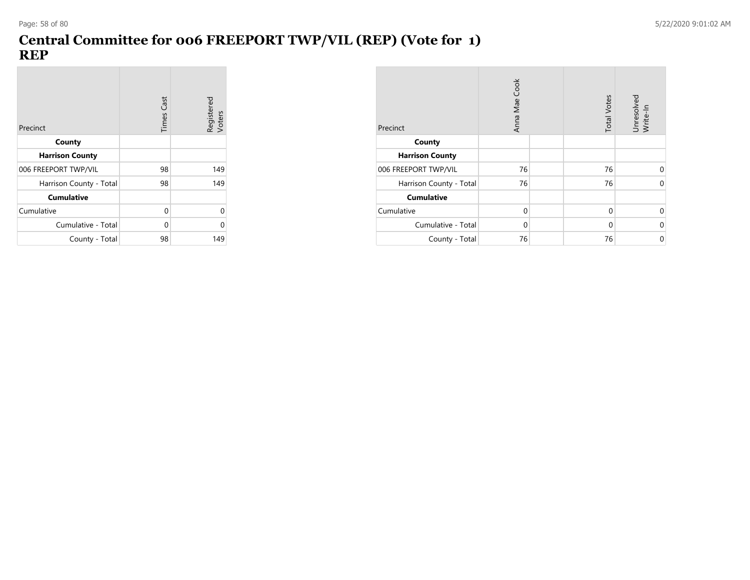# Central Committee for 006 FREEPORT TWP/VIL (REP) (Vote for 1)
# REP

| Precinct | Times Cast | Registered Voters |
|---|---|---|
| **County** | | |
| **Harrison County** | | |
| 006 FREEPORT TWP/VIL | 98 | 149 |
| Harrison County - Total | 98 | 149 |
| **Cumulative** | | |
| Cumulative | 0 | 0 |
| Cumulative - Total | 0 | 0 |
| County - Total | 98 | 149 |

| Precinct | Anna Mae Cook | | Total Votes | Unresolved Write-In |
|---|---|---|---|---|
| **County** | | | | |
| **Harrison County** | | | | |
| 006 FREEPORT TWP/VIL | 76 | | 76 | 0 |
| Harrison County - Total | 76 | | 76 | 0 |
| **Cumulative** | | | | |
| Cumulative | 0 | | 0 | 0 |
| Cumulative - Total | 0 | | 0 | 0 |
| County - Total | 76 | | 76 | 0 |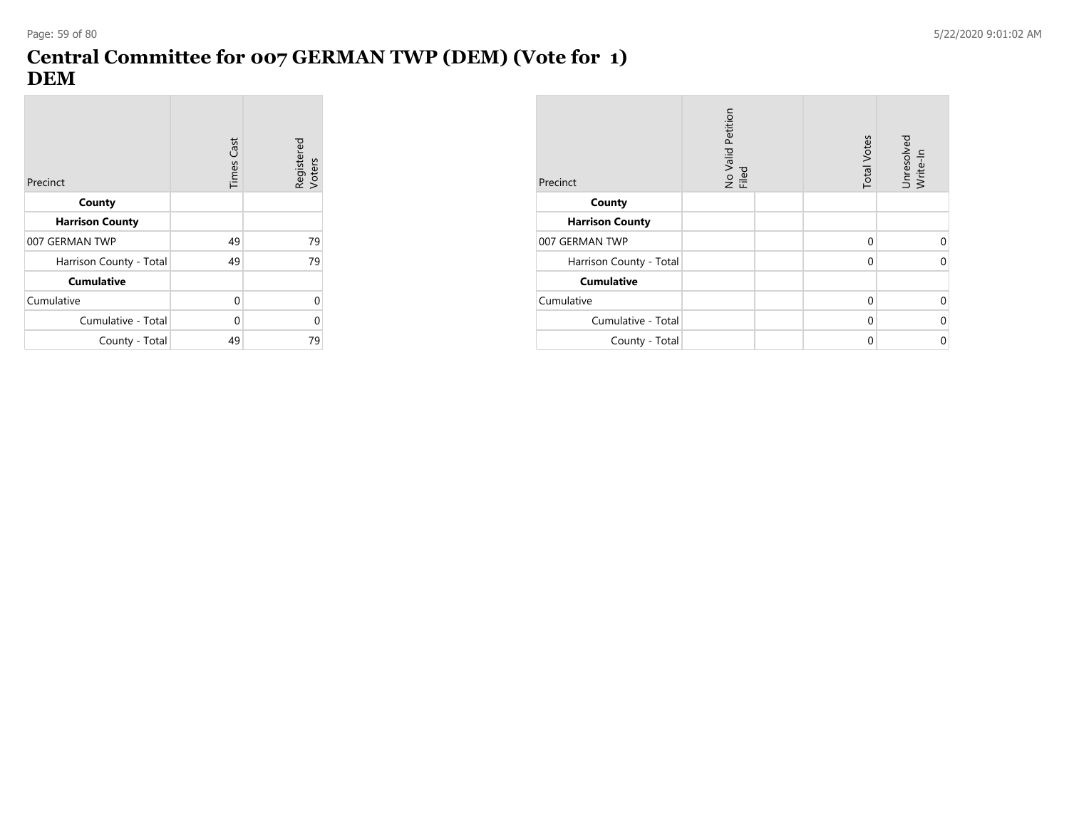# Central Committee for 007 GERMAN TWP (DEM) (Vote for 1)
# DEM

| Precinct | Times Cast | Registered Voters |
|---|---|---|
| **County** | | |
| **Harrison County** | | |
| 007 GERMAN TWP | 49 | 79 |
| Harrison County - Total | 49 | 79 |
| **Cumulative** | | |
| Cumulative | 0 | 0 |
| Cumulative - Total | 0 | 0 |
| County - Total | 49 | 79 |

| Precinct | No Valid Petition Filed | | Total Votes | Unresolved Write-In |
|---|---|---|---|---|
| **County** | | | | |
| **Harrison County** | | | | |
| 007 GERMAN TWP | | | 0 | 0 |
| Harrison County - Total | | | 0 | 0 |
| **Cumulative** | | | | |
| Cumulative | | | 0 | 0 |
| Cumulative - Total | | | 0 | 0 |
| County - Total | | | 0 | 0 |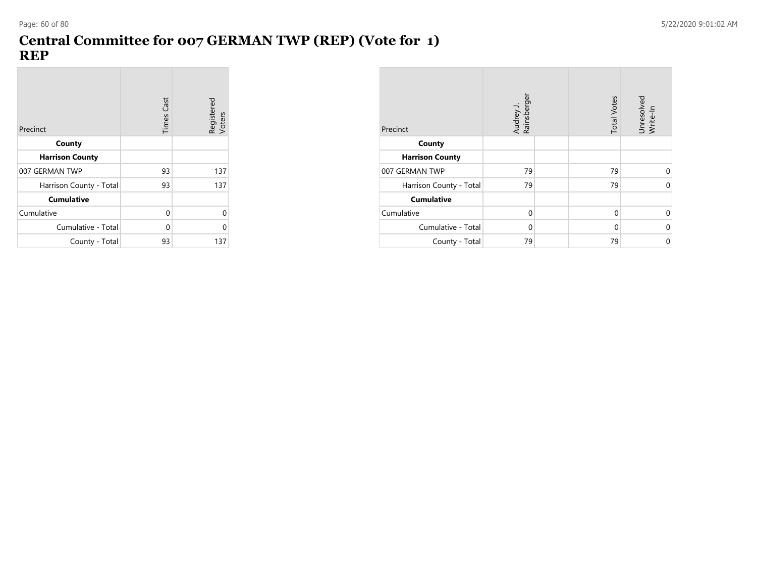# Central Committee for 007 GERMAN TWP (REP) (Vote for 1)
# REP

| Precinct | Times Cast | Registered Voters |
|---|---|---|
| **County** | | |
| **Harrison County** | | |
| 007 GERMAN TWP | 93 | 137 |
| Harrison County - Total | 93 | 137 |
| **Cumulative** | | |
| Cumulative | 0 | 0 |
| Cumulative - Total | 0 | 0 |
| County - Total | 93 | 137 |

| Precinct | Audrey J. Rainsberger | | Total Votes | Unresolved Write-In |
|---|---|---|---|---|
| **County** | | | | |
| **Harrison County** | | | | |
| 007 GERMAN TWP | 79 | | 79 | 0 |
| Harrison County - Total | 79 | | 79 | 0 |
| **Cumulative** | | | | |
| Cumulative | 0 | | 0 | 0 |
| Cumulative - Total | 0 | | 0 | 0 |
| County - Total | 79 | | 79 | 0 |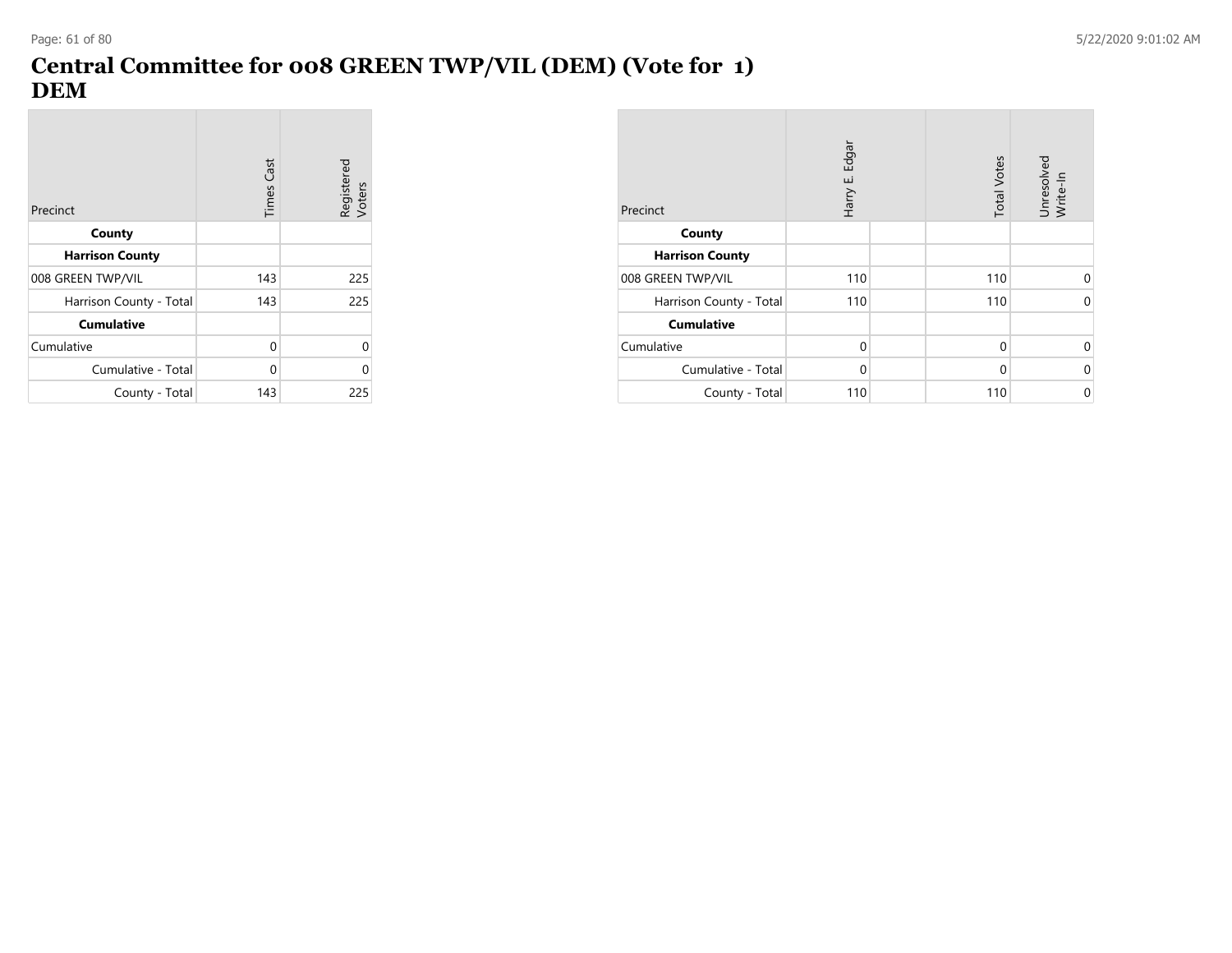# Central Committee for 008 GREEN TWP/VIL (DEM) (Vote for 1)
# DEM

| Precinct | Times Cast | Registered Voters |
|---|---|---|
| **County** | | |
| **Harrison County** | | |
| 008 GREEN TWP/VIL | 143 | 225 |
| Harrison County - Total | 143 | 225 |
| **Cumulative** | | |
| Cumulative | 0 | 0 |
| Cumulative - Total | 0 | 0 |
| County - Total | 143 | 225 |

| Precinct | Harry E. Edgar | | Total Votes | Unresolved Write-In |
|---|---|---|---|---|
| **County** | | | | |
| **Harrison County** | | | | |
| 008 GREEN TWP/VIL | 110 | | 110 | 0 |
| Harrison County - Total | 110 | | 110 | 0 |
| **Cumulative** | | | | |
| Cumulative | 0 | | 0 | 0 |
| Cumulative - Total | 0 | | 0 | 0 |
| County - Total | 110 | | 110 | 0 |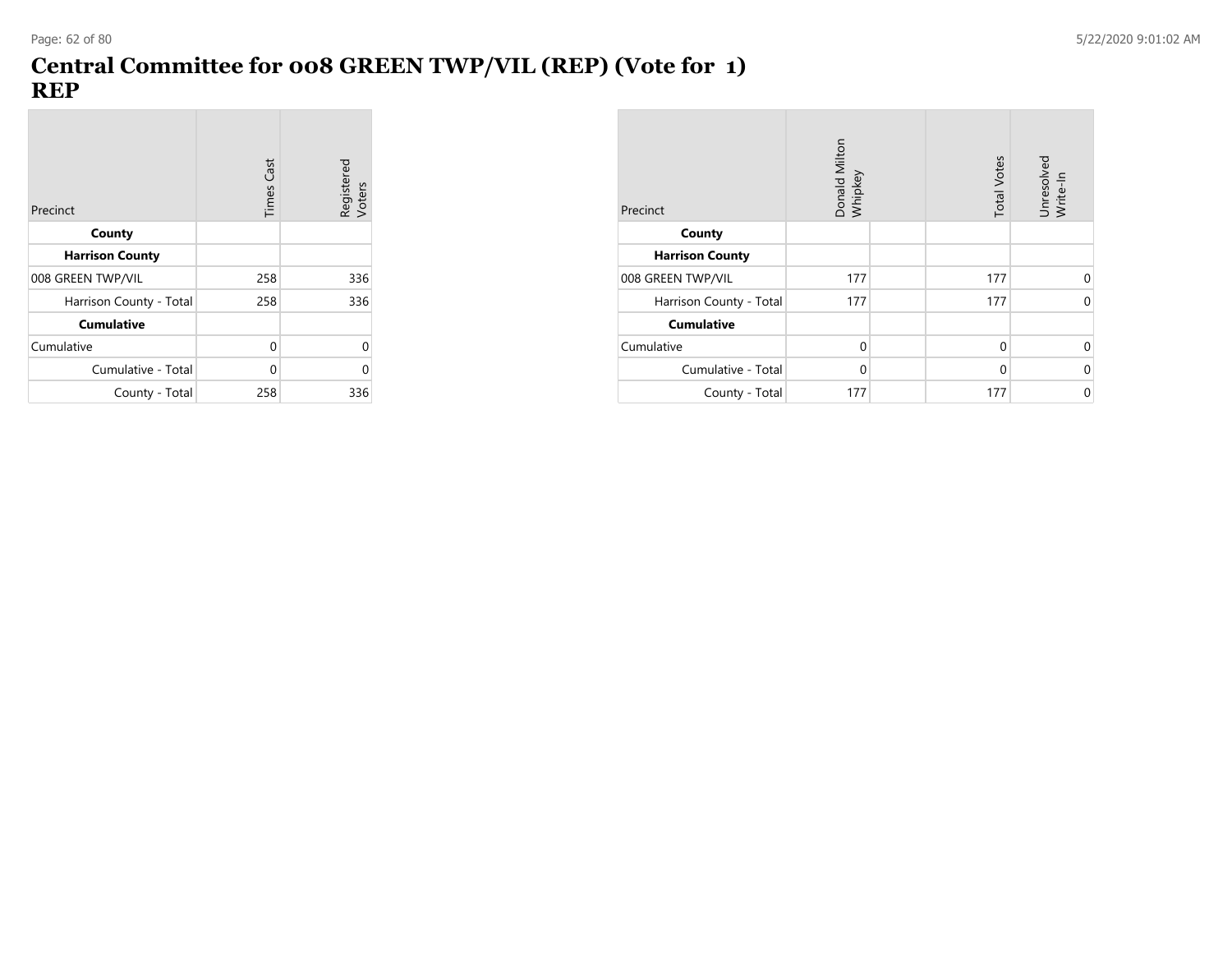# Central Committee for 008 GREEN TWP/VIL (REP) (Vote for 1)
## REP

| Precinct | Times Cast | Registered Voters |
|---|---|---|
| **County** | | |
| **Harrison County** | | |
| 008 GREEN TWP/VIL | 258 | 336 |
| Harrison County - Total | 258 | 336 |
| **Cumulative** | | |
| Cumulative | 0 | 0 |
| Cumulative - Total | 0 | 0 |
| County - Total | 258 | 336 |

| Precinct | Donald Milton Whipkey | | Total Votes | Unresolved Write-In |
|---|---|---|---|---|
| **County** | | | | |
| **Harrison County** | | | | |
| 008 GREEN TWP/VIL | 177 | | 177 | 0 |
| Harrison County - Total | 177 | | 177 | 0 |
| **Cumulative** | | | | |
| Cumulative | 0 | | 0 | 0 |
| Cumulative - Total | 0 | | 0 | 0 |
| County - Total | 177 | | 177 | 0 |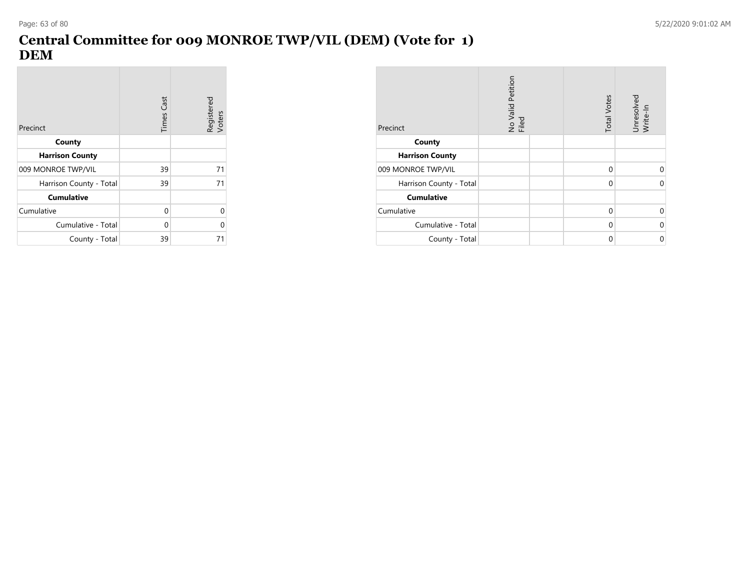# Central Committee for 009 MONROE TWP/VIL (DEM) (Vote for 1)
## DEM

| Precinct | Times Cast | Registered Voters |
|---|---|---|
| **County** | | |
| **Harrison County** | | |
| 009 MONROE TWP/VIL | 39 | 71 |
| Harrison County - Total | 39 | 71 |
| **Cumulative** | | |
| Cumulative | 0 | 0 |
| Cumulative - Total | 0 | 0 |
| County - Total | 39 | 71 |

| Precinct | No Valid Petition Filed | | Total Votes | Unresolved Write-In |
|---|---|---|---|---|
| **County** | | | | |
| **Harrison County** | | | | |
| 009 MONROE TWP/VIL | | | 0 | 0 |
| Harrison County - Total | | | 0 | 0 |
| **Cumulative** | | | | |
| Cumulative | | | 0 | 0 |
| Cumulative - Total | | | 0 | 0 |
| County - Total | | | 0 | 0 |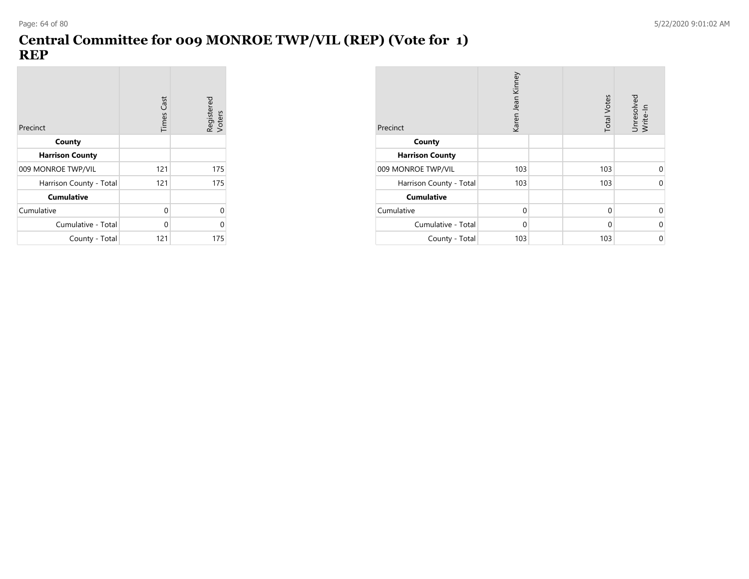# Central Committee for 009 MONROE TWP/VIL (REP) (Vote for 1)
## REP

| Precinct | Times Cast | Registered Voters |
|---|---|---|
| **County** | | |
| **Harrison County** | | |
| 009 MONROE TWP/VIL | 121 | 175 |
| Harrison County - Total | 121 | 175 |
| **Cumulative** | | |
| Cumulative | 0 | 0 |
| Cumulative - Total | 0 | 0 |
| County - Total | 121 | 175 |

| Precinct | Karen Jean Kinney | | Total Votes | Unresolved Write-In |
|---|---|---|---|---|
| **County** | | | | |
| **Harrison County** | | | | |
| 009 MONROE TWP/VIL | 103 | | 103 | 0 |
| Harrison County - Total | 103 | | 103 | 0 |
| **Cumulative** | | | | |
| Cumulative | 0 | | 0 | 0 |
| Cumulative - Total | 0 | | 0 | 0 |
| County - Total | 103 | | 103 | 0 |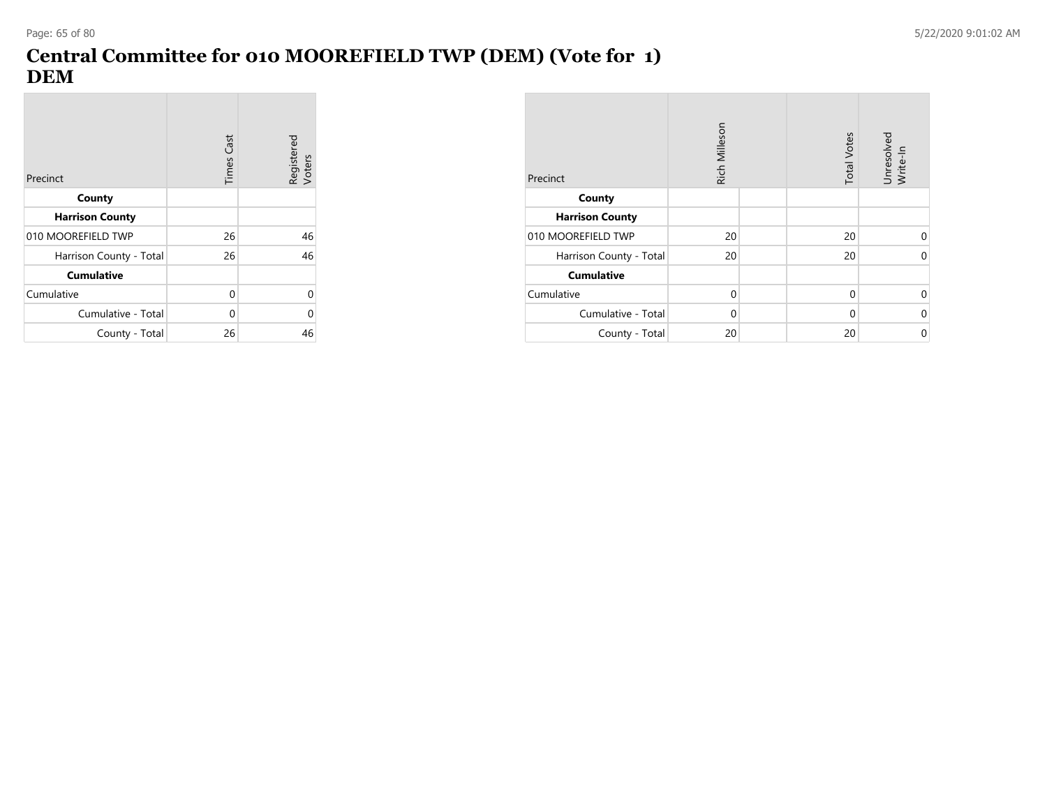# Central Committee for 010 MOOREFIELD TWP (DEM) (Vote for 1) DEM

| Precinct | Times Cast | Registered Voters |
|---|---|---|
| **County** | | |
| **Harrison County** | | |
| 010 MOOREFIELD TWP | 26 | 46 |
| Harrison County - Total | 26 | 46 |
| **Cumulative** | | |
| Cumulative | 0 | 0 |
| Cumulative - Total | 0 | 0 |
| County - Total | 26 | 46 |

| Precinct | Rich Milleson | | Total Votes | Unresolved Write-In |
|---|---|---|---|---|
| **County** | | | | |
| **Harrison County** | | | | |
| 010 MOOREFIELD TWP | 20 | | 20 | 0 |
| Harrison County - Total | 20 | | 20 | 0 |
| **Cumulative** | | | | |
| Cumulative | 0 | | 0 | 0 |
| Cumulative - Total | 0 | | 0 | 0 |
| County - Total | 20 | | 20 | 0 |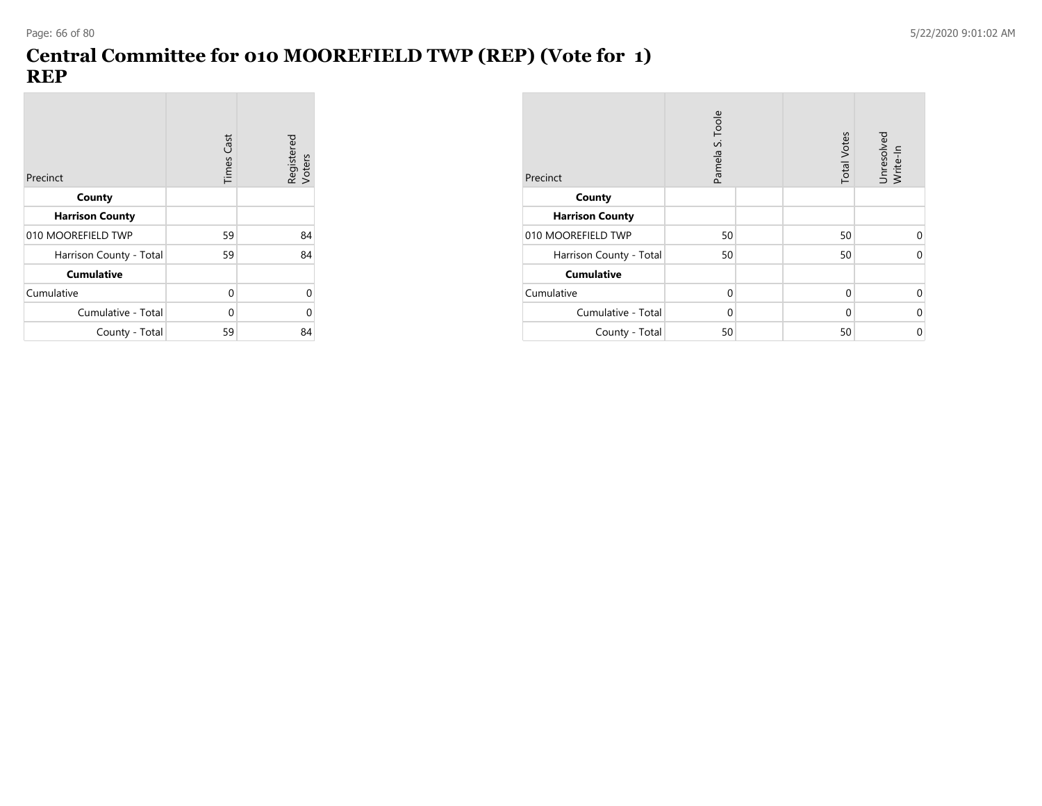# Central Committee for 010 MOOREFIELD TWP (REP) (Vote for 1)
# REP

| Precinct | Times Cast | Registered Voters |
|---|---|---|
| **County** | | |
| **Harrison County** | | |
| 010 MOOREFIELD TWP | 59 | 84 |
| Harrison County - Total | 59 | 84 |
| **Cumulative** | | |
| Cumulative | 0 | 0 |
| Cumulative - Total | 0 | 0 |
| County - Total | 59 | 84 |

| Precinct | Pamela S. Toole | | Total Votes | Unresolved Write-In |
|---|---|---|---|---|
| **County** | | | | |
| **Harrison County** | | | | |
| 010 MOOREFIELD TWP | 50 | | 50 | 0 |
| Harrison County - Total | 50 | | 50 | 0 |
| **Cumulative** | | | | |
| Cumulative | 0 | | 0 | 0 |
| Cumulative - Total | 0 | | 0 | 0 |
| County - Total | 50 | | 50 | 0 |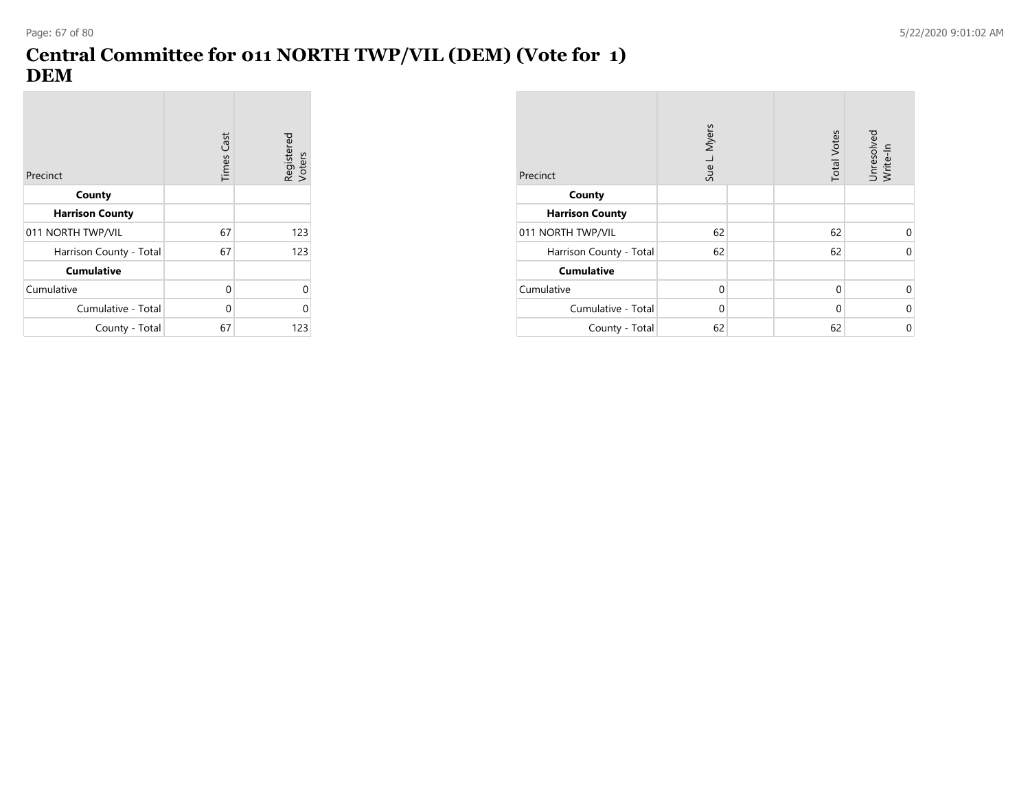# Central Committee for 011 NORTH TWP/VIL (DEM) (Vote for 1)
# DEM

| Precinct | Times Cast | Registered Voters |
|---|---|---|
| **County** | | |
| **Harrison County** | | |
| 011 NORTH TWP/VIL | 67 | 123 |
| Harrison County - Total | 67 | 123 |
| **Cumulative** | | |
| Cumulative | 0 | 0 |
| Cumulative - Total | 0 | 0 |
| County - Total | 67 | 123 |

| Precinct | Sue L. Myers | | Total Votes | Unresolved Write-In |
|---|---|---|---|---|
| **County** | | | | |
| **Harrison County** | | | | |
| 011 NORTH TWP/VIL | 62 | | 62 | 0 |
| Harrison County - Total | 62 | | 62 | 0 |
| **Cumulative** | | | | |
| Cumulative | 0 | | 0 | 0 |
| Cumulative - Total | 0 | | 0 | 0 |
| County - Total | 62 | | 62 | 0 |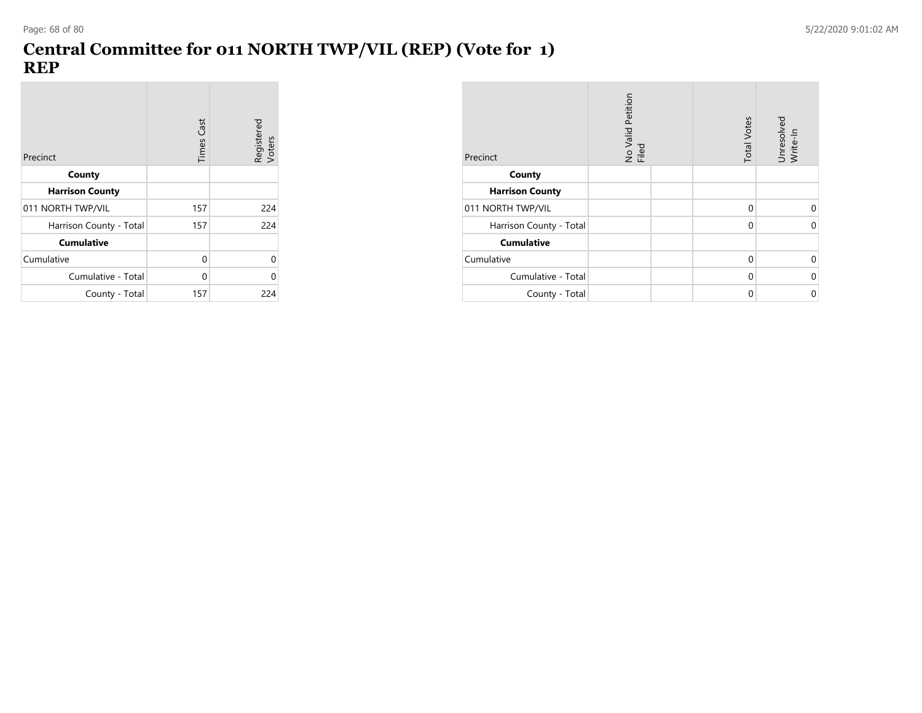# Central Committee for 011 NORTH TWP/VIL (REP) (Vote for 1)
# REP

| Precinct | Times Cast | Registered Voters |
|---|---|---|
| **County** | | |
| **Harrison County** | | |
| 011 NORTH TWP/VIL | 157 | 224 |
| Harrison County - Total | 157 | 224 |
| **Cumulative** | | |
| Cumulative | 0 | 0 |
| Cumulative - Total | 0 | 0 |
| County - Total | 157 | 224 |

| Precinct | No Valid Petition Filed | | Total Votes | Unresolved Write-In |
|---|---|---|---|---|
| **County** | | | | |
| **Harrison County** | | | | |
| 011 NORTH TWP/VIL | | | 0 | 0 |
| Harrison County - Total | | | 0 | 0 |
| **Cumulative** | | | | |
| Cumulative | | | 0 | 0 |
| Cumulative - Total | | | 0 | 0 |
| County - Total | | | 0 | 0 |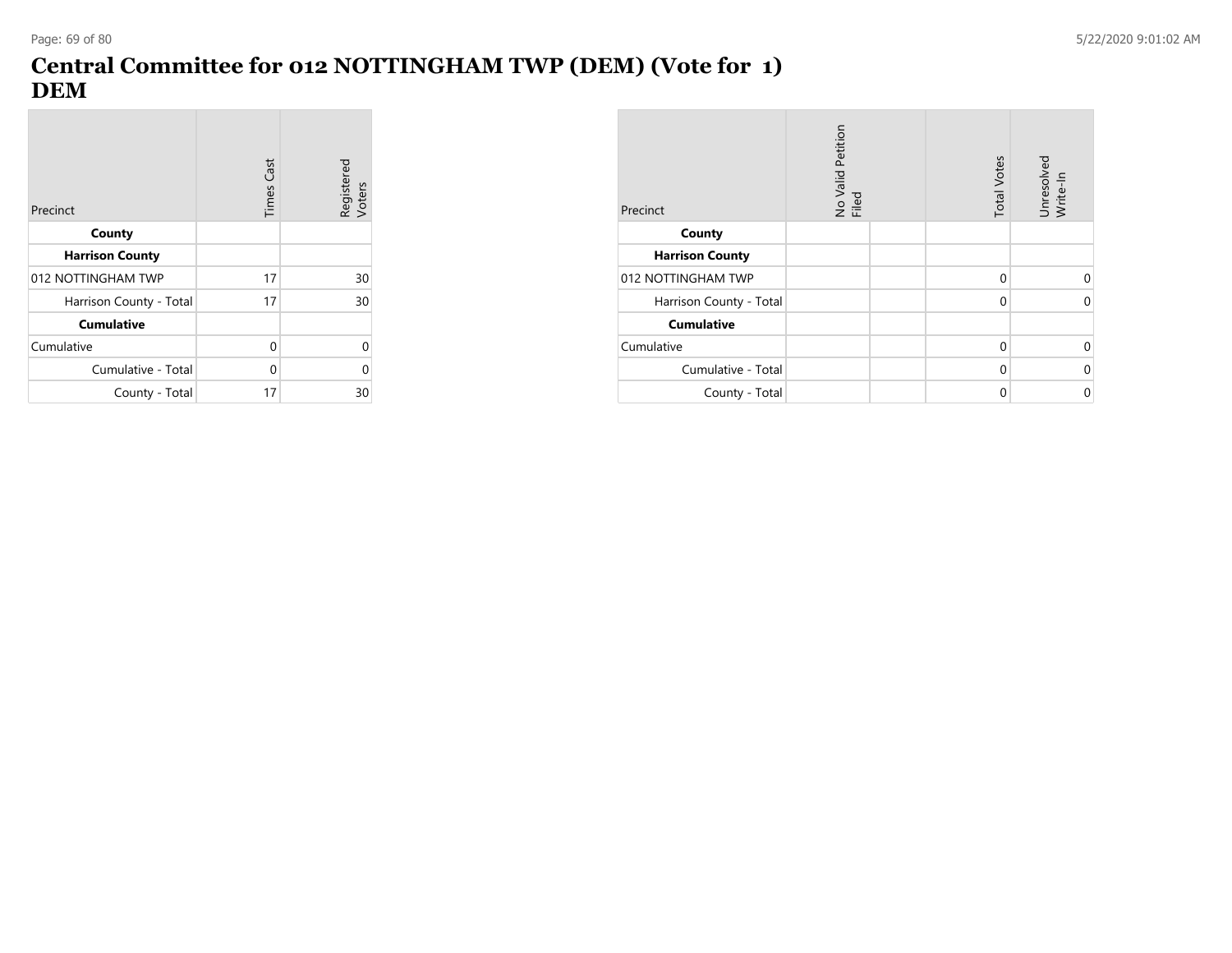# Central Committee for 012 NOTTINGHAM TWP (DEM) (Vote for 1)
# DEM

| Precinct | Times Cast | Registered Voters |
|---|---|---|
| **County** | | |
| **Harrison County** | | |
| 012 NOTTINGHAM TWP | 17 | 30 |
| Harrison County - Total | 17 | 30 |
| **Cumulative** | | |
| Cumulative | 0 | 0 |
| Cumulative - Total | 0 | 0 |
| County - Total | 17 | 30 |

| Precinct | No Valid Petition Filed | | Total Votes | Unresolved Write-In |
|---|---|---|---|---|
| **County** | | | | |
| **Harrison County** | | | | |
| 012 NOTTINGHAM TWP | | | 0 | 0 |
| Harrison County - Total | | | 0 | 0 |
| **Cumulative** | | | | |
| Cumulative | | | 0 | 0 |
| Cumulative - Total | | | 0 | 0 |
| County - Total | | | 0 | 0 |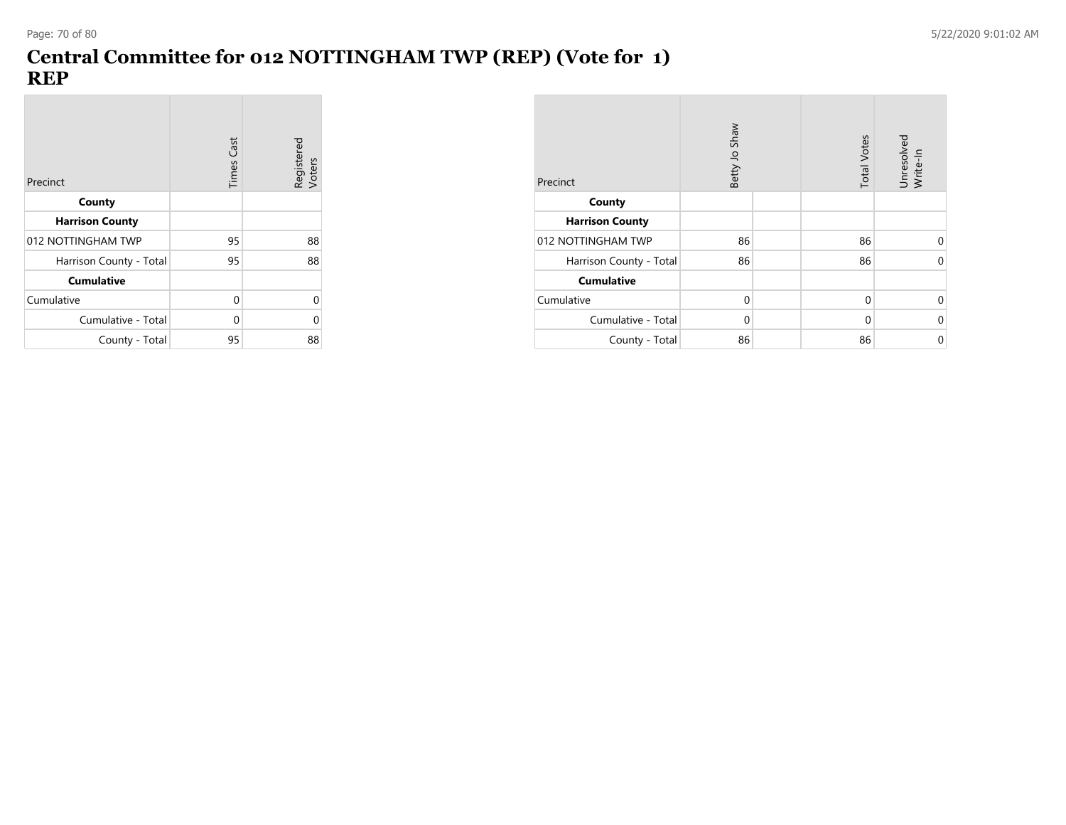# Central Committee for 012 NOTTINGHAM TWP (REP) (Vote for 1)
# REP

| Precinct | Times Cast | Registered Voters |
|---|---|---|
| **County** | | |
| **Harrison County** | | |
| 012 NOTTINGHAM TWP | 95 | 88 |
| Harrison County - Total | 95 | 88 |
| **Cumulative** | | |
| Cumulative | 0 | 0 |
| Cumulative - Total | 0 | 0 |
| County - Total | 95 | 88 |

| Precinct | Betty Jo Shaw | | Total Votes | Unresolved Write-In |
|---|---|---|---|---|
| **County** | | | | |
| **Harrison County** | | | | |
| 012 NOTTINGHAM TWP | 86 | | 86 | 0 |
| Harrison County - Total | 86 | | 86 | 0 |
| **Cumulative** | | | | |
| Cumulative | 0 | | 0 | 0 |
| Cumulative - Total | 0 | | 0 | 0 |
| County - Total | 86 | | 86 | 0 |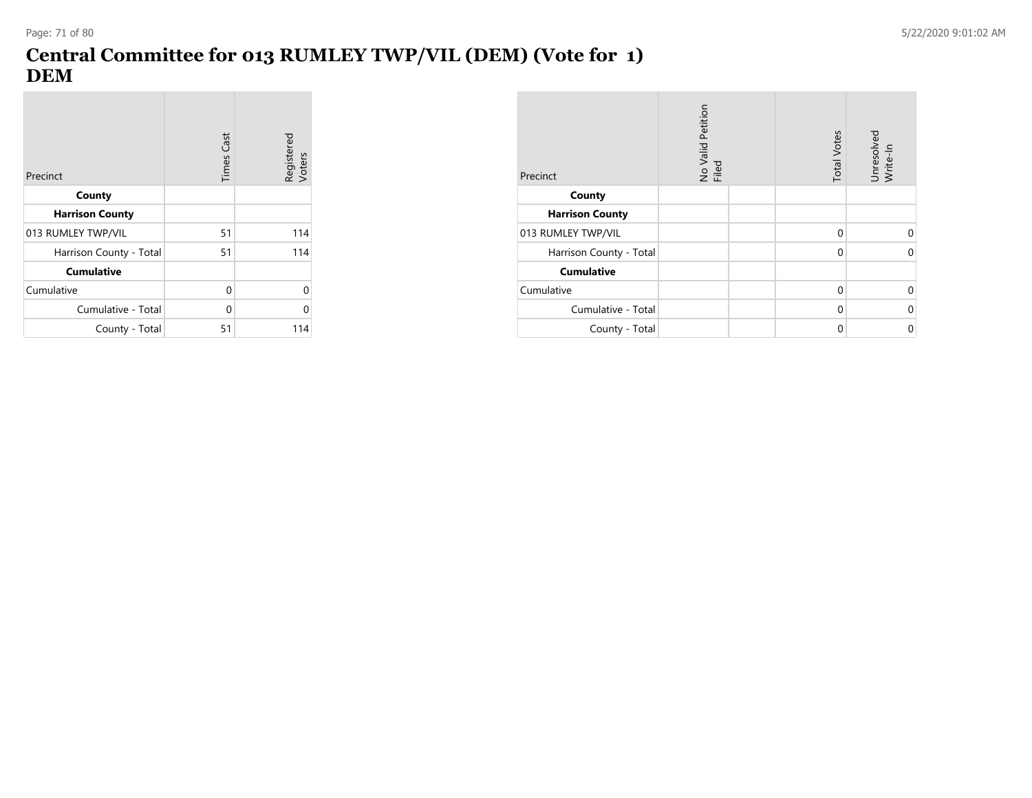# Central Committee for 013 RUMLEY TWP/VIL (DEM) (Vote for 1)
# DEM

| Precinct | Times Cast | Registered Voters |
|---|---|---|
| **County** | | |
| **Harrison County** | | |
| 013 RUMLEY TWP/VIL | 51 | 114 |
| Harrison County - Total | 51 | 114 |
| **Cumulative** | | |
| Cumulative | 0 | 0 |
| Cumulative - Total | 0 | 0 |
| County - Total | 51 | 114 |

| Precinct | No Valid Petition Filed | | Total Votes | Unresolved Write-In |
|---|---|---|---|---|
| **County** | | | | |
| **Harrison County** | | | | |
| 013 RUMLEY TWP/VIL | | | 0 | 0 |
| Harrison County - Total | | | 0 | 0 |
| **Cumulative** | | | | |
| Cumulative | | | 0 | 0 |
| Cumulative - Total | | | 0 | 0 |
| County - Total | | | 0 | 0 |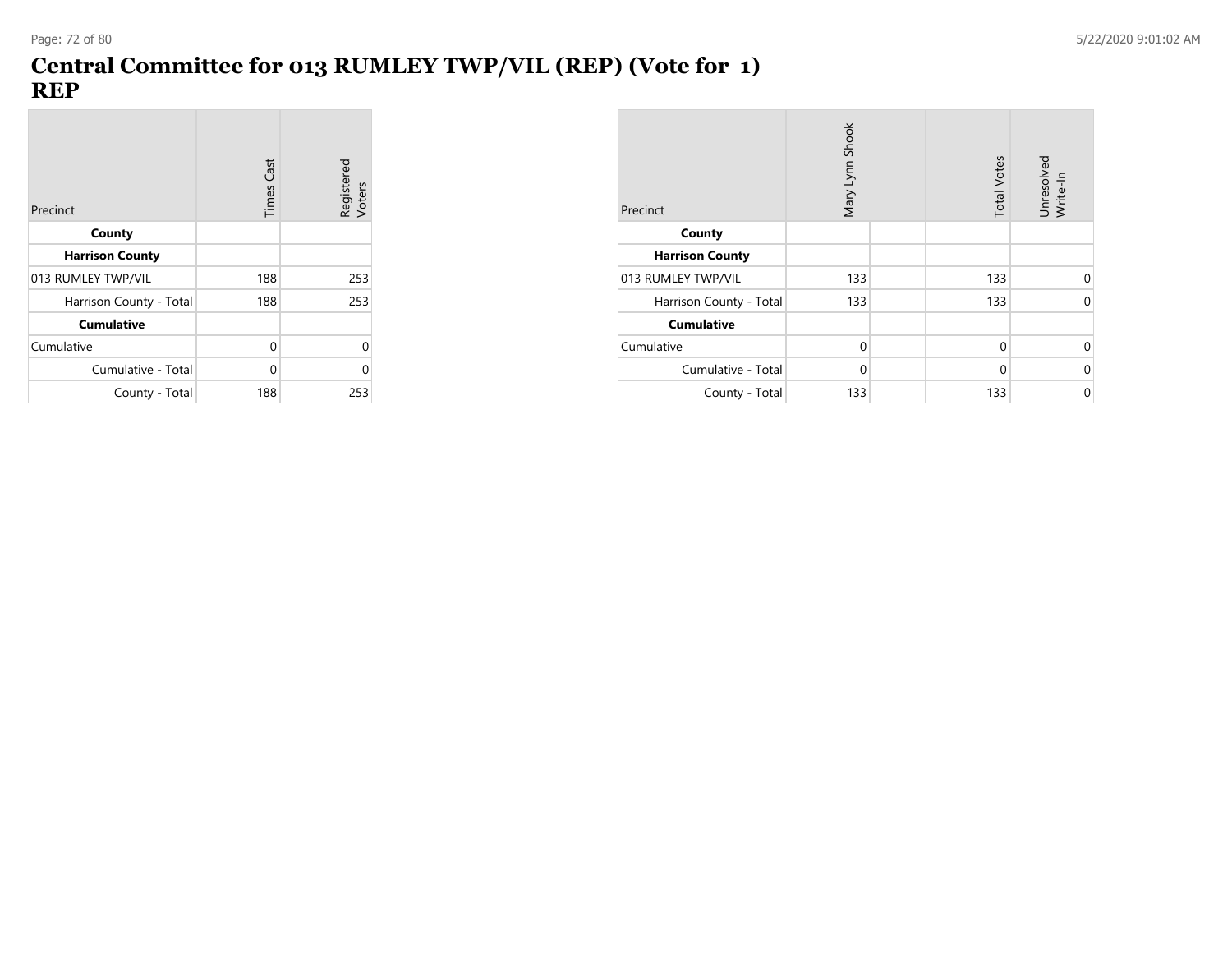# Central Committee for 013 RUMLEY TWP/VIL (REP) (Vote for 1)
# REP

| Precinct | Times Cast | Registered Voters |
|---|---|---|
| **County** | | |
| **Harrison County** | | |
| 013 RUMLEY TWP/VIL | 188 | 253 |
| Harrison County - Total | 188 | 253 |
| **Cumulative** | | |
| Cumulative | 0 | 0 |
| Cumulative - Total | 0 | 0 |
| County - Total | 188 | 253 |

| Precinct | Mary Lynn Shook | | Total Votes | Unresolved Write-In |
|---|---|---|---|---|
| **County** | | | | |
| **Harrison County** | | | | |
| 013 RUMLEY TWP/VIL | 133 | | 133 | 0 |
| Harrison County - Total | 133 | | 133 | 0 |
| **Cumulative** | | | | |
| Cumulative | 0 | | 0 | 0 |
| Cumulative - Total | 0 | | 0 | 0 |
| County - Total | 133 | | 133 | 0 |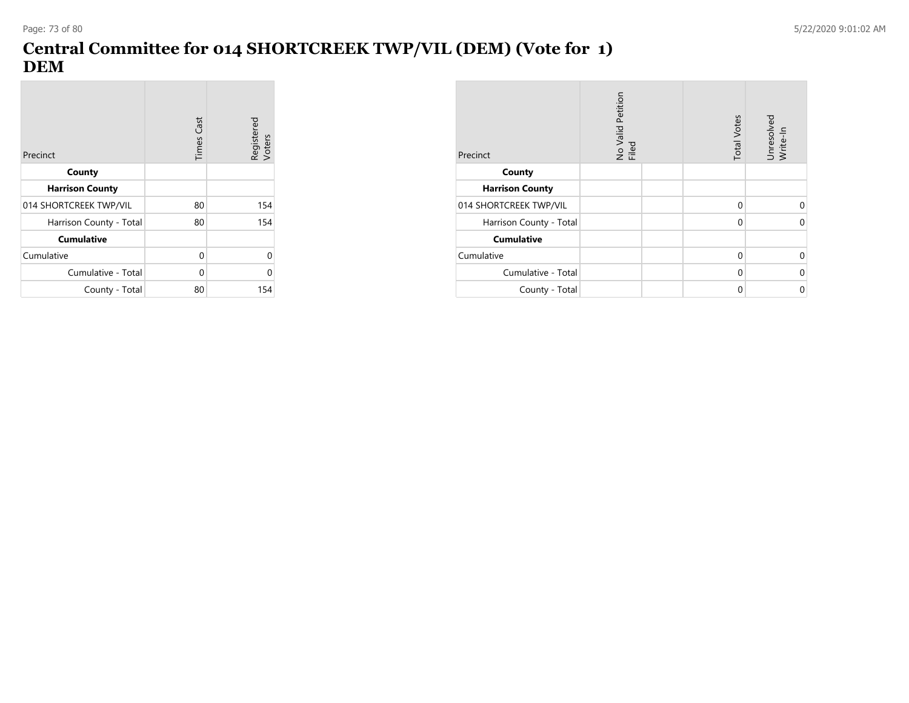# Central Committee for 014 SHORTCREEK TWP/VIL (DEM) (Vote for 1) DEM

| Precinct | Times Cast | Registered Voters |
|---|---|---|
| **County** | | |
| **Harrison County** | | |
| 014 SHORTCREEK TWP/VIL | 80 | 154 |
| Harrison County - Total | 80 | 154 |
| **Cumulative** | | |
| Cumulative | 0 | 0 |
| Cumulative - Total | 0 | 0 |
| County - Total | 80 | 154 |

| Precinct | No Valid Petition Filed | | Total Votes | Unresolved Write-In |
|---|---|---|---|---|
| **County** | | | | |
| **Harrison County** | | | | |
| 014 SHORTCREEK TWP/VIL | | | 0 | 0 |
| Harrison County - Total | | | 0 | 0 |
| **Cumulative** | | | | |
| Cumulative | | | 0 | 0 |
| Cumulative - Total | | | 0 | 0 |
| County - Total | | | 0 | 0 |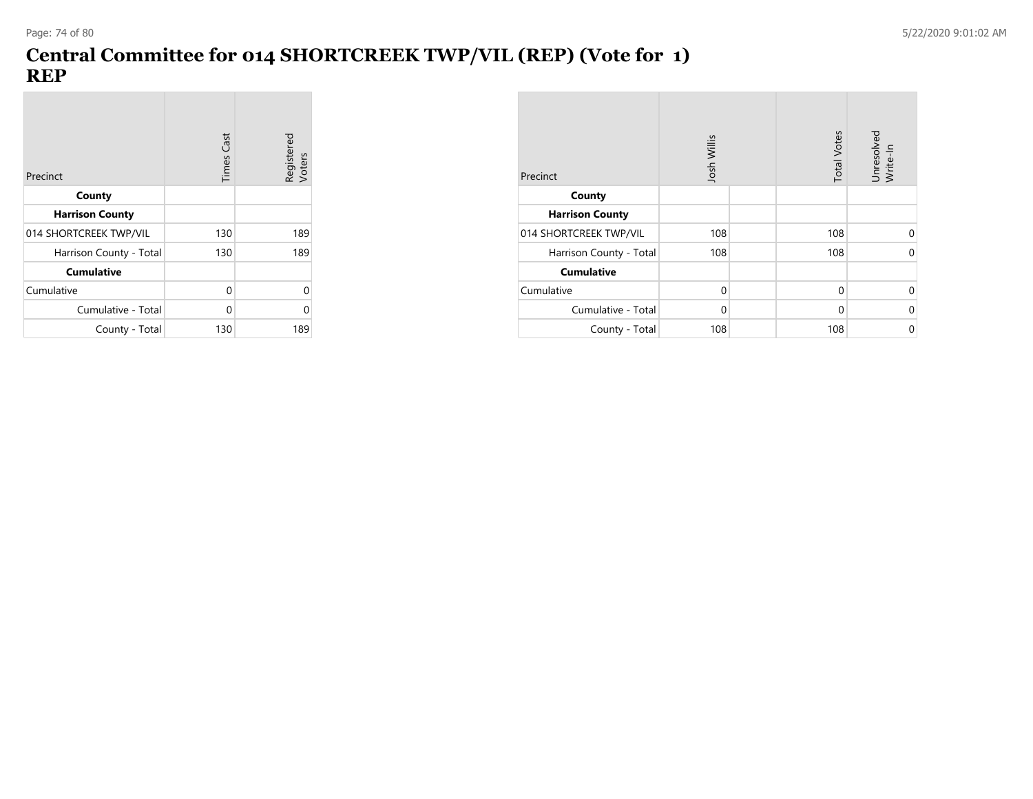# Central Committee for 014 SHORTCREEK TWP/VIL (REP) (Vote for 1) REP

| Precinct | Times Cast | Registered Voters |
|---|---|---|
| **County** | | |
| **Harrison County** | | |
| 014 SHORTCREEK TWP/VIL | 130 | 189 |
| Harrison County - Total | 130 | 189 |
| **Cumulative** | | |
| Cumulative | 0 | 0 |
| Cumulative - Total | 0 | 0 |
| County - Total | 130 | 189 |

| Precinct | Josh Willis | | Total Votes | Unresolved Write-In |
|---|---|---|---|---|
| **County** | | | | |
| **Harrison County** | | | | |
| 014 SHORTCREEK TWP/VIL | 108 | | 108 | 0 |
| Harrison County - Total | 108 | | 108 | 0 |
| **Cumulative** | | | | |
| Cumulative | 0 | | 0 | 0 |
| Cumulative - Total | 0 | | 0 | 0 |
| County - Total | 108 | | 108 | 0 |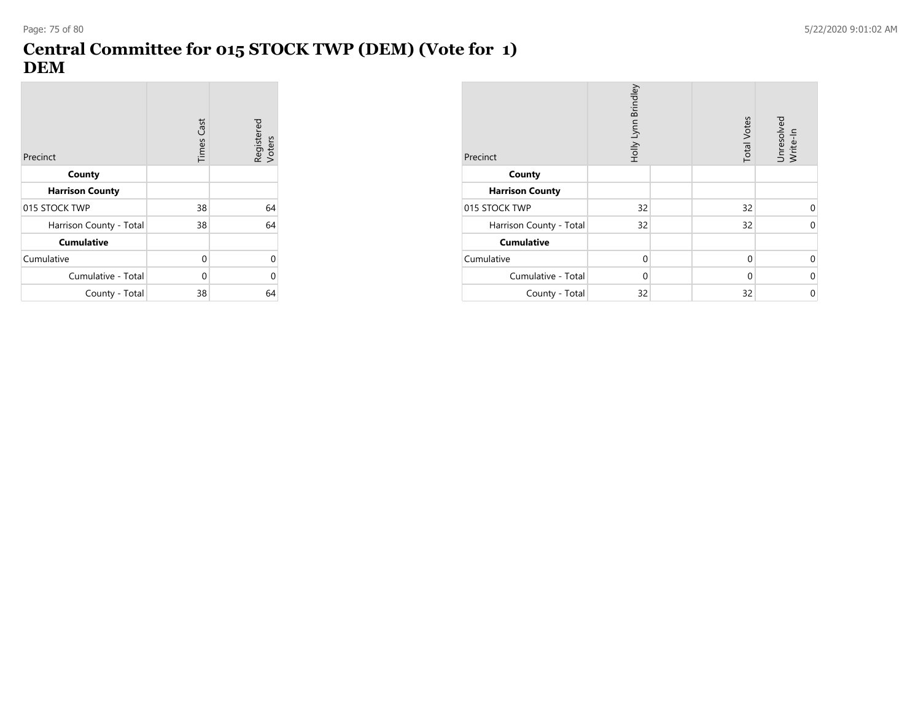# Central Committee for 015 STOCK TWP (DEM) (Vote for 1)
# DEM

| Precinct | Times Cast | Registered Voters |
|---|---|---|
| **County** | | |
| **Harrison County** | | |
| 015 STOCK TWP | 38 | 64 |
| Harrison County - Total | 38 | 64 |
| **Cumulative** | | |
| Cumulative | 0 | 0 |
| Cumulative - Total | 0 | 0 |
| County - Total | 38 | 64 |

| Precinct | Holly Lynn Brindley | | Total Votes | Unresolved Write-In |
|---|---|---|---|---|
| **County** | | | | |
| **Harrison County** | | | | |
| 015 STOCK TWP | 32 | | 32 | 0 |
| Harrison County - Total | 32 | | 32 | 0 |
| **Cumulative** | | | | |
| Cumulative | 0 | | 0 | 0 |
| Cumulative - Total | 0 | | 0 | 0 |
| County - Total | 32 | | 32 | 0 |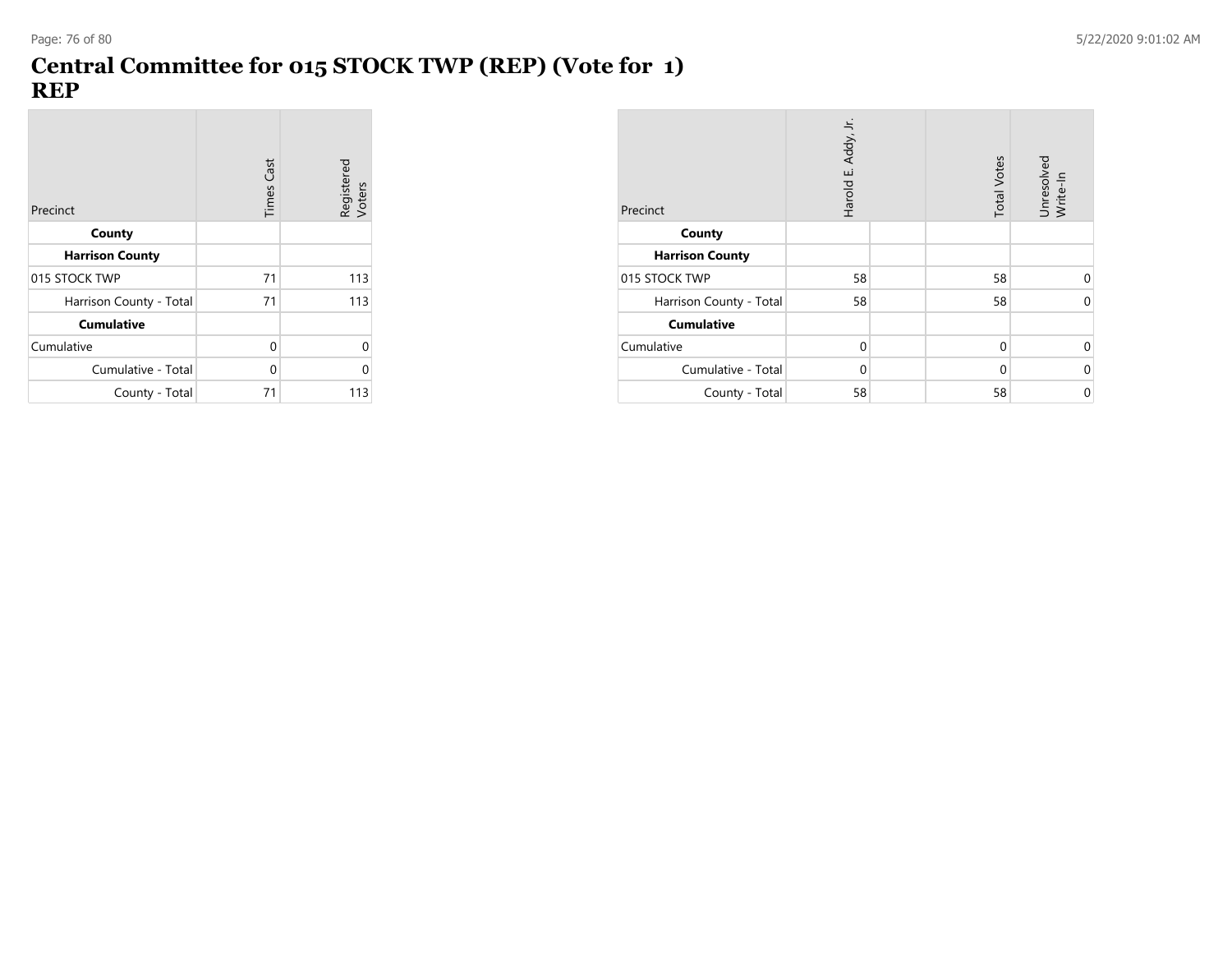# Central Committee for 015 STOCK TWP (REP) (Vote for 1)
# REP

| Precinct | Times Cast | Registered Voters |
|---|---|---|
| **County** | | |
| **Harrison County** | | |
| 015 STOCK TWP | 71 | 113 |
| Harrison County - Total | 71 | 113 |
| **Cumulative** | | |
| Cumulative | 0 | 0 |
| Cumulative - Total | 0 | 0 |
| County - Total | 71 | 113 |

| Precinct | Harold E. Addy, Jr. | | Total Votes | Unresolved Write-In |
|---|---|---|---|---|
| **County** | | | | |
| **Harrison County** | | | | |
| 015 STOCK TWP | 58 | | 58 | 0 |
| Harrison County - Total | 58 | | 58 | 0 |
| **Cumulative** | | | | |
| Cumulative | 0 | | 0 | 0 |
| Cumulative - Total | 0 | | 0 | 0 |
| County - Total | 58 | | 58 | 0 |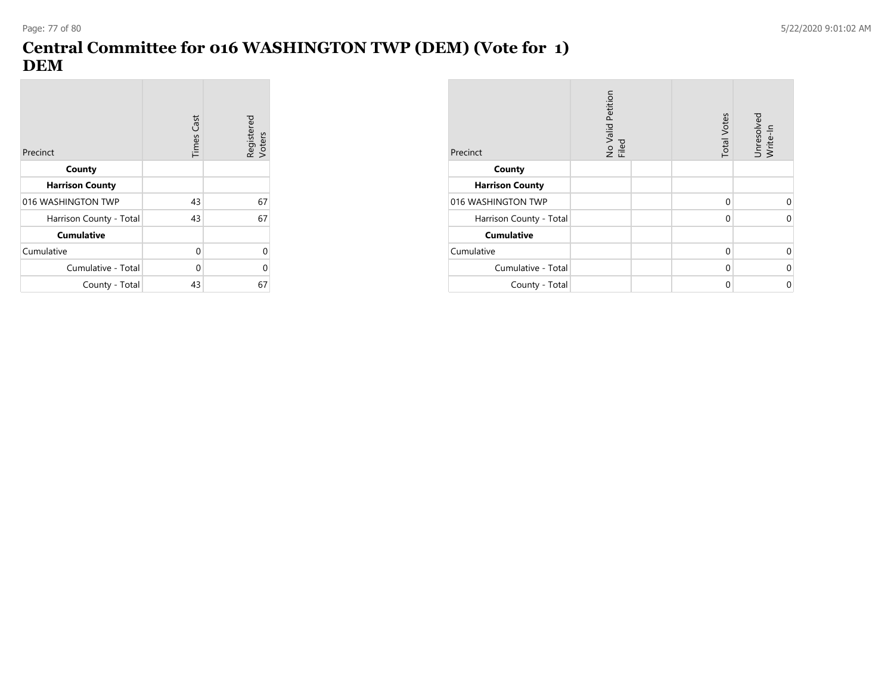# Central Committee for 016 WASHINGTON TWP (DEM) (Vote for 1)
# DEM

| Precinct | Times Cast | Registered Voters |
|---|---|---|
| **County** | | |
| **Harrison County** | | |
| 016 WASHINGTON TWP | 43 | 67 |
| Harrison County - Total | 43 | 67 |
| **Cumulative** | | |
| Cumulative | 0 | 0 |
| Cumulative - Total | 0 | 0 |
| County - Total | 43 | 67 |

| Precinct | No Valid Petition Filed | | Total Votes | Unresolved Write-In |
|---|---|---|---|---|
| **County** | | | | |
| **Harrison County** | | | | |
| 016 WASHINGTON TWP | | | 0 | 0 |
| Harrison County - Total | | | 0 | 0 |
| **Cumulative** | | | | |
| Cumulative | | | 0 | 0 |
| Cumulative - Total | | | 0 | 0 |
| County - Total | | | 0 | 0 |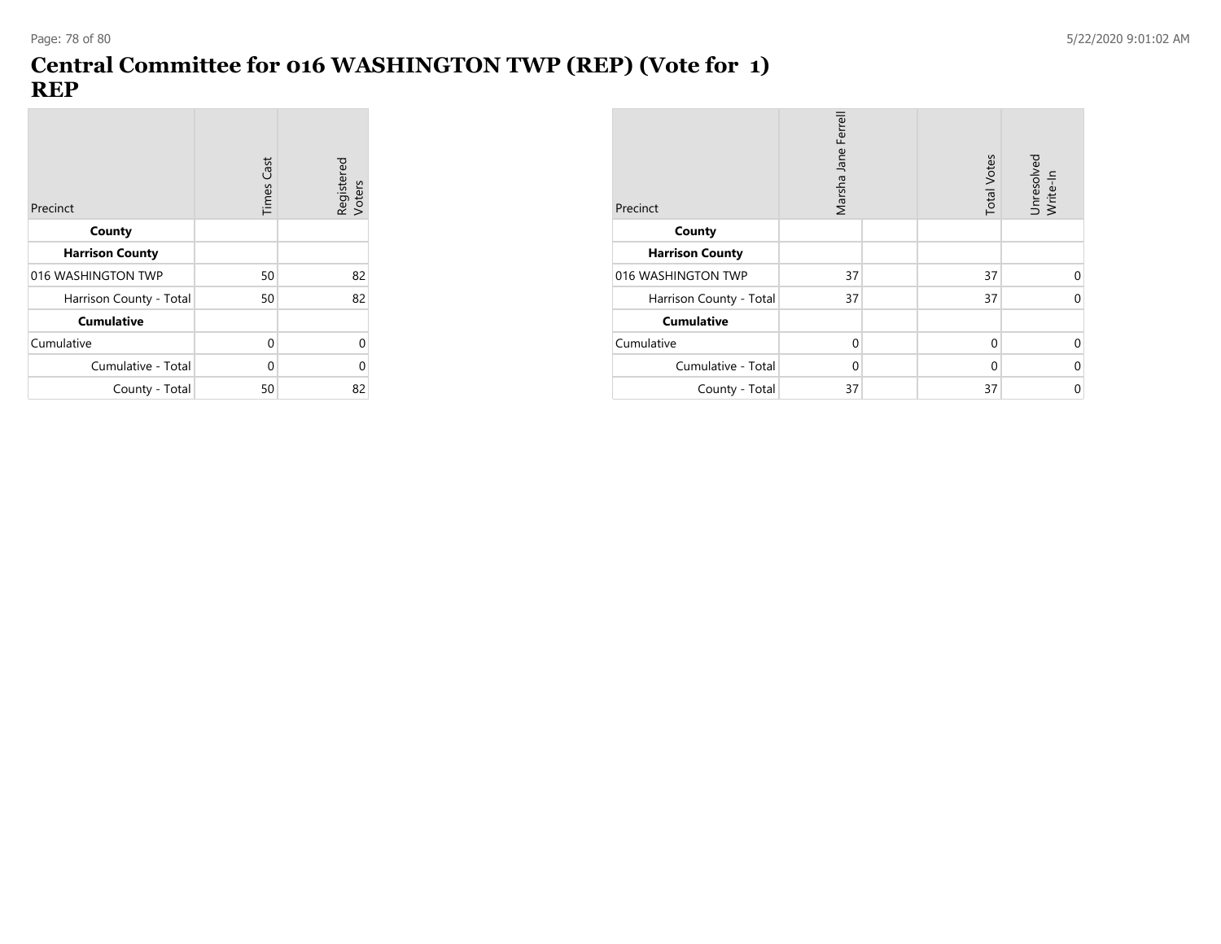# Central Committee for 016 WASHINGTON TWP (REP) (Vote for 1)
## REP

| Precinct | Times Cast | Registered Voters |
|---|---|---|
| **County** | | |
| **Harrison County** | | |
| 016 WASHINGTON TWP | 50 | 82 |
| Harrison County - Total | 50 | 82 |
| **Cumulative** | | |
| Cumulative | 0 | 0 |
| Cumulative - Total | 0 | 0 |
| County - Total | 50 | 82 |

| Precinct | Marsha Jane Ferrell | | Total Votes | Unresolved Write-In |
|---|---|---|---|---|
| **County** | | | | |
| **Harrison County** | | | | |
| 016 WASHINGTON TWP | 37 | | 37 | 0 |
| Harrison County - Total | 37 | | 37 | 0 |
| **Cumulative** | | | | |
| Cumulative | 0 | | 0 | 0 |
| Cumulative - Total | 0 | | 0 | 0 |
| County - Total | 37 | | 37 | 0 |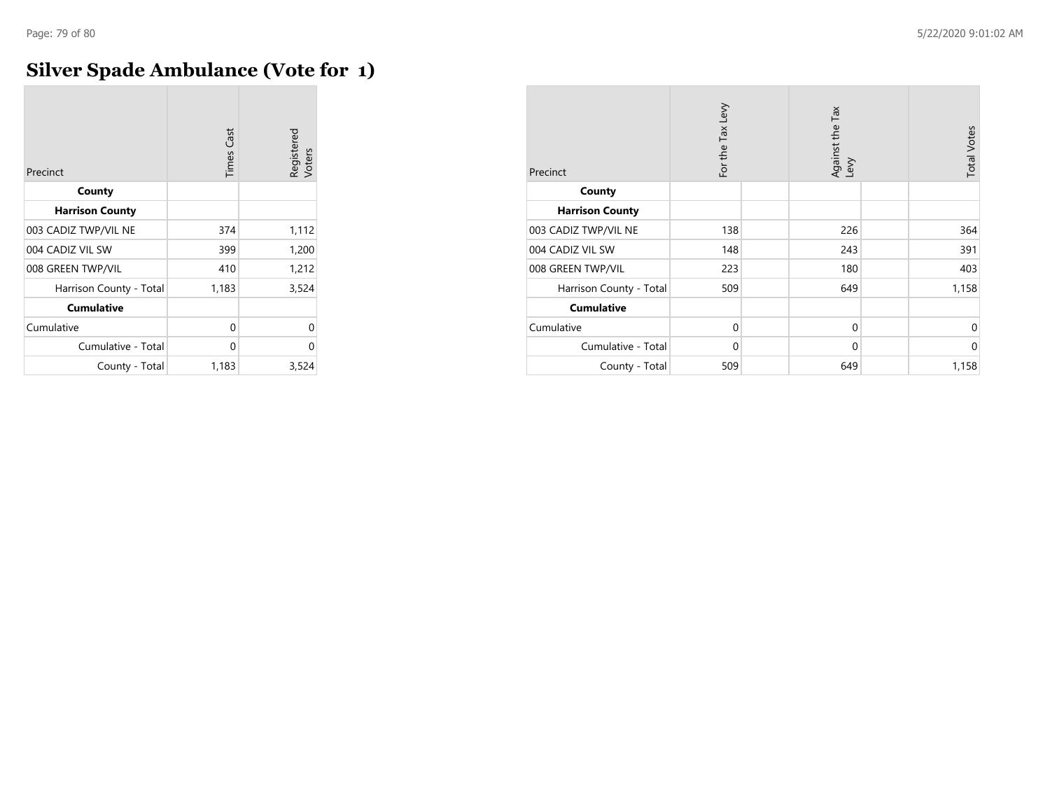# Silver Spade Ambulance (Vote for 1)

| Precinct | Times Cast | Registered Voters |
|---|---|---|
| **County** | | |
| **Harrison County** | | |
| 003 CADIZ TWP/VIL NE | 374 | 1,112 |
| 004 CADIZ VIL SW | 399 | 1,200 |
| 008 GREEN TWP/VIL | 410 | 1,212 |
| Harrison County - Total | 1,183 | 3,524 |
| **Cumulative** | | |
| Cumulative | 0 | 0 |
| Cumulative - Total | 0 | 0 |
| County - Total | 1,183 | 3,524 |

| Precinct | For the Tax Levy | Against the Tax Levy | Total Votes |
|---|---|---|---|
| **County** | | | |
| **Harrison County** | | | |
| 003 CADIZ TWP/VIL NE | 138 | 226 | 364 |
| 004 CADIZ VIL SW | 148 | 243 | 391 |
| 008 GREEN TWP/VIL | 223 | 180 | 403 |
| Harrison County - Total | 509 | 649 | 1,158 |
| **Cumulative** | | | |
| Cumulative | 0 | 0 | 0 |
| Cumulative - Total | 0 | 0 | 0 |
| County - Total | 509 | 649 | 1,158 |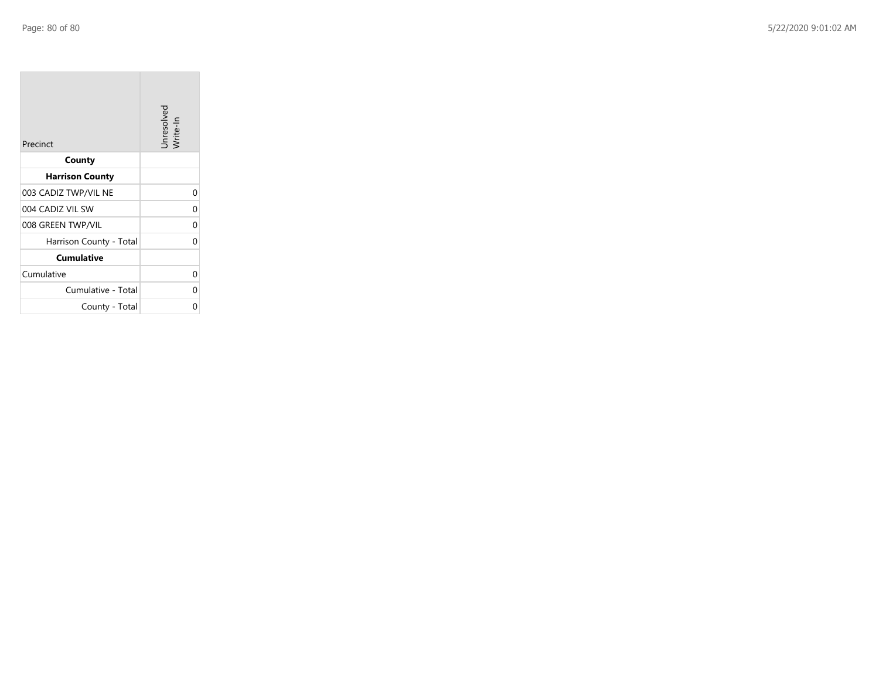| Precinct | Unresolved Write-In |
|---|---|
| **County** | |
| **Harrison County** | |
| 003 CADIZ TWP/VIL NE | 0 |
| 004 CADIZ VIL SW | 0 |
| 008 GREEN TWP/VIL | 0 |
| Harrison County - Total | 0 |
| **Cumulative** | |
| Cumulative | 0 |
| Cumulative - Total | 0 |
| County - Total | 0 |